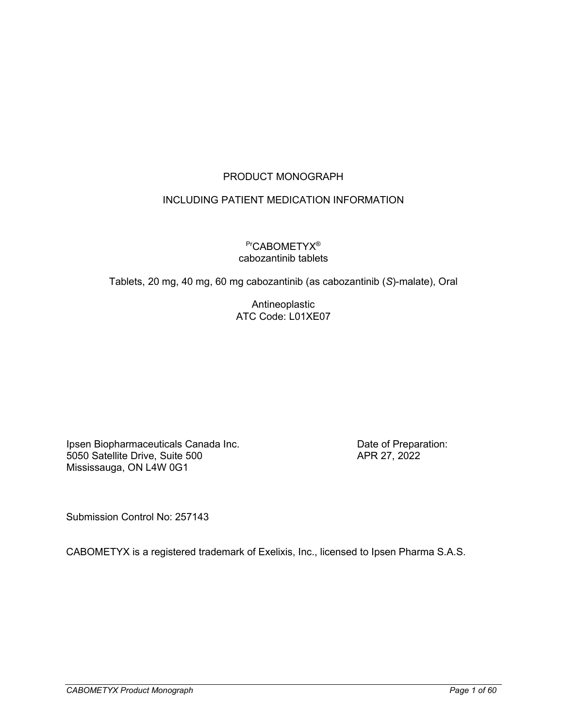# PRODUCT MONOGRAPH

## INCLUDING PATIENT MEDICATION INFORMATION

[Pr]CABOMETYX®
cabozantinib tablets

Tablets, 20 mg, 40 mg, 60 mg cabozantinib (as cabozantinib (*S*)-malate), Oral

Antineoplastic
ATC Code: L01XE07

Ipsen Biopharmaceuticals Canada Inc.
5050 Satellite Drive, Suite 500
Mississauga, ON L4W 0G1

Date of Preparation:
APR 27, 2022

Submission Control No: 257143

CABOMETYX is a registered trademark of Exelixis, Inc., licensed to Ipsen Pharma S.A.S.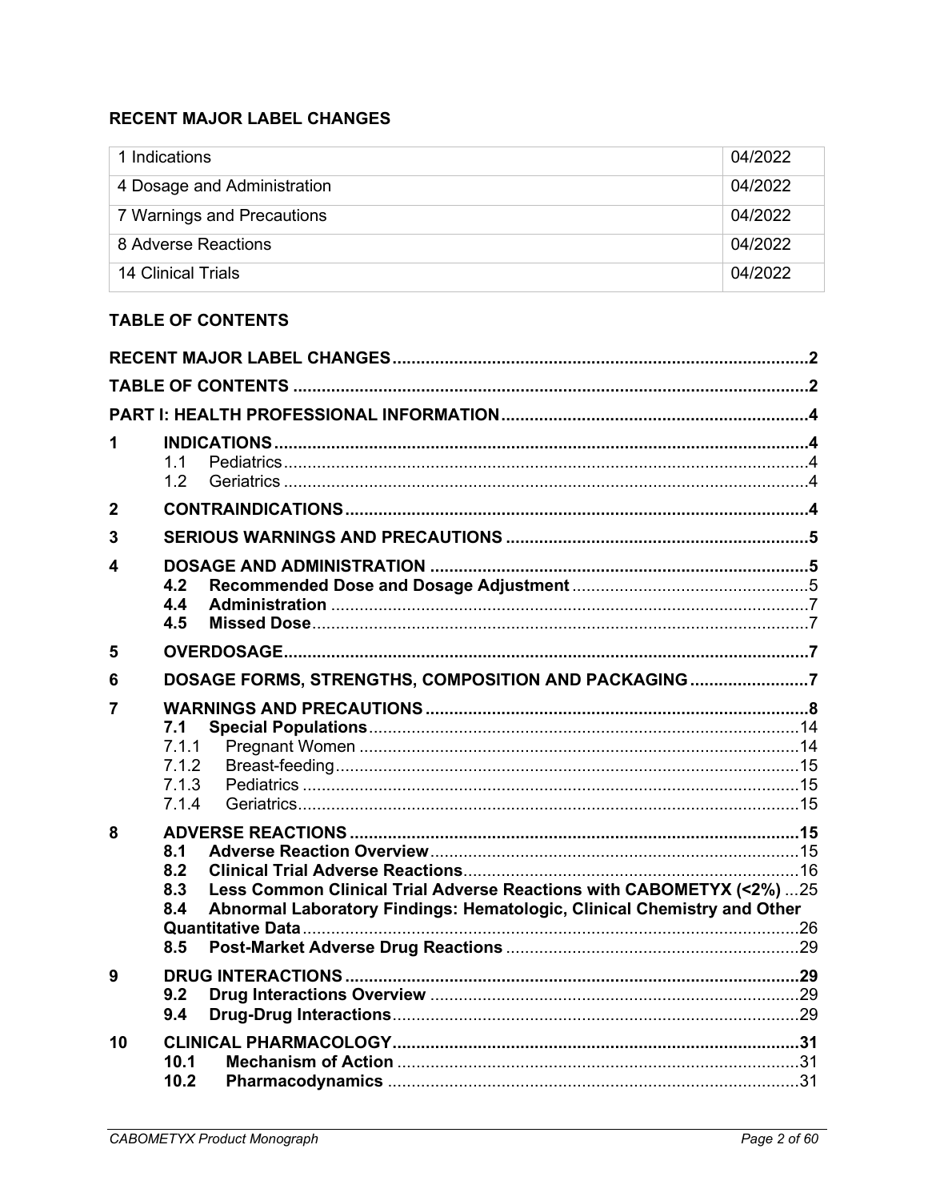## RECENT MAJOR LABEL CHANGES

| | |
|---|---|
| 1 Indications | 04/2022 |
| 4 Dosage and Administration | 04/2022 |
| 7 Warnings and Precautions | 04/2022 |
| 8 Adverse Reactions | 04/2022 |
| 14 Clinical Trials | 04/2022 |

## TABLE OF CONTENTS

**RECENT MAJOR LABEL CHANGES** .......... 2

**TABLE OF CONTENTS** .......... 2

**PART I: HEALTH PROFESSIONAL INFORMATION** .......... 4

**1 INDICATIONS** .......... 4
- 1.1 Pediatrics .......... 4
- 1.2 Geriatrics .......... 4

**2 CONTRAINDICATIONS** .......... 4

**3 SERIOUS WARNINGS AND PRECAUTIONS** .......... 5

**4 DOSAGE AND ADMINISTRATION** .......... 5
- **4.2 Recommended Dose and Dosage Adjustment** .......... 5
- **4.4 Administration** .......... 7
- **4.5 Missed Dose** .......... 7

**5 OVERDOSAGE** .......... 7

**6 DOSAGE FORMS, STRENGTHS, COMPOSITION AND PACKAGING** .......... 7

**7 WARNINGS AND PRECAUTIONS** .......... 8
- **7.1 Special Populations** .......... 14
  - 7.1.1 Pregnant Women .......... 14
  - 7.1.2 Breast-feeding .......... 15
  - 7.1.3 Pediatrics .......... 15
  - 7.1.4 Geriatrics .......... 15

**8 ADVERSE REACTIONS** .......... 15
- **8.1 Adverse Reaction Overview** .......... 15
- **8.2 Clinical Trial Adverse Reactions** .......... 16
- **8.3 Less Common Clinical Trial Adverse Reactions with CABOMETYX (<2%)** .......... 25
- **8.4 Abnormal Laboratory Findings: Hematologic, Clinical Chemistry and Other Quantitative Data** .......... 26
- **8.5 Post-Market Adverse Drug Reactions** .......... 29

**9 DRUG INTERACTIONS** .......... 29
- **9.2 Drug Interactions Overview** .......... 29
- **9.4 Drug-Drug Interactions** .......... 29

**10 CLINICAL PHARMACOLOGY** .......... 31
- **10.1 Mechanism of Action** .......... 31
- **10.2 Pharmacodynamics** .......... 31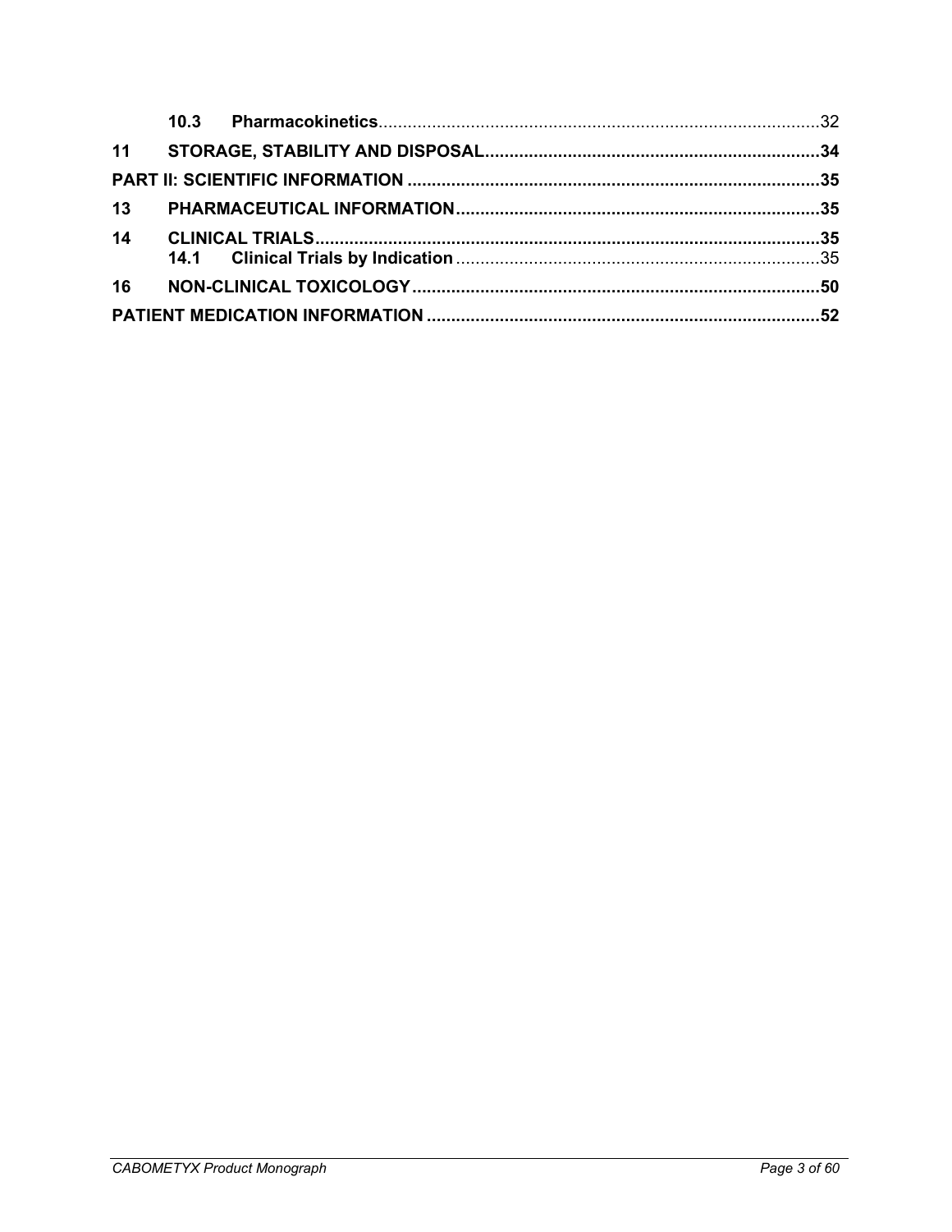| | | |
|---|---|---|
| **10.3** | **Pharmacokinetics** | 32 |
| **11** | **STORAGE, STABILITY AND DISPOSAL** | **34** |
| **PART II: SCIENTIFIC INFORMATION** | | **35** |
| **13** | **PHARMACEUTICAL INFORMATION** | **35** |
| **14** | **CLINICAL TRIALS** | **35** |
| **14.1** | **Clinical Trials by Indication** | 35 |
| **16** | **NON-CLINICAL TOXICOLOGY** | **50** |
| **PATIENT MEDICATION INFORMATION** | | **52** |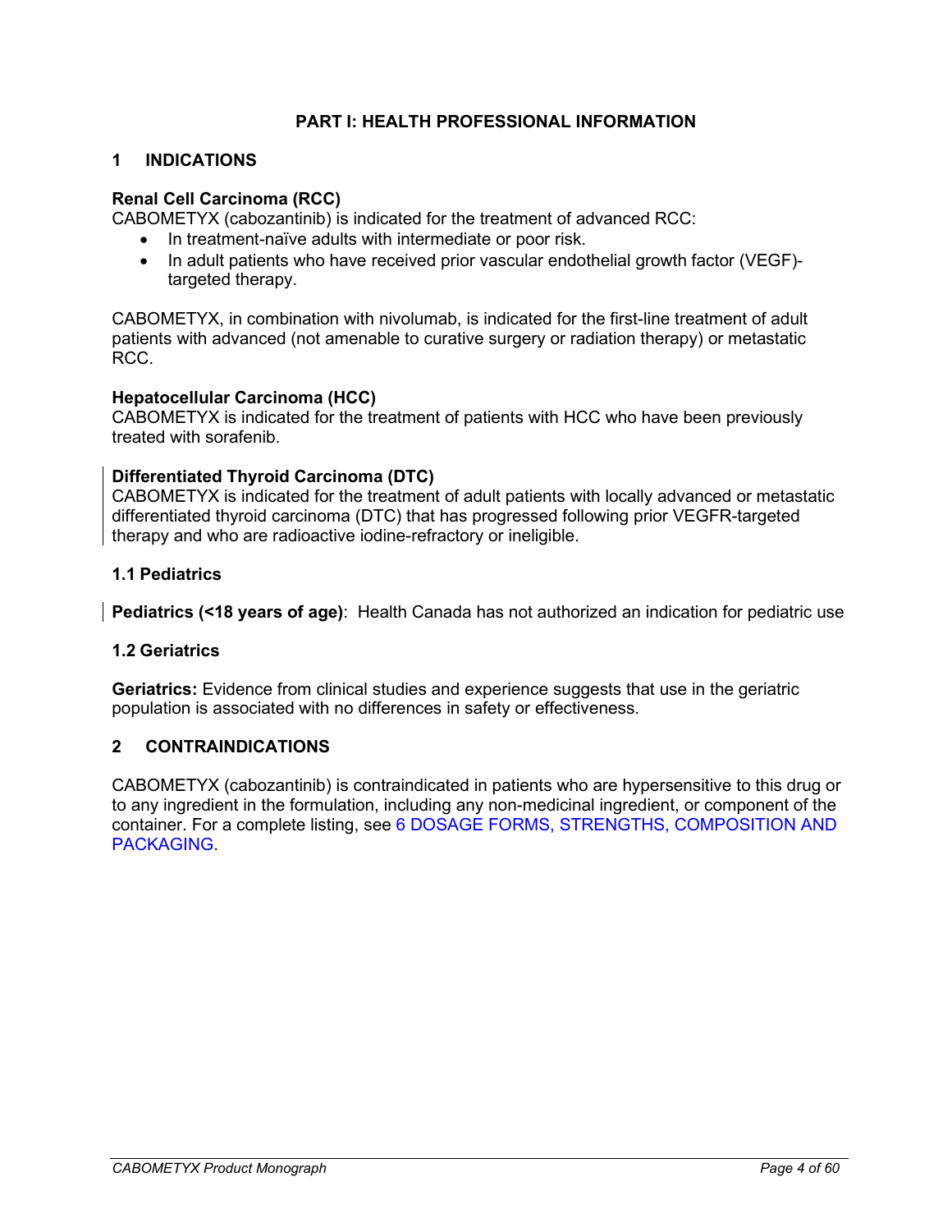# PART I: HEALTH PROFESSIONAL INFORMATION

## 1 INDICATIONS

**Renal Cell Carcinoma (RCC)**
CABOMETYX (cabozantinib) is indicated for the treatment of advanced RCC:

- In treatment-naïve adults with intermediate or poor risk.
- In adult patients who have received prior vascular endothelial growth factor (VEGF)-targeted therapy.

CABOMETYX, in combination with nivolumab, is indicated for the first-line treatment of adult patients with advanced (not amenable to curative surgery or radiation therapy) or metastatic RCC.

**Hepatocellular Carcinoma (HCC)**
CABOMETYX is indicated for the treatment of patients with HCC who have been previously treated with sorafenib.

**Differentiated Thyroid Carcinoma (DTC)**
CABOMETYX is indicated for the treatment of adult patients with locally advanced or metastatic differentiated thyroid carcinoma (DTC) that has progressed following prior VEGFR-targeted therapy and who are radioactive iodine-refractory or ineligible.

### 1.1 Pediatrics

**Pediatrics (<18 years of age)**: Health Canada has not authorized an indication for pediatric use

### 1.2 Geriatrics

**Geriatrics:** Evidence from clinical studies and experience suggests that use in the geriatric population is associated with no differences in safety or effectiveness.

## 2 CONTRAINDICATIONS

CABOMETYX (cabozantinib) is contraindicated in patients who are hypersensitive to this drug or to any ingredient in the formulation, including any non-medicinal ingredient, or component of the container. For a complete listing, see 6 DOSAGE FORMS, STRENGTHS, COMPOSITION AND PACKAGING.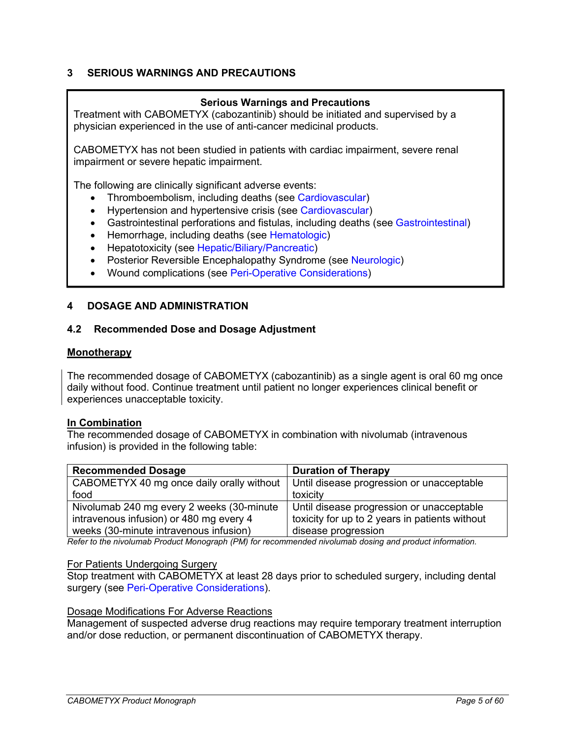## 3 SERIOUS WARNINGS AND PRECAUTIONS

**Serious Warnings and Precautions**

Treatment with CABOMETYX (cabozantinib) should be initiated and supervised by a physician experienced in the use of anti-cancer medicinal products.

CABOMETYX has not been studied in patients with cardiac impairment, severe renal impairment or severe hepatic impairment.

The following are clinically significant adverse events:

- Thromboembolism, including deaths (see Cardiovascular)
- Hypertension and hypertensive crisis (see Cardiovascular)
- Gastrointestinal perforations and fistulas, including deaths (see Gastrointestinal)
- Hemorrhage, including deaths (see Hematologic)
- Hepatotoxicity (see Hepatic/Biliary/Pancreatic)
- Posterior Reversible Encephalopathy Syndrome (see Neurologic)
- Wound complications (see Peri-Operative Considerations)

## 4 DOSAGE AND ADMINISTRATION

### 4.2 Recommended Dose and Dosage Adjustment

**Monotherapy**

The recommended dosage of CABOMETYX (cabozantinib) as a single agent is oral 60 mg once daily without food. Continue treatment until patient no longer experiences clinical benefit or experiences unacceptable toxicity.

**In Combination**

The recommended dosage of CABOMETYX in combination with nivolumab (intravenous infusion) is provided in the following table:

| Recommended Dosage | Duration of Therapy |
| --- | --- |
| CABOMETYX 40 mg once daily orally without food | Until disease progression or unacceptable toxicity |
| Nivolumab 240 mg every 2 weeks (30-minute intravenous infusion) or 480 mg every 4 weeks (30-minute intravenous infusion) | Until disease progression or unacceptable toxicity for up to 2 years in patients without disease progression |

*Refer to the nivolumab Product Monograph (PM) for recommended nivolumab dosing and product information.*

For Patients Undergoing Surgery

Stop treatment with CABOMETYX at least 28 days prior to scheduled surgery, including dental surgery (see Peri-Operative Considerations).

Dosage Modifications For Adverse Reactions

Management of suspected adverse drug reactions may require temporary treatment interruption and/or dose reduction, or permanent discontinuation of CABOMETYX therapy.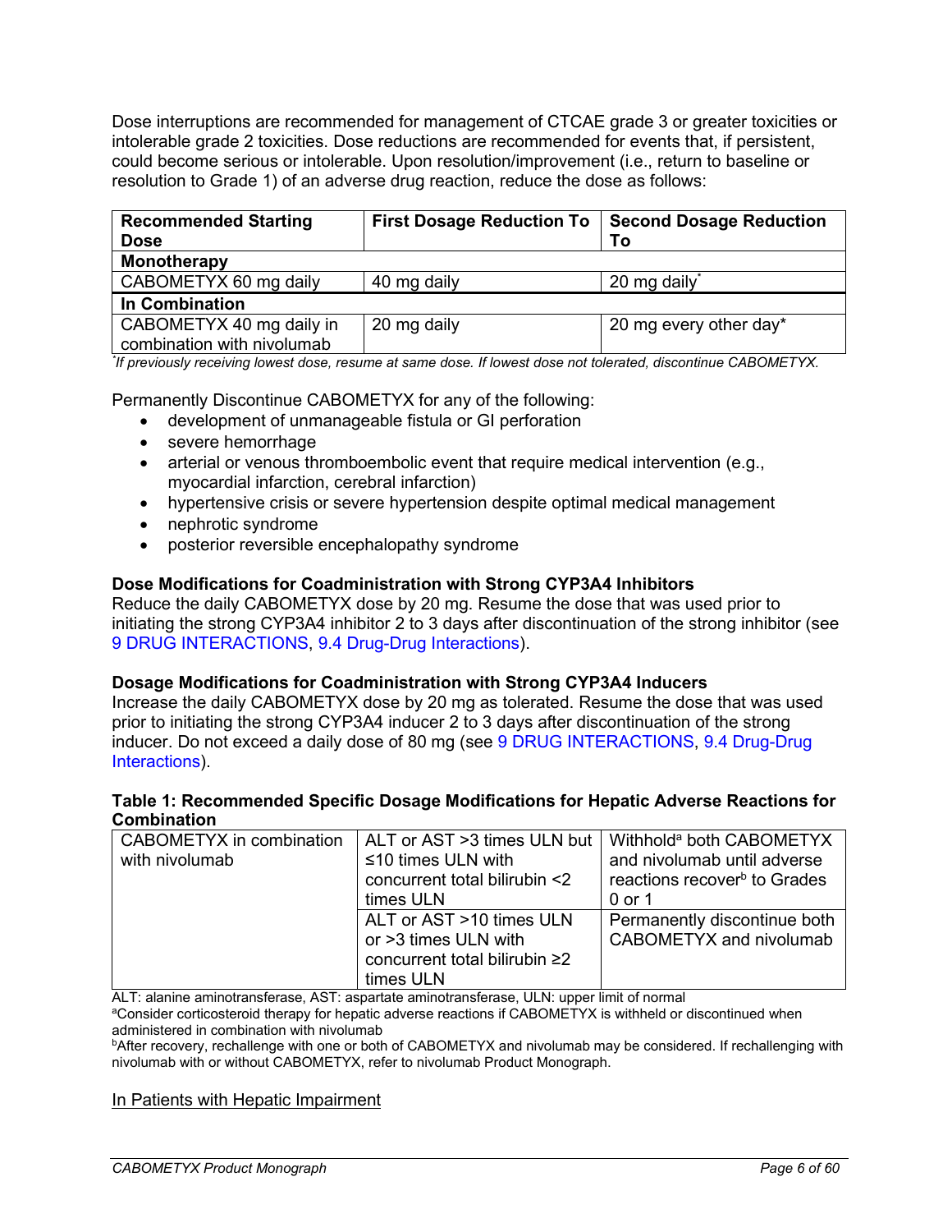Dose interruptions are recommended for management of CTCAE grade 3 or greater toxicities or intolerable grade 2 toxicities. Dose reductions are recommended for events that, if persistent, could become serious or intolerable. Upon resolution/improvement (i.e., return to baseline or resolution to Grade 1) of an adverse drug reaction, reduce the dose as follows:

| Recommended Starting Dose | First Dosage Reduction To | Second Dosage Reduction To |
|---|---|---|
| **Monotherapy** | | |
| CABOMETYX 60 mg daily | 40 mg daily | 20 mg daily* |
| **In Combination** | | |
| CABOMETYX 40 mg daily in combination with nivolumab | 20 mg daily | 20 mg every other day* |

*\*If previously receiving lowest dose, resume at same dose. If lowest dose not tolerated, discontinue CABOMETYX.*

Permanently Discontinue CABOMETYX for any of the following:

- development of unmanageable fistula or GI perforation
- severe hemorrhage
- arterial or venous thromboembolic event that require medical intervention (e.g., myocardial infarction, cerebral infarction)
- hypertensive crisis or severe hypertension despite optimal medical management
- nephrotic syndrome
- posterior reversible encephalopathy syndrome

**Dose Modifications for Coadministration with Strong CYP3A4 Inhibitors**

Reduce the daily CABOMETYX dose by 20 mg. Resume the dose that was used prior to initiating the strong CYP3A4 inhibitor 2 to 3 days after discontinuation of the strong inhibitor (see 9 DRUG INTERACTIONS, 9.4 Drug-Drug Interactions).

**Dosage Modifications for Coadministration with Strong CYP3A4 Inducers**

Increase the daily CABOMETYX dose by 20 mg as tolerated. Resume the dose that was used prior to initiating the strong CYP3A4 inducer 2 to 3 days after discontinuation of the strong inducer. Do not exceed a daily dose of 80 mg (see 9 DRUG INTERACTIONS, 9.4 Drug-Drug Interactions).

**Table 1: Recommended Specific Dosage Modifications for Hepatic Adverse Reactions for Combination**

| | | |
|---|---|---|
| CABOMETYX in combination with nivolumab | ALT or AST >3 times ULN but ≤10 times ULN with concurrent total bilirubin <2 times ULN | Withhold[a] both CABOMETYX and nivolumab until adverse reactions recover[b] to Grades 0 or 1 |
| | ALT or AST >10 times ULN or >3 times ULN with concurrent total bilirubin ≥2 times ULN | Permanently discontinue both CABOMETYX and nivolumab |

ALT: alanine aminotransferase, AST: aspartate aminotransferase, ULN: upper limit of normal

[a]Consider corticosteroid therapy for hepatic adverse reactions if CABOMETYX is withheld or discontinued when administered in combination with nivolumab

[b]After recovery, rechallenge with one or both of CABOMETYX and nivolumab may be considered. If rechallenging with nivolumab with or without CABOMETYX, refer to nivolumab Product Monograph.

<u>In Patients with Hepatic Impairment</u>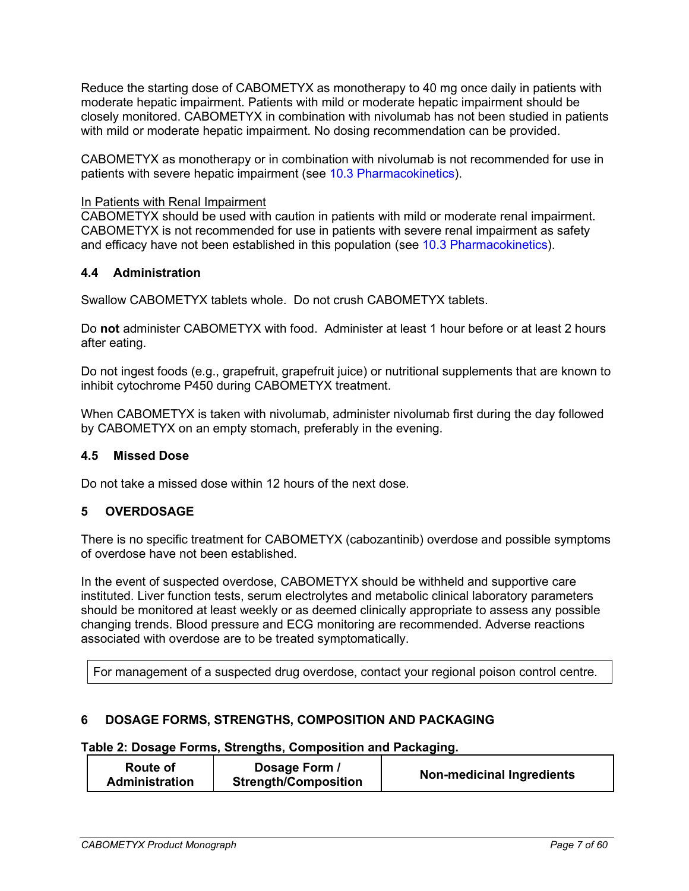Reduce the starting dose of CABOMETYX as monotherapy to 40 mg once daily in patients with moderate hepatic impairment. Patients with mild or moderate hepatic impairment should be closely monitored. CABOMETYX in combination with nivolumab has not been studied in patients with mild or moderate hepatic impairment. No dosing recommendation can be provided.

CABOMETYX as monotherapy or in combination with nivolumab is not recommended for use in patients with severe hepatic impairment (see 10.3 Pharmacokinetics).

In Patients with Renal Impairment

CABOMETYX should be used with caution in patients with mild or moderate renal impairment. CABOMETYX is not recommended for use in patients with severe renal impairment as safety and efficacy have not been established in this population (see 10.3 Pharmacokinetics).

### 4.4 Administration

Swallow CABOMETYX tablets whole. Do not crush CABOMETYX tablets.

Do **not** administer CABOMETYX with food. Administer at least 1 hour before or at least 2 hours after eating.

Do not ingest foods (e.g., grapefruit, grapefruit juice) or nutritional supplements that are known to inhibit cytochrome P450 during CABOMETYX treatment.

When CABOMETYX is taken with nivolumab, administer nivolumab first during the day followed by CABOMETYX on an empty stomach, preferably in the evening.

### 4.5 Missed Dose

Do not take a missed dose within 12 hours of the next dose.

## 5 OVERDOSAGE

There is no specific treatment for CABOMETYX (cabozantinib) overdose and possible symptoms of overdose have not been established.

In the event of suspected overdose, CABOMETYX should be withheld and supportive care instituted. Liver function tests, serum electrolytes and metabolic clinical laboratory parameters should be monitored at least weekly or as deemed clinically appropriate to assess any possible changing trends. Blood pressure and ECG monitoring are recommended. Adverse reactions associated with overdose are to be treated symptomatically.

| For management of a suspected drug overdose, contact your regional poison control centre. |
|---|

## 6 DOSAGE FORMS, STRENGTHS, COMPOSITION AND PACKAGING

**Table 2: Dosage Forms, Strengths, Composition and Packaging.**

| Route of Administration | Dosage Form / Strength/Composition | Non-medicinal Ingredients |
|---|---|---|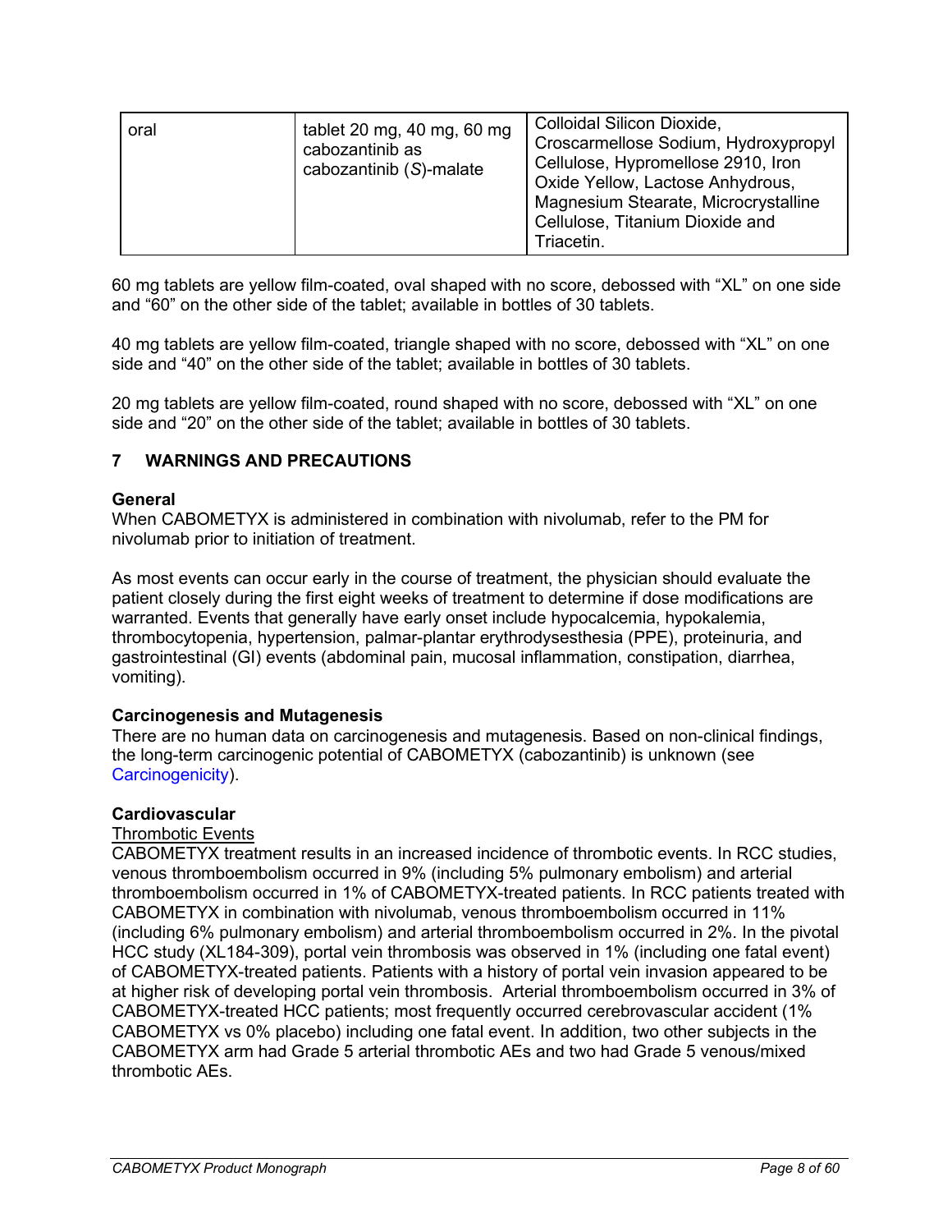| oral | tablet 20 mg, 40 mg, 60 mg cabozantinib as cabozantinib (*S*)-malate | Colloidal Silicon Dioxide, Croscarmellose Sodium, Hydroxypropyl Cellulose, Hypromellose 2910, Iron Oxide Yellow, Lactose Anhydrous, Magnesium Stearate, Microcrystalline Cellulose, Titanium Dioxide and Triacetin. |
|---|---|---|

60 mg tablets are yellow film-coated, oval shaped with no score, debossed with “XL” on one side and “60” on the other side of the tablet; available in bottles of 30 tablets.

40 mg tablets are yellow film-coated, triangle shaped with no score, debossed with “XL” on one side and “40” on the other side of the tablet; available in bottles of 30 tablets.

20 mg tablets are yellow film-coated, round shaped with no score, debossed with “XL” on one side and “20” on the other side of the tablet; available in bottles of 30 tablets.

## 7 WARNINGS AND PRECAUTIONS

**General**

When CABOMETYX is administered in combination with nivolumab, refer to the PM for nivolumab prior to initiation of treatment.

As most events can occur early in the course of treatment, the physician should evaluate the patient closely during the first eight weeks of treatment to determine if dose modifications are warranted. Events that generally have early onset include hypocalcemia, hypokalemia, thrombocytopenia, hypertension, palmar-plantar erythrodysesthesia (PPE), proteinuria, and gastrointestinal (GI) events (abdominal pain, mucosal inflammation, constipation, diarrhea, vomiting).

**Carcinogenesis and Mutagenesis**

There are no human data on carcinogenesis and mutagenesis. Based on non-clinical findings, the long-term carcinogenic potential of CABOMETYX (cabozantinib) is unknown (see Carcinogenicity).

**Cardiovascular**

Thrombotic Events

CABOMETYX treatment results in an increased incidence of thrombotic events. In RCC studies, venous thromboembolism occurred in 9% (including 5% pulmonary embolism) and arterial thromboembolism occurred in 1% of CABOMETYX-treated patients. In RCC patients treated with CABOMETYX in combination with nivolumab, venous thromboembolism occurred in 11% (including 6% pulmonary embolism) and arterial thromboembolism occurred in 2%. In the pivotal HCC study (XL184-309), portal vein thrombosis was observed in 1% (including one fatal event) of CABOMETYX-treated patients. Patients with a history of portal vein invasion appeared to be at higher risk of developing portal vein thrombosis. Arterial thromboembolism occurred in 3% of CABOMETYX-treated HCC patients; most frequently occurred cerebrovascular accident (1% CABOMETYX vs 0% placebo) including one fatal event. In addition, two other subjects in the CABOMETYX arm had Grade 5 arterial thrombotic AEs and two had Grade 5 venous/mixed thrombotic AEs.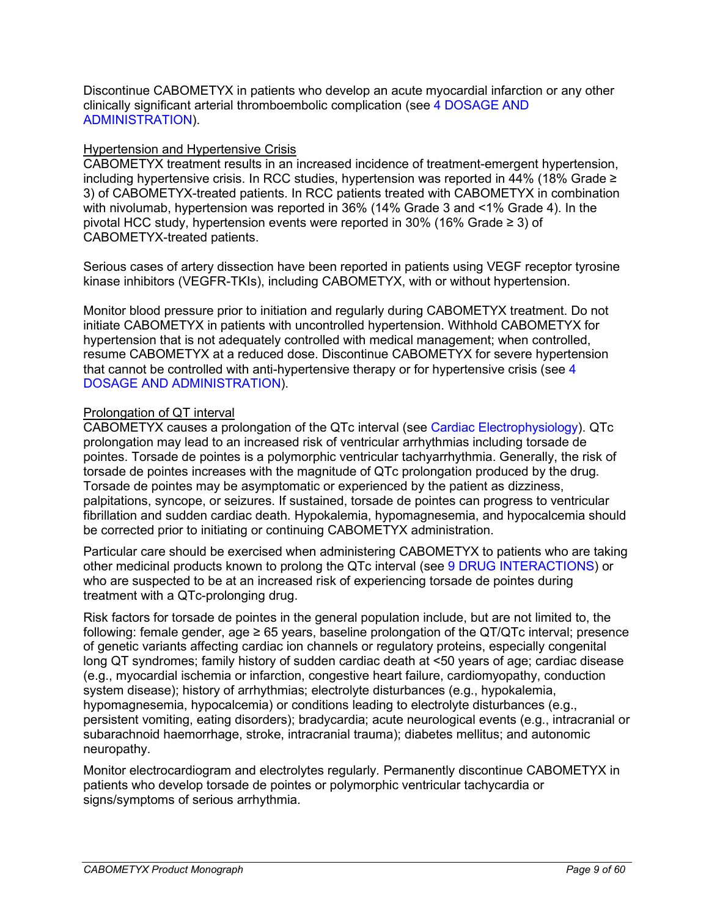Discontinue CABOMETYX in patients who develop an acute myocardial infarction or any other clinically significant arterial thromboembolic complication (see 4 DOSAGE AND ADMINISTRATION).

Hypertension and Hypertensive Crisis

CABOMETYX treatment results in an increased incidence of treatment-emergent hypertension, including hypertensive crisis. In RCC studies, hypertension was reported in 44% (18% Grade ≥ 3) of CABOMETYX-treated patients. In RCC patients treated with CABOMETYX in combination with nivolumab, hypertension was reported in 36% (14% Grade 3 and <1% Grade 4). In the pivotal HCC study, hypertension events were reported in 30% (16% Grade ≥ 3) of CABOMETYX-treated patients.

Serious cases of artery dissection have been reported in patients using VEGF receptor tyrosine kinase inhibitors (VEGFR-TKIs), including CABOMETYX, with or without hypertension.

Monitor blood pressure prior to initiation and regularly during CABOMETYX treatment. Do not initiate CABOMETYX in patients with uncontrolled hypertension. Withhold CABOMETYX for hypertension that is not adequately controlled with medical management; when controlled, resume CABOMETYX at a reduced dose. Discontinue CABOMETYX for severe hypertension that cannot be controlled with anti-hypertensive therapy or for hypertensive crisis (see 4 DOSAGE AND ADMINISTRATION).

Prolongation of QT interval

CABOMETYX causes a prolongation of the QTc interval (see Cardiac Electrophysiology). QTc prolongation may lead to an increased risk of ventricular arrhythmias including torsade de pointes. Torsade de pointes is a polymorphic ventricular tachyarrhythmia. Generally, the risk of torsade de pointes increases with the magnitude of QTc prolongation produced by the drug. Torsade de pointes may be asymptomatic or experienced by the patient as dizziness, palpitations, syncope, or seizures. If sustained, torsade de pointes can progress to ventricular fibrillation and sudden cardiac death. Hypokalemia, hypomagnesemia, and hypocalcemia should be corrected prior to initiating or continuing CABOMETYX administration.

Particular care should be exercised when administering CABOMETYX to patients who are taking other medicinal products known to prolong the QTc interval (see 9 DRUG INTERACTIONS) or who are suspected to be at an increased risk of experiencing torsade de pointes during treatment with a QTc-prolonging drug.

Risk factors for torsade de pointes in the general population include, but are not limited to, the following: female gender, age ≥ 65 years, baseline prolongation of the QT/QTc interval; presence of genetic variants affecting cardiac ion channels or regulatory proteins, especially congenital long QT syndromes; family history of sudden cardiac death at <50 years of age; cardiac disease (e.g., myocardial ischemia or infarction, congestive heart failure, cardiomyopathy, conduction system disease); history of arrhythmias; electrolyte disturbances (e.g., hypokalemia, hypomagnesemia, hypocalcemia) or conditions leading to electrolyte disturbances (e.g., persistent vomiting, eating disorders); bradycardia; acute neurological events (e.g., intracranial or subarachnoid haemorrhage, stroke, intracranial trauma); diabetes mellitus; and autonomic neuropathy.

Monitor electrocardiogram and electrolytes regularly. Permanently discontinue CABOMETYX in patients who develop torsade de pointes or polymorphic ventricular tachycardia or signs/symptoms of serious arrhythmia.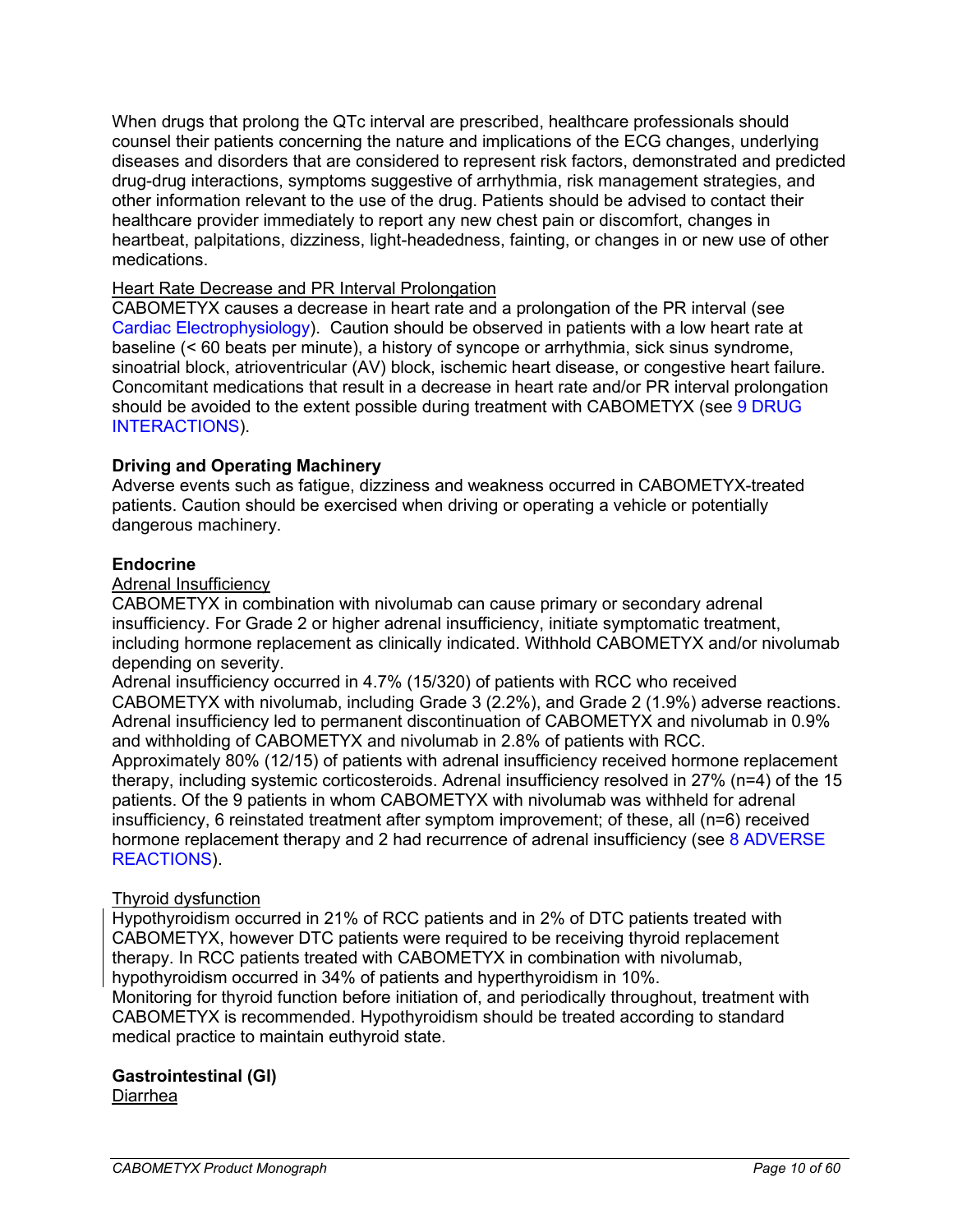When drugs that prolong the QTc interval are prescribed, healthcare professionals should counsel their patients concerning the nature and implications of the ECG changes, underlying diseases and disorders that are considered to represent risk factors, demonstrated and predicted drug-drug interactions, symptoms suggestive of arrhythmia, risk management strategies, and other information relevant to the use of the drug. Patients should be advised to contact their healthcare provider immediately to report any new chest pain or discomfort, changes in heartbeat, palpitations, dizziness, light-headedness, fainting, or changes in or new use of other medications.

Heart Rate Decrease and PR Interval Prolongation

CABOMETYX causes a decrease in heart rate and a prolongation of the PR interval (see Cardiac Electrophysiology). Caution should be observed in patients with a low heart rate at baseline (< 60 beats per minute), a history of syncope or arrhythmia, sick sinus syndrome, sinoatrial block, atrioventricular (AV) block, ischemic heart disease, or congestive heart failure. Concomitant medications that result in a decrease in heart rate and/or PR interval prolongation should be avoided to the extent possible during treatment with CABOMETYX (see 9 DRUG INTERACTIONS).

**Driving and Operating Machinery**

Adverse events such as fatigue, dizziness and weakness occurred in CABOMETYX-treated patients. Caution should be exercised when driving or operating a vehicle or potentially dangerous machinery.

**Endocrine**

Adrenal Insufficiency

CABOMETYX in combination with nivolumab can cause primary or secondary adrenal insufficiency. For Grade 2 or higher adrenal insufficiency, initiate symptomatic treatment, including hormone replacement as clinically indicated. Withhold CABOMETYX and/or nivolumab depending on severity.

Adrenal insufficiency occurred in 4.7% (15/320) of patients with RCC who received CABOMETYX with nivolumab, including Grade 3 (2.2%), and Grade 2 (1.9%) adverse reactions. Adrenal insufficiency led to permanent discontinuation of CABOMETYX and nivolumab in 0.9% and withholding of CABOMETYX and nivolumab in 2.8% of patients with RCC.

Approximately 80% (12/15) of patients with adrenal insufficiency received hormone replacement therapy, including systemic corticosteroids. Adrenal insufficiency resolved in 27% (n=4) of the 15 patients. Of the 9 patients in whom CABOMETYX with nivolumab was withheld for adrenal insufficiency, 6 reinstated treatment after symptom improvement; of these, all (n=6) received hormone replacement therapy and 2 had recurrence of adrenal insufficiency (see 8 ADVERSE REACTIONS).

Thyroid dysfunction

Hypothyroidism occurred in 21% of RCC patients and in 2% of DTC patients treated with CABOMETYX, however DTC patients were required to be receiving thyroid replacement therapy. In RCC patients treated with CABOMETYX in combination with nivolumab, hypothyroidism occurred in 34% of patients and hyperthyroidism in 10%.

Monitoring for thyroid function before initiation of, and periodically throughout, treatment with CABOMETYX is recommended. Hypothyroidism should be treated according to standard medical practice to maintain euthyroid state.

**Gastrointestinal (GI)**

Diarrhea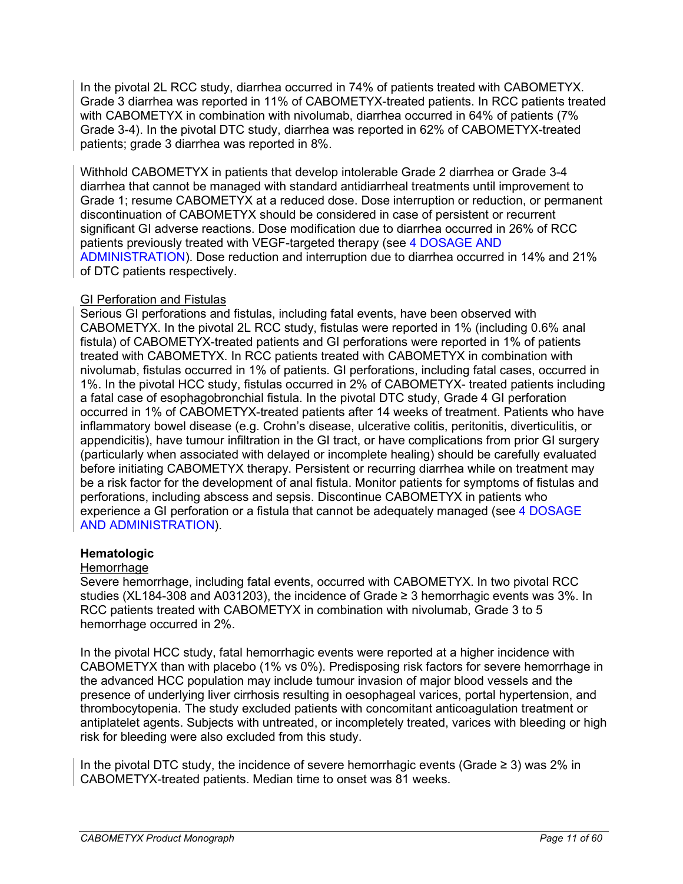In the pivotal 2L RCC study, diarrhea occurred in 74% of patients treated with CABOMETYX. Grade 3 diarrhea was reported in 11% of CABOMETYX-treated patients. In RCC patients treated with CABOMETYX in combination with nivolumab, diarrhea occurred in 64% of patients (7% Grade 3-4). In the pivotal DTC study, diarrhea was reported in 62% of CABOMETYX-treated patients; grade 3 diarrhea was reported in 8%.

Withhold CABOMETYX in patients that develop intolerable Grade 2 diarrhea or Grade 3-4 diarrhea that cannot be managed with standard antidiarrheal treatments until improvement to Grade 1; resume CABOMETYX at a reduced dose. Dose interruption or reduction, or permanent discontinuation of CABOMETYX should be considered in case of persistent or recurrent significant GI adverse reactions. Dose modification due to diarrhea occurred in 26% of RCC patients previously treated with VEGF-targeted therapy (see 4 DOSAGE AND ADMINISTRATION). Dose reduction and interruption due to diarrhea occurred in 14% and 21% of DTC patients respectively.

GI Perforation and Fistulas

Serious GI perforations and fistulas, including fatal events, have been observed with CABOMETYX. In the pivotal 2L RCC study, fistulas were reported in 1% (including 0.6% anal fistula) of CABOMETYX-treated patients and GI perforations were reported in 1% of patients treated with CABOMETYX. In RCC patients treated with CABOMETYX in combination with nivolumab, fistulas occurred in 1% of patients. GI perforations, including fatal cases, occurred in 1%. In the pivotal HCC study, fistulas occurred in 2% of CABOMETYX- treated patients including a fatal case of esophagobronchial fistula. In the pivotal DTC study, Grade 4 GI perforation occurred in 1% of CABOMETYX-treated patients after 14 weeks of treatment. Patients who have inflammatory bowel disease (e.g. Crohn's disease, ulcerative colitis, peritonitis, diverticulitis, or appendicitis), have tumour infiltration in the GI tract, or have complications from prior GI surgery (particularly when associated with delayed or incomplete healing) should be carefully evaluated before initiating CABOMETYX therapy. Persistent or recurring diarrhea while on treatment may be a risk factor for the development of anal fistula. Monitor patients for symptoms of fistulas and perforations, including abscess and sepsis. Discontinue CABOMETYX in patients who experience a GI perforation or a fistula that cannot be adequately managed (see 4 DOSAGE AND ADMINISTRATION).

**Hematologic**

Hemorrhage

Severe hemorrhage, including fatal events, occurred with CABOMETYX. In two pivotal RCC studies (XL184-308 and A031203), the incidence of Grade ≥ 3 hemorrhagic events was 3%. In RCC patients treated with CABOMETYX in combination with nivolumab, Grade 3 to 5 hemorrhage occurred in 2%.

In the pivotal HCC study, fatal hemorrhagic events were reported at a higher incidence with CABOMETYX than with placebo (1% vs 0%). Predisposing risk factors for severe hemorrhage in the advanced HCC population may include tumour invasion of major blood vessels and the presence of underlying liver cirrhosis resulting in oesophageal varices, portal hypertension, and thrombocytopenia. The study excluded patients with concomitant anticoagulation treatment or antiplatelet agents. Subjects with untreated, or incompletely treated, varices with bleeding or high risk for bleeding were also excluded from this study.

In the pivotal DTC study, the incidence of severe hemorrhagic events (Grade ≥ 3) was 2% in CABOMETYX-treated patients. Median time to onset was 81 weeks.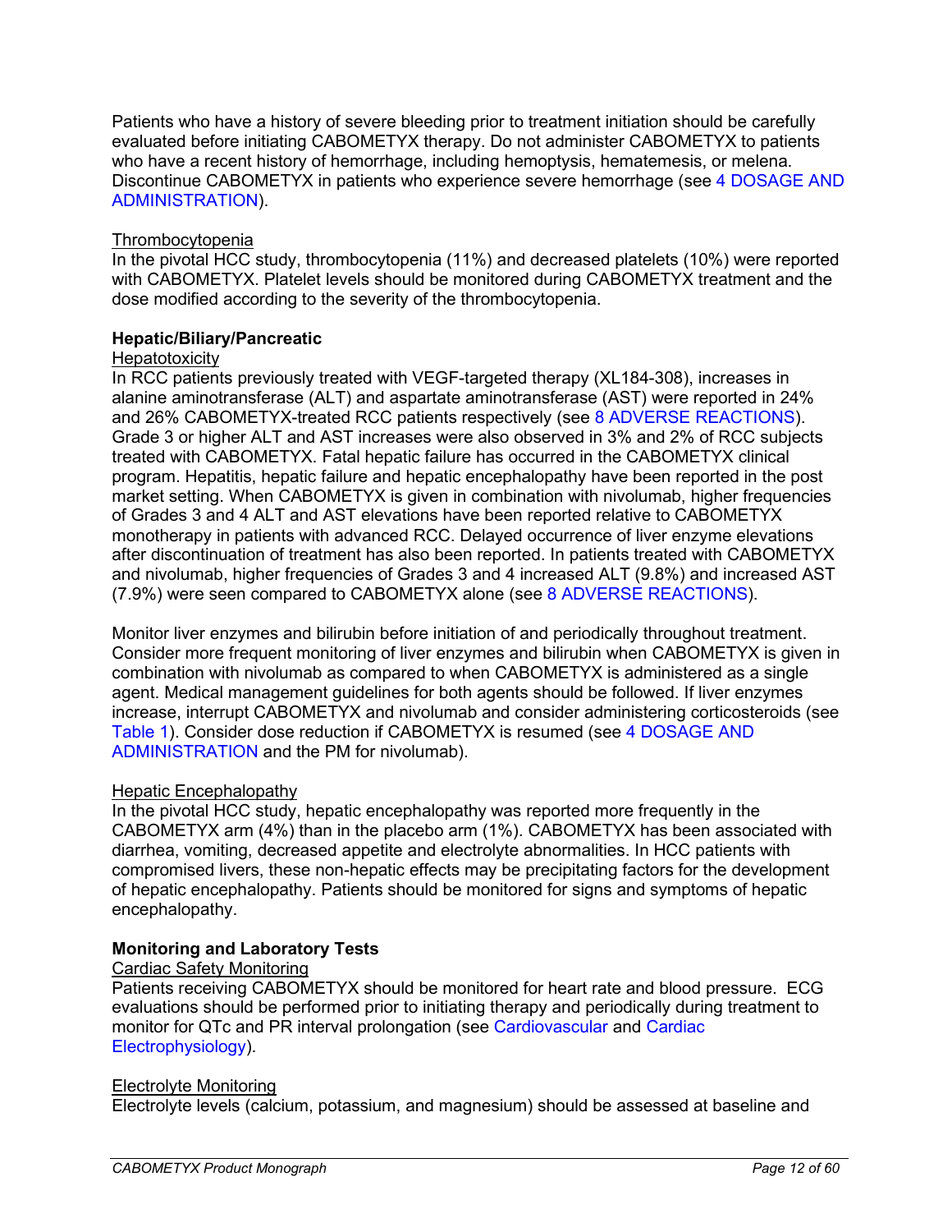Patients who have a history of severe bleeding prior to treatment initiation should be carefully evaluated before initiating CABOMETYX therapy. Do not administer CABOMETYX to patients who have a recent history of hemorrhage, including hemoptysis, hematemesis, or melena. Discontinue CABOMETYX in patients who experience severe hemorrhage (see 4 DOSAGE AND ADMINISTRATION).

Thrombocytopenia

In the pivotal HCC study, thrombocytopenia (11%) and decreased platelets (10%) were reported with CABOMETYX. Platelet levels should be monitored during CABOMETYX treatment and the dose modified according to the severity of the thrombocytopenia.

**Hepatic/Biliary/Pancreatic**

Hepatotoxicity

In RCC patients previously treated with VEGF-targeted therapy (XL184-308), increases in alanine aminotransferase (ALT) and aspartate aminotransferase (AST) were reported in 24% and 26% CABOMETYX-treated RCC patients respectively (see 8 ADVERSE REACTIONS). Grade 3 or higher ALT and AST increases were also observed in 3% and 2% of RCC subjects treated with CABOMETYX. Fatal hepatic failure has occurred in the CABOMETYX clinical program. Hepatitis, hepatic failure and hepatic encephalopathy have been reported in the post market setting. When CABOMETYX is given in combination with nivolumab, higher frequencies of Grades 3 and 4 ALT and AST elevations have been reported relative to CABOMETYX monotherapy in patients with advanced RCC. Delayed occurrence of liver enzyme elevations after discontinuation of treatment has also been reported. In patients treated with CABOMETYX and nivolumab, higher frequencies of Grades 3 and 4 increased ALT (9.8%) and increased AST (7.9%) were seen compared to CABOMETYX alone (see 8 ADVERSE REACTIONS).

Monitor liver enzymes and bilirubin before initiation of and periodically throughout treatment. Consider more frequent monitoring of liver enzymes and bilirubin when CABOMETYX is given in combination with nivolumab as compared to when CABOMETYX is administered as a single agent. Medical management guidelines for both agents should be followed. If liver enzymes increase, interrupt CABOMETYX and nivolumab and consider administering corticosteroids (see Table 1). Consider dose reduction if CABOMETYX is resumed (see 4 DOSAGE AND ADMINISTRATION and the PM for nivolumab).

Hepatic Encephalopathy

In the pivotal HCC study, hepatic encephalopathy was reported more frequently in the CABOMETYX arm (4%) than in the placebo arm (1%). CABOMETYX has been associated with diarrhea, vomiting, decreased appetite and electrolyte abnormalities. In HCC patients with compromised livers, these non-hepatic effects may be precipitating factors for the development of hepatic encephalopathy. Patients should be monitored for signs and symptoms of hepatic encephalopathy.

**Monitoring and Laboratory Tests**

Cardiac Safety Monitoring

Patients receiving CABOMETYX should be monitored for heart rate and blood pressure. ECG evaluations should be performed prior to initiating therapy and periodically during treatment to monitor for QTc and PR interval prolongation (see Cardiovascular and Cardiac Electrophysiology).

Electrolyte Monitoring

Electrolyte levels (calcium, potassium, and magnesium) should be assessed at baseline and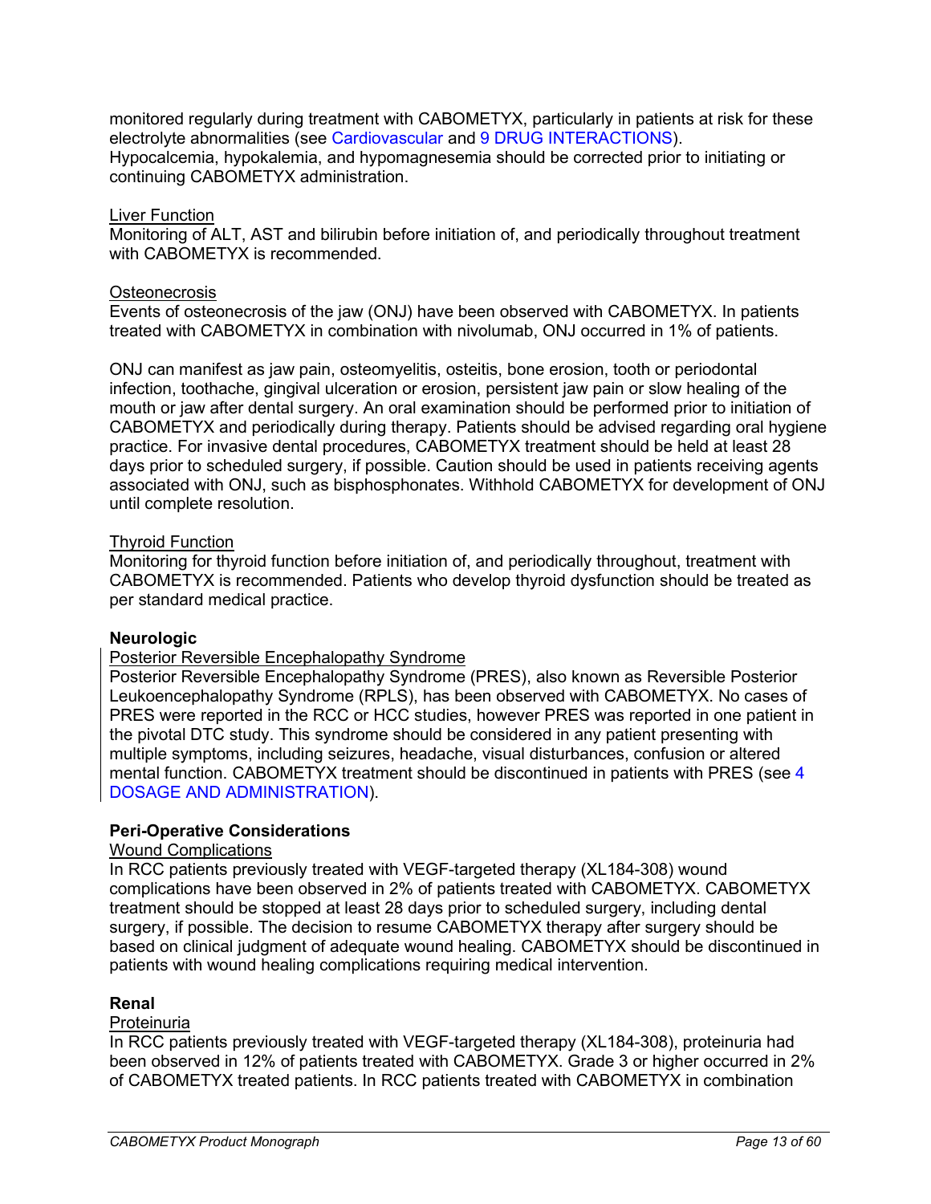monitored regularly during treatment with CABOMETYX, particularly in patients at risk for these electrolyte abnormalities (see Cardiovascular and 9 DRUG INTERACTIONS). Hypocalcemia, hypokalemia, and hypomagnesemia should be corrected prior to initiating or continuing CABOMETYX administration.

<u>Liver Function</u>

Monitoring of ALT, AST and bilirubin before initiation of, and periodically throughout treatment with CABOMETYX is recommended.

<u>Osteonecrosis</u>

Events of osteonecrosis of the jaw (ONJ) have been observed with CABOMETYX. In patients treated with CABOMETYX in combination with nivolumab, ONJ occurred in 1% of patients.

ONJ can manifest as jaw pain, osteomyelitis, osteitis, bone erosion, tooth or periodontal infection, toothache, gingival ulceration or erosion, persistent jaw pain or slow healing of the mouth or jaw after dental surgery. An oral examination should be performed prior to initiation of CABOMETYX and periodically during therapy. Patients should be advised regarding oral hygiene practice. For invasive dental procedures, CABOMETYX treatment should be held at least 28 days prior to scheduled surgery, if possible. Caution should be used in patients receiving agents associated with ONJ, such as bisphosphonates. Withhold CABOMETYX for development of ONJ until complete resolution.

<u>Thyroid Function</u>

Monitoring for thyroid function before initiation of, and periodically throughout, treatment with CABOMETYX is recommended. Patients who develop thyroid dysfunction should be treated as per standard medical practice.

**Neurologic**

<u>Posterior Reversible Encephalopathy Syndrome</u>

Posterior Reversible Encephalopathy Syndrome (PRES), also known as Reversible Posterior Leukoencephalopathy Syndrome (RPLS), has been observed with CABOMETYX. No cases of PRES were reported in the RCC or HCC studies, however PRES was reported in one patient in the pivotal DTC study. This syndrome should be considered in any patient presenting with multiple symptoms, including seizures, headache, visual disturbances, confusion or altered mental function. CABOMETYX treatment should be discontinued in patients with PRES (see 4 DOSAGE AND ADMINISTRATION).

**Peri-Operative Considerations**

<u>Wound Complications</u>

In RCC patients previously treated with VEGF-targeted therapy (XL184-308) wound complications have been observed in 2% of patients treated with CABOMETYX. CABOMETYX treatment should be stopped at least 28 days prior to scheduled surgery, including dental surgery, if possible. The decision to resume CABOMETYX therapy after surgery should be based on clinical judgment of adequate wound healing. CABOMETYX should be discontinued in patients with wound healing complications requiring medical intervention.

**Renal**

<u>Proteinuria</u>

In RCC patients previously treated with VEGF-targeted therapy (XL184-308), proteinuria had been observed in 12% of patients treated with CABOMETYX. Grade 3 or higher occurred in 2% of CABOMETYX treated patients. In RCC patients treated with CABOMETYX in combination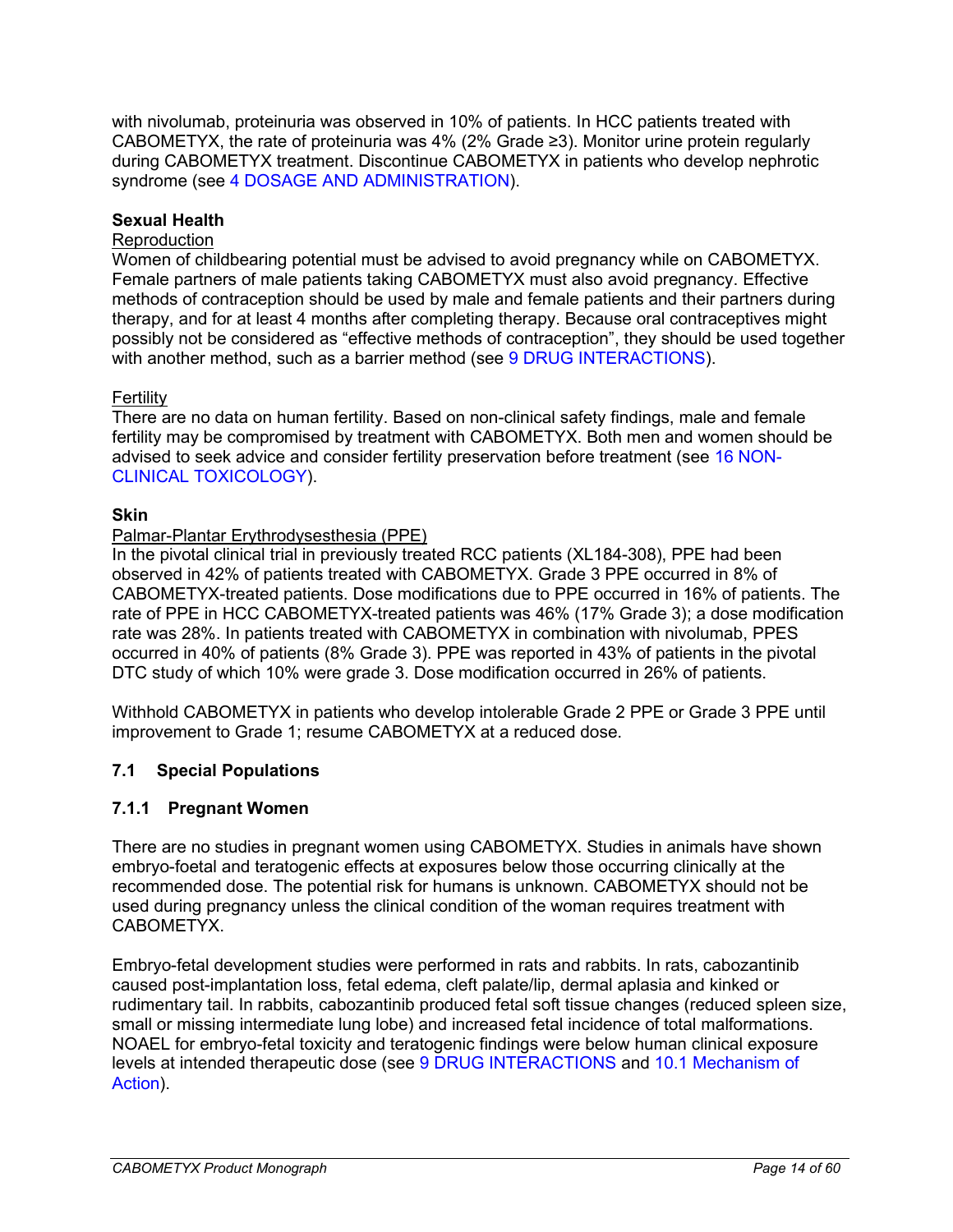with nivolumab, proteinuria was observed in 10% of patients. In HCC patients treated with CABOMETYX, the rate of proteinuria was 4% (2% Grade ≥3). Monitor urine protein regularly during CABOMETYX treatment. Discontinue CABOMETYX in patients who develop nephrotic syndrome (see 4 DOSAGE AND ADMINISTRATION).

**Sexual Health**

Reproduction

Women of childbearing potential must be advised to avoid pregnancy while on CABOMETYX. Female partners of male patients taking CABOMETYX must also avoid pregnancy. Effective methods of contraception should be used by male and female patients and their partners during therapy, and for at least 4 months after completing therapy. Because oral contraceptives might possibly not be considered as "effective methods of contraception", they should be used together with another method, such as a barrier method (see 9 DRUG INTERACTIONS).

Fertility

There are no data on human fertility. Based on non-clinical safety findings, male and female fertility may be compromised by treatment with CABOMETYX. Both men and women should be advised to seek advice and consider fertility preservation before treatment (see 16 NON-CLINICAL TOXICOLOGY).

**Skin**

Palmar-Plantar Erythrodysesthesia (PPE)

In the pivotal clinical trial in previously treated RCC patients (XL184-308), PPE had been observed in 42% of patients treated with CABOMETYX. Grade 3 PPE occurred in 8% of CABOMETYX-treated patients. Dose modifications due to PPE occurred in 16% of patients. The rate of PPE in HCC CABOMETYX-treated patients was 46% (17% Grade 3); a dose modification rate was 28%. In patients treated with CABOMETYX in combination with nivolumab, PPES occurred in 40% of patients (8% Grade 3). PPE was reported in 43% of patients in the pivotal DTC study of which 10% were grade 3. Dose modification occurred in 26% of patients.

Withhold CABOMETYX in patients who develop intolerable Grade 2 PPE or Grade 3 PPE until improvement to Grade 1; resume CABOMETYX at a reduced dose.

## 7.1 Special Populations

### 7.1.1 Pregnant Women

There are no studies in pregnant women using CABOMETYX. Studies in animals have shown embryo-foetal and teratogenic effects at exposures below those occurring clinically at the recommended dose. The potential risk for humans is unknown. CABOMETYX should not be used during pregnancy unless the clinical condition of the woman requires treatment with CABOMETYX.

Embryo-fetal development studies were performed in rats and rabbits. In rats, cabozantinib caused post-implantation loss, fetal edema, cleft palate/lip, dermal aplasia and kinked or rudimentary tail. In rabbits, cabozantinib produced fetal soft tissue changes (reduced spleen size, small or missing intermediate lung lobe) and increased fetal incidence of total malformations. NOAEL for embryo-fetal toxicity and teratogenic findings were below human clinical exposure levels at intended therapeutic dose (see 9 DRUG INTERACTIONS and 10.1 Mechanism of Action).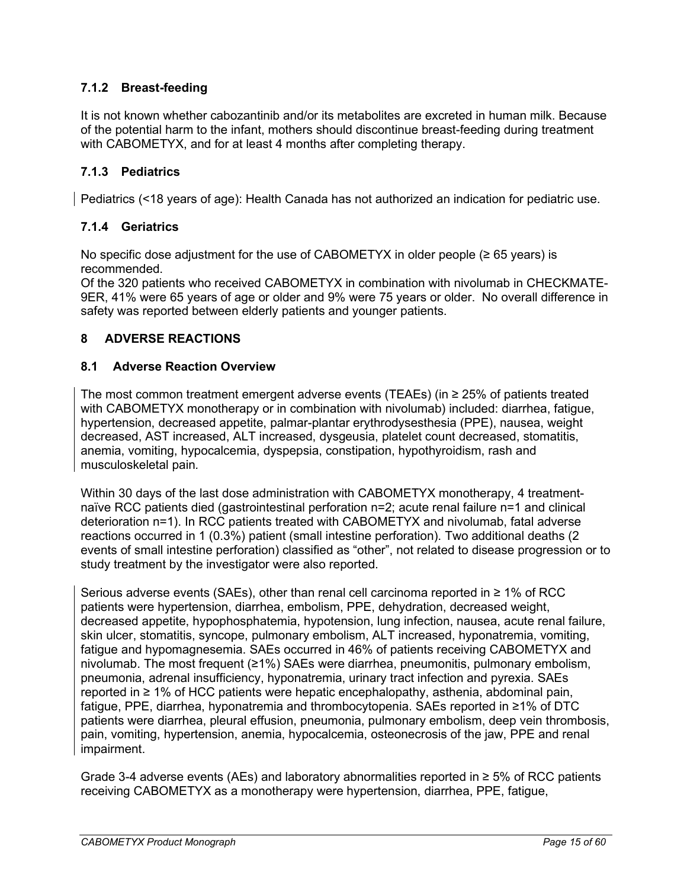### 7.1.2 Breast-feeding

It is not known whether cabozantinib and/or its metabolites are excreted in human milk. Because of the potential harm to the infant, mothers should discontinue breast-feeding during treatment with CABOMETYX, and for at least 4 months after completing therapy.

### 7.1.3 Pediatrics

Pediatrics (<18 years of age): Health Canada has not authorized an indication for pediatric use.

### 7.1.4 Geriatrics

No specific dose adjustment for the use of CABOMETYX in older people (≥ 65 years) is recommended.
Of the 320 patients who received CABOMETYX in combination with nivolumab in CHECKMATE-9ER, 41% were 65 years of age or older and 9% were 75 years or older. No overall difference in safety was reported between elderly patients and younger patients.

# 8 ADVERSE REACTIONS

## 8.1 Adverse Reaction Overview

The most common treatment emergent adverse events (TEAEs) (in ≥ 25% of patients treated with CABOMETYX monotherapy or in combination with nivolumab) included: diarrhea, fatigue, hypertension, decreased appetite, palmar-plantar erythrodysesthesia (PPE), nausea, weight decreased, AST increased, ALT increased, dysgeusia, platelet count decreased, stomatitis, anemia, vomiting, hypocalcemia, dyspepsia, constipation, hypothyroidism, rash and musculoskeletal pain.

Within 30 days of the last dose administration with CABOMETYX monotherapy, 4 treatment-naïve RCC patients died (gastrointestinal perforation n=2; acute renal failure n=1 and clinical deterioration n=1). In RCC patients treated with CABOMETYX and nivolumab, fatal adverse reactions occurred in 1 (0.3%) patient (small intestine perforation). Two additional deaths (2 events of small intestine perforation) classified as "other", not related to disease progression or to study treatment by the investigator were also reported.

Serious adverse events (SAEs), other than renal cell carcinoma reported in ≥ 1% of RCC patients were hypertension, diarrhea, embolism, PPE, dehydration, decreased weight, decreased appetite, hypophosphatemia, hypotension, lung infection, nausea, acute renal failure, skin ulcer, stomatitis, syncope, pulmonary embolism, ALT increased, hyponatremia, vomiting, fatigue and hypomagnesemia. SAEs occurred in 46% of patients receiving CABOMETYX and nivolumab. The most frequent (≥1%) SAEs were diarrhea, pneumonitis, pulmonary embolism, pneumonia, adrenal insufficiency, hyponatremia, urinary tract infection and pyrexia. SAEs reported in ≥ 1% of HCC patients were hepatic encephalopathy, asthenia, abdominal pain, fatigue, PPE, diarrhea, hyponatremia and thrombocytopenia. SAEs reported in ≥1% of DTC patients were diarrhea, pleural effusion, pneumonia, pulmonary embolism, deep vein thrombosis, pain, vomiting, hypertension, anemia, hypocalcemia, osteonecrosis of the jaw, PPE and renal impairment.

Grade 3-4 adverse events (AEs) and laboratory abnormalities reported in ≥ 5% of RCC patients receiving CABOMETYX as a monotherapy were hypertension, diarrhea, PPE, fatigue,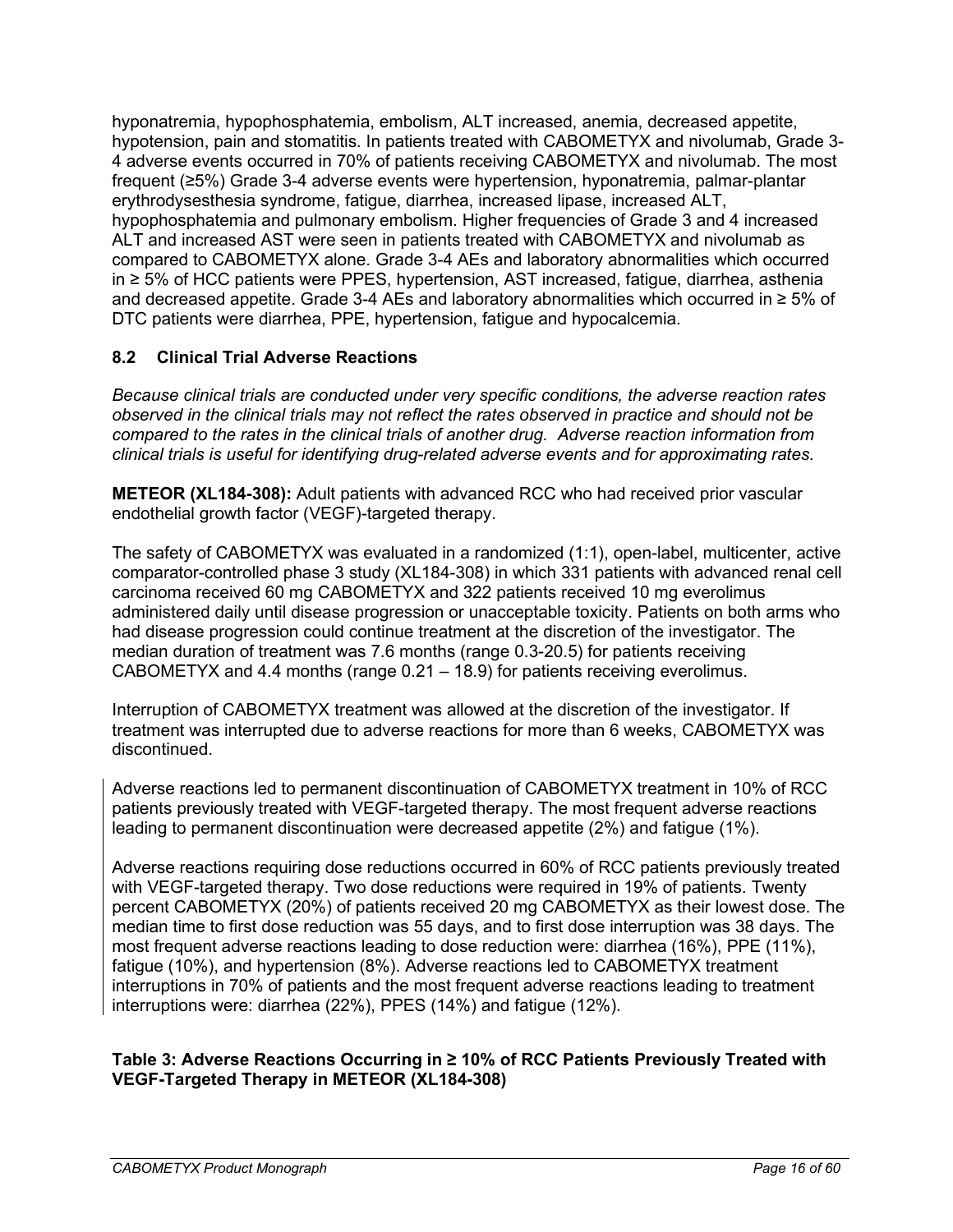hyponatremia, hypophosphatemia, embolism, ALT increased, anemia, decreased appetite, hypotension, pain and stomatitis. In patients treated with CABOMETYX and nivolumab, Grade 3-4 adverse events occurred in 70% of patients receiving CABOMETYX and nivolumab. The most frequent (≥5%) Grade 3-4 adverse events were hypertension, hyponatremia, palmar-plantar erythrodysesthesia syndrome, fatigue, diarrhea, increased lipase, increased ALT, hypophosphatemia and pulmonary embolism. Higher frequencies of Grade 3 and 4 increased ALT and increased AST were seen in patients treated with CABOMETYX and nivolumab as compared to CABOMETYX alone. Grade 3-4 AEs and laboratory abnormalities which occurred in ≥ 5% of HCC patients were PPES, hypertension, AST increased, fatigue, diarrhea, asthenia and decreased appetite. Grade 3-4 AEs and laboratory abnormalities which occurred in ≥ 5% of DTC patients were diarrhea, PPE, hypertension, fatigue and hypocalcemia.

### 8.2 Clinical Trial Adverse Reactions

*Because clinical trials are conducted under very specific conditions, the adverse reaction rates observed in the clinical trials may not reflect the rates observed in practice and should not be compared to the rates in the clinical trials of another drug. Adverse reaction information from clinical trials is useful for identifying drug-related adverse events and for approximating rates.*

**METEOR (XL184-308):** Adult patients with advanced RCC who had received prior vascular endothelial growth factor (VEGF)-targeted therapy.

The safety of CABOMETYX was evaluated in a randomized (1:1), open-label, multicenter, active comparator-controlled phase 3 study (XL184-308) in which 331 patients with advanced renal cell carcinoma received 60 mg CABOMETYX and 322 patients received 10 mg everolimus administered daily until disease progression or unacceptable toxicity. Patients on both arms who had disease progression could continue treatment at the discretion of the investigator. The median duration of treatment was 7.6 months (range 0.3-20.5) for patients receiving CABOMETYX and 4.4 months (range 0.21 – 18.9) for patients receiving everolimus.

Interruption of CABOMETYX treatment was allowed at the discretion of the investigator. If treatment was interrupted due to adverse reactions for more than 6 weeks, CABOMETYX was discontinued.

Adverse reactions led to permanent discontinuation of CABOMETYX treatment in 10% of RCC patients previously treated with VEGF-targeted therapy. The most frequent adverse reactions leading to permanent discontinuation were decreased appetite (2%) and fatigue (1%).

Adverse reactions requiring dose reductions occurred in 60% of RCC patients previously treated with VEGF-targeted therapy. Two dose reductions were required in 19% of patients. Twenty percent CABOMETYX (20%) of patients received 20 mg CABOMETYX as their lowest dose. The median time to first dose reduction was 55 days, and to first dose interruption was 38 days. The most frequent adverse reactions leading to dose reduction were: diarrhea (16%), PPE (11%), fatigue (10%), and hypertension (8%). Adverse reactions led to CABOMETYX treatment interruptions in 70% of patients and the most frequent adverse reactions leading to treatment interruptions were: diarrhea (22%), PPES (14%) and fatigue (12%).

**Table 3: Adverse Reactions Occurring in ≥ 10% of RCC Patients Previously Treated with VEGF-Targeted Therapy in METEOR (XL184-308)**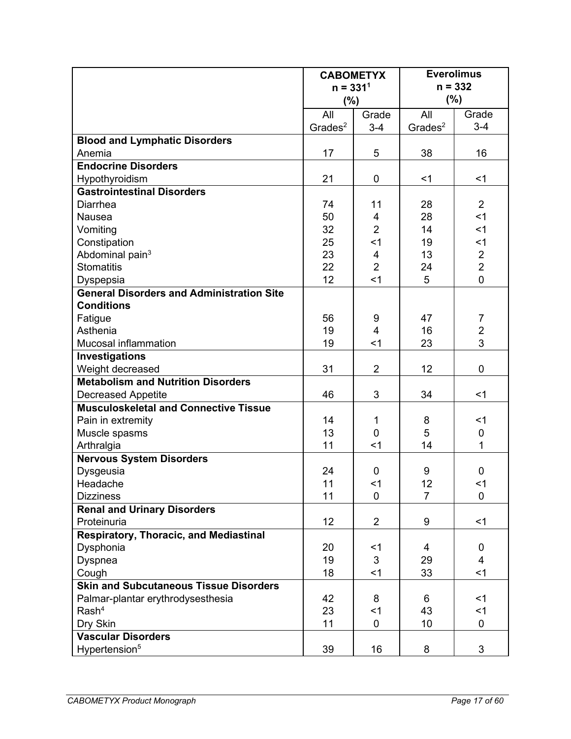| | CABOMETYX n = 331[1] (%) | | Everolimus n = 332 (%) | |
|---|---|---|---|---|
| | All Grades[2] | Grade 3-4 | All Grades[2] | Grade 3-4 |
| **Blood and Lymphatic Disorders** | | | | |
| Anemia | 17 | 5 | 38 | 16 |
| **Endocrine Disorders** | | | | |
| Hypothyroidism | 21 | 0 | <1 | <1 |
| **Gastrointestinal Disorders** | | | | |
| Diarrhea | 74 | 11 | 28 | 2 |
| Nausea | 50 | 4 | 28 | <1 |
| Vomiting | 32 | 2 | 14 | <1 |
| Constipation | 25 | <1 | 19 | <1 |
| Abdominal pain[3] | 23 | 4 | 13 | 2 |
| Stomatitis | 22 | 2 | 24 | 2 |
| Dyspepsia | 12 | <1 | 5 | 0 |
| **General Disorders and Administration Site Conditions** | | | | |
| Fatigue | 56 | 9 | 47 | 7 |
| Asthenia | 19 | 4 | 16 | 2 |
| Mucosal inflammation | 19 | <1 | 23 | 3 |
| **Investigations** | | | | |
| Weight decreased | 31 | 2 | 12 | 0 |
| **Metabolism and Nutrition Disorders** | | | | |
| Decreased Appetite | 46 | 3 | 34 | <1 |
| **Musculoskeletal and Connective Tissue** | | | | |
| Pain in extremity | 14 | 1 | 8 | <1 |
| Muscle spasms | 13 | 0 | 5 | 0 |
| Arthralgia | 11 | <1 | 14 | 1 |
| **Nervous System Disorders** | | | | |
| Dysgeusia | 24 | 0 | 9 | 0 |
| Headache | 11 | <1 | 12 | <1 |
| Dizziness | 11 | 0 | 7 | 0 |
| **Renal and Urinary Disorders** | | | | |
| Proteinuria | 12 | 2 | 9 | <1 |
| **Respiratory, Thoracic, and Mediastinal** | | | | |
| Dysphonia | 20 | <1 | 4 | 0 |
| Dyspnea | 19 | 3 | 29 | 4 |
| Cough | 18 | <1 | 33 | <1 |
| **Skin and Subcutaneous Tissue Disorders** | | | | |
| Palmar-plantar erythrodysesthesia | 42 | 8 | 6 | <1 |
| Rash[4] | 23 | <1 | 43 | <1 |
| Dry Skin | 11 | 0 | 10 | 0 |
| **Vascular Disorders** | | | | |
| Hypertension[5] | 39 | 16 | 8 | 3 |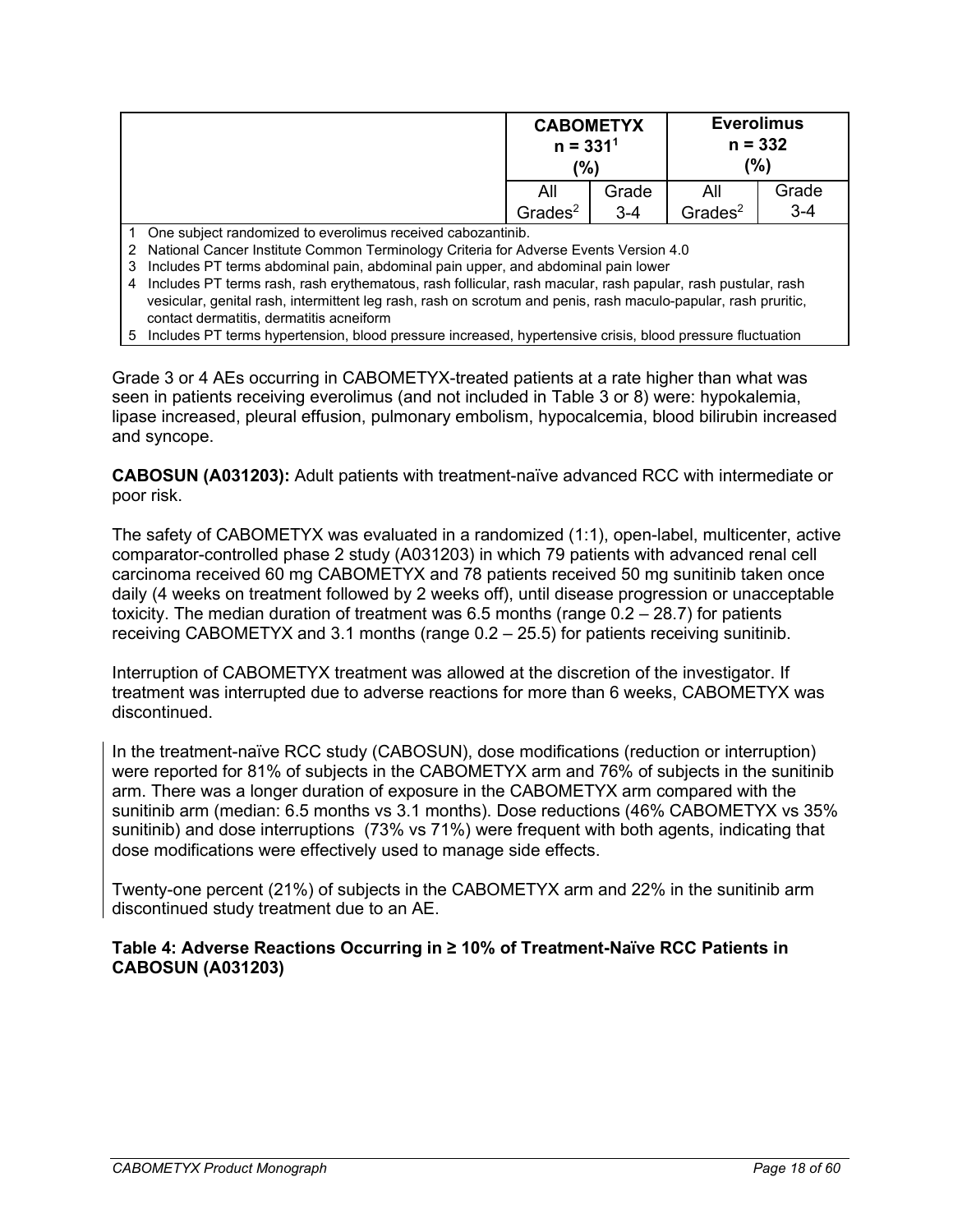| | CABOMETYX n = 331[1] (%) | | Everolimus n = 332 (%) | |
|---|---|---|---|---|
| | All Grades[2] | Grade 3-4 | All Grades[2] | Grade 3-4 |

1 One subject randomized to everolimus received cabozantinib.
2 National Cancer Institute Common Terminology Criteria for Adverse Events Version 4.0
3 Includes PT terms abdominal pain, abdominal pain upper, and abdominal pain lower
4 Includes PT terms rash, rash erythematous, rash follicular, rash macular, rash papular, rash pustular, rash vesicular, genital rash, intermittent leg rash, rash on scrotum and penis, rash maculo-papular, rash pruritic, contact dermatitis, dermatitis acneiform
5 Includes PT terms hypertension, blood pressure increased, hypertensive crisis, blood pressure fluctuation

Grade 3 or 4 AEs occurring in CABOMETYX-treated patients at a rate higher than what was seen in patients receiving everolimus (and not included in Table 3 or 8) were: hypokalemia, lipase increased, pleural effusion, pulmonary embolism, hypocalcemia, blood bilirubin increased and syncope.

**CABOSUN (A031203):** Adult patients with treatment-naïve advanced RCC with intermediate or poor risk.

The safety of CABOMETYX was evaluated in a randomized (1:1), open-label, multicenter, active comparator-controlled phase 2 study (A031203) in which 79 patients with advanced renal cell carcinoma received 60 mg CABOMETYX and 78 patients received 50 mg sunitinib taken once daily (4 weeks on treatment followed by 2 weeks off), until disease progression or unacceptable toxicity. The median duration of treatment was 6.5 months (range 0.2 – 28.7) for patients receiving CABOMETYX and 3.1 months (range 0.2 – 25.5) for patients receiving sunitinib.

Interruption of CABOMETYX treatment was allowed at the discretion of the investigator. If treatment was interrupted due to adverse reactions for more than 6 weeks, CABOMETYX was discontinued.

In the treatment-naïve RCC study (CABOSUN), dose modifications (reduction or interruption) were reported for 81% of subjects in the CABOMETYX arm and 76% of subjects in the sunitinib arm. There was a longer duration of exposure in the CABOMETYX arm compared with the sunitinib arm (median: 6.5 months vs 3.1 months). Dose reductions (46% CABOMETYX vs 35% sunitinib) and dose interruptions (73% vs 71%) were frequent with both agents, indicating that dose modifications were effectively used to manage side effects.

Twenty-one percent (21%) of subjects in the CABOMETYX arm and 22% in the sunitinib arm discontinued study treatment due to an AE.

**Table 4: Adverse Reactions Occurring in ≥ 10% of Treatment-Naïve RCC Patients in CABOSUN (A031203)**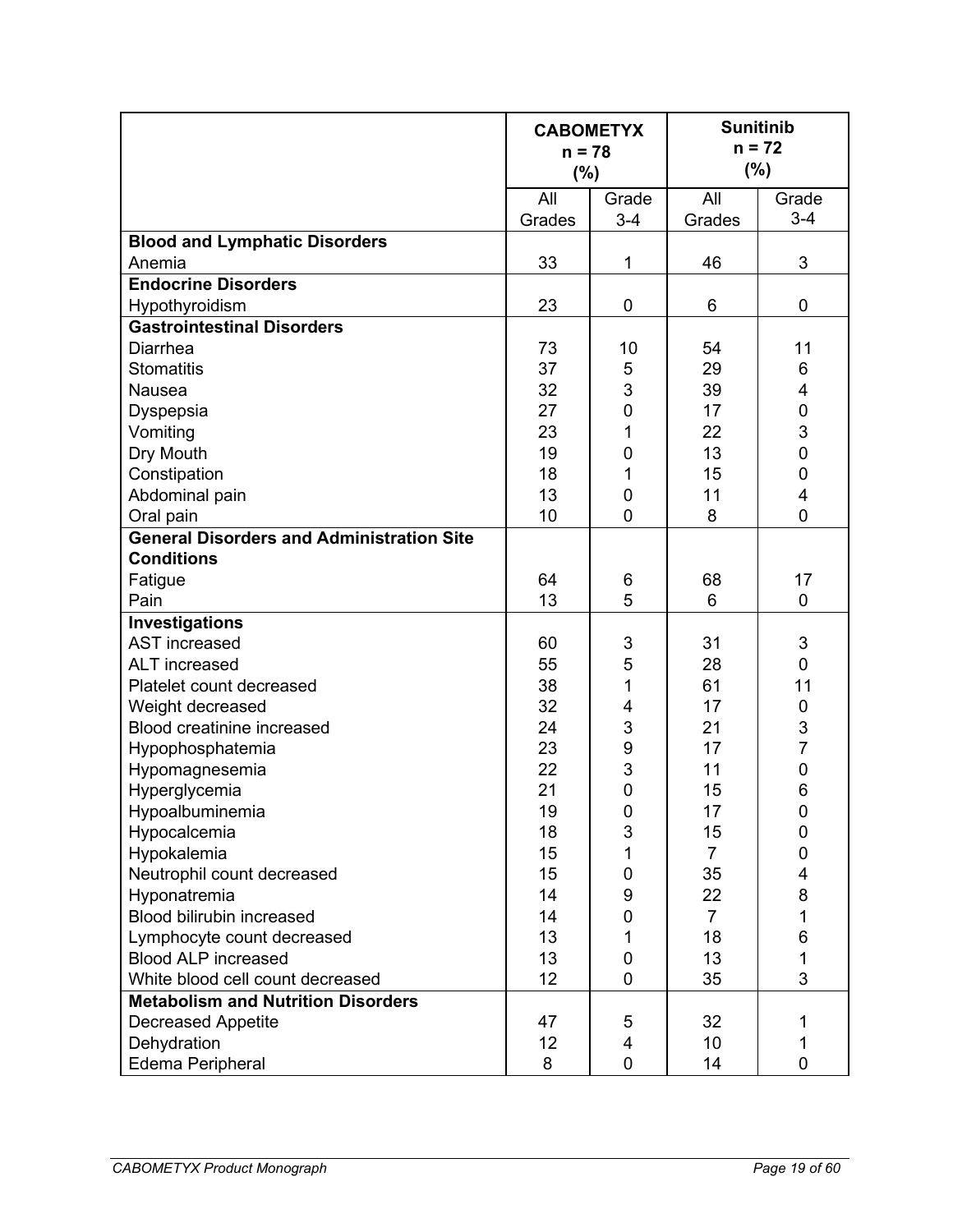| | CABOMETYX n = 78 (%) | | Sunitinib n = 72 (%) | |
|---|---|---|---|---|
| | All Grades | Grade 3-4 | All Grades | Grade 3-4 |
| **Blood and Lymphatic Disorders** | | | | |
| Anemia | 33 | 1 | 46 | 3 |
| **Endocrine Disorders** | | | | |
| Hypothyroidism | 23 | 0 | 6 | 0 |
| **Gastrointestinal Disorders** | | | | |
| Diarrhea | 73 | 10 | 54 | 11 |
| Stomatitis | 37 | 5 | 29 | 6 |
| Nausea | 32 | 3 | 39 | 4 |
| Dyspepsia | 27 | 0 | 17 | 0 |
| Vomiting | 23 | 1 | 22 | 3 |
| Dry Mouth | 19 | 0 | 13 | 0 |
| Constipation | 18 | 1 | 15 | 0 |
| Abdominal pain | 13 | 0 | 11 | 4 |
| Oral pain | 10 | 0 | 8 | 0 |
| **General Disorders and Administration Site Conditions** | | | | |
| Fatigue | 64 | 6 | 68 | 17 |
| Pain | 13 | 5 | 6 | 0 |
| **Investigations** | | | | |
| AST increased | 60 | 3 | 31 | 3 |
| ALT increased | 55 | 5 | 28 | 0 |
| Platelet count decreased | 38 | 1 | 61 | 11 |
| Weight decreased | 32 | 4 | 17 | 0 |
| Blood creatinine increased | 24 | 3 | 21 | 3 |
| Hypophosphatemia | 23 | 9 | 17 | 7 |
| Hypomagnesemia | 22 | 3 | 11 | 0 |
| Hyperglycemia | 21 | 0 | 15 | 6 |
| Hypoalbuminemia | 19 | 0 | 17 | 0 |
| Hypocalcemia | 18 | 3 | 15 | 0 |
| Hypokalemia | 15 | 1 | 7 | 0 |
| Neutrophil count decreased | 15 | 0 | 35 | 4 |
| Hyponatremia | 14 | 9 | 22 | 8 |
| Blood bilirubin increased | 14 | 0 | 7 | 1 |
| Lymphocyte count decreased | 13 | 1 | 18 | 6 |
| Blood ALP increased | 13 | 0 | 13 | 1 |
| White blood cell count decreased | 12 | 0 | 35 | 3 |
| **Metabolism and Nutrition Disorders** | | | | |
| Decreased Appetite | 47 | 5 | 32 | 1 |
| Dehydration | 12 | 4 | 10 | 1 |
| Edema Peripheral | 8 | 0 | 14 | 0 |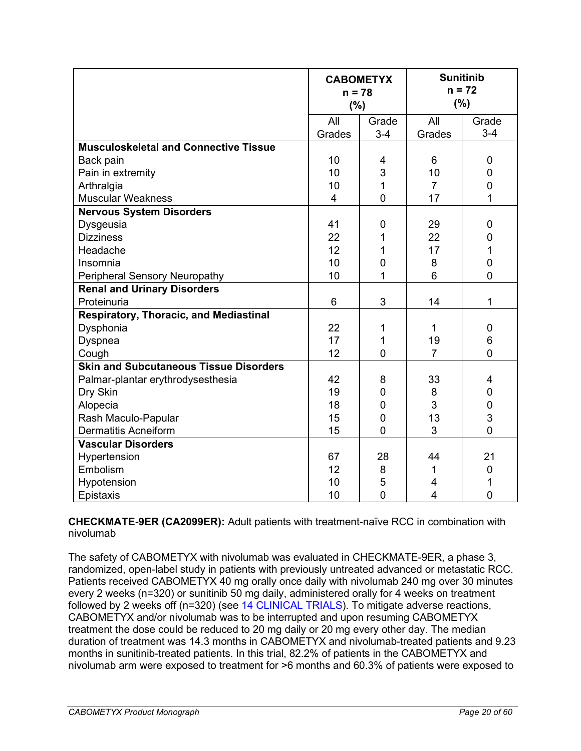| | CABOMETYX n = 78 (%) | | Sunitinib n = 72 (%) | |
|---|---|---|---|---|
| | All Grades | Grade 3-4 | All Grades | Grade 3-4 |
| **Musculoskeletal and Connective Tissue** | | | | |
| Back pain | 10 | 4 | 6 | 0 |
| Pain in extremity | 10 | 3 | 10 | 0 |
| Arthralgia | 10 | 1 | 7 | 0 |
| Muscular Weakness | 4 | 0 | 17 | 1 |
| **Nervous System Disorders** | | | | |
| Dysgeusia | 41 | 0 | 29 | 0 |
| Dizziness | 22 | 1 | 22 | 0 |
| Headache | 12 | 1 | 17 | 1 |
| Insomnia | 10 | 0 | 8 | 0 |
| Peripheral Sensory Neuropathy | 10 | 1 | 6 | 0 |
| **Renal and Urinary Disorders** | | | | |
| Proteinuria | 6 | 3 | 14 | 1 |
| **Respiratory, Thoracic, and Mediastinal** | | | | |
| Dysphonia | 22 | 1 | 1 | 0 |
| Dyspnea | 17 | 1 | 19 | 6 |
| Cough | 12 | 0 | 7 | 0 |
| **Skin and Subcutaneous Tissue Disorders** | | | | |
| Palmar-plantar erythrodysesthesia | 42 | 8 | 33 | 4 |
| Dry Skin | 19 | 0 | 8 | 0 |
| Alopecia | 18 | 0 | 3 | 0 |
| Rash Maculo-Papular | 15 | 0 | 13 | 3 |
| Dermatitis Acneiform | 15 | 0 | 3 | 0 |
| **Vascular Disorders** | | | | |
| Hypertension | 67 | 28 | 44 | 21 |
| Embolism | 12 | 8 | 1 | 0 |
| Hypotension | 10 | 5 | 4 | 1 |
| Epistaxis | 10 | 0 | 4 | 0 |

**CHECKMATE-9ER (CA2099ER):** Adult patients with treatment-naïve RCC in combination with nivolumab

The safety of CABOMETYX with nivolumab was evaluated in CHECKMATE-9ER, a phase 3, randomized, open-label study in patients with previously untreated advanced or metastatic RCC. Patients received CABOMETYX 40 mg orally once daily with nivolumab 240 mg over 30 minutes every 2 weeks (n=320) or sunitinib 50 mg daily, administered orally for 4 weeks on treatment followed by 2 weeks off (n=320) (see 14 CLINICAL TRIALS). To mitigate adverse reactions, CABOMETYX and/or nivolumab was to be interrupted and upon resuming CABOMETYX treatment the dose could be reduced to 20 mg daily or 20 mg every other day. The median duration of treatment was 14.3 months in CABOMETYX and nivolumab-treated patients and 9.23 months in sunitinib-treated patients. In this trial, 82.2% of patients in the CABOMETYX and nivolumab arm were exposed to treatment for >6 months and 60.3% of patients were exposed to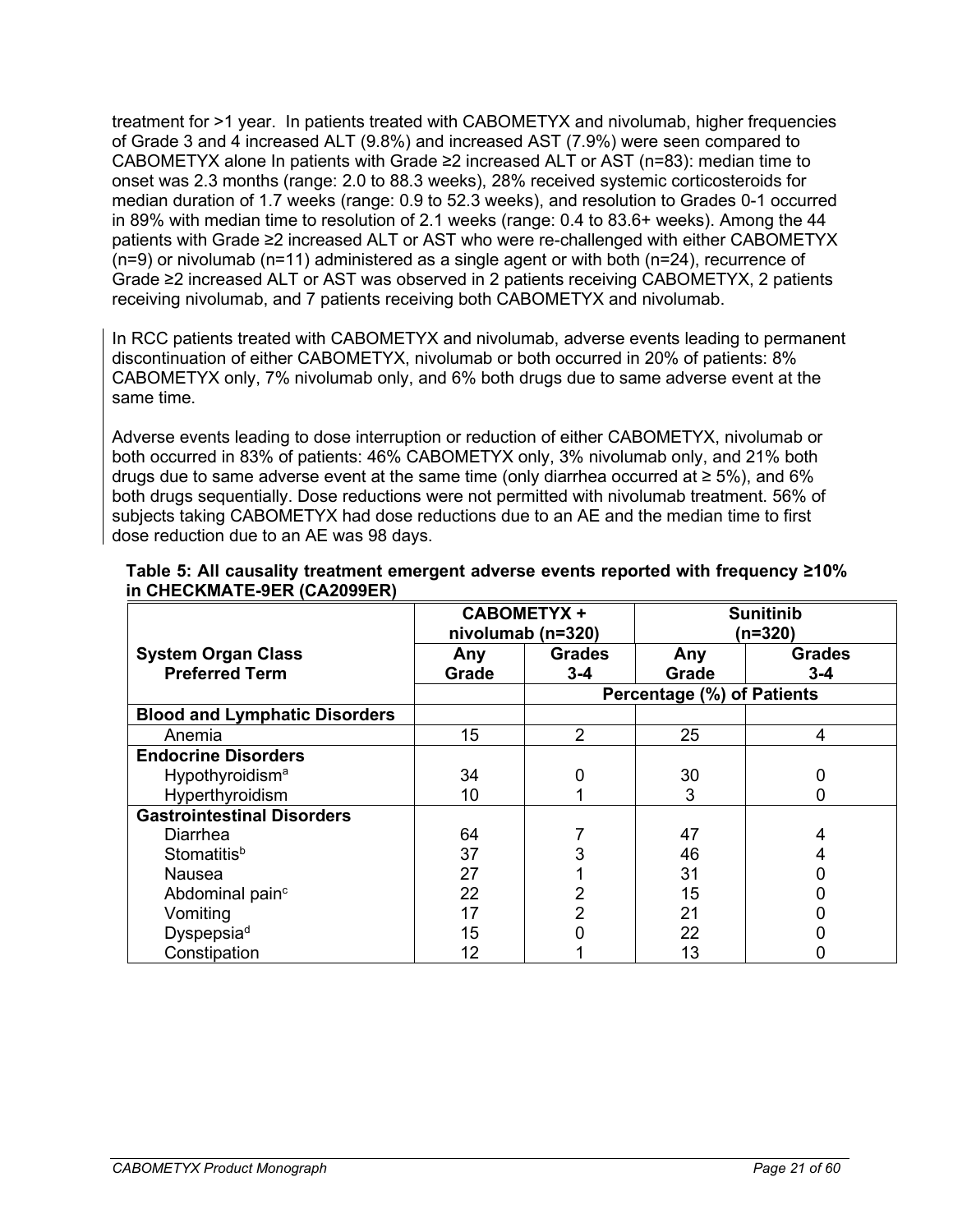treatment for >1 year. In patients treated with CABOMETYX and nivolumab, higher frequencies of Grade 3 and 4 increased ALT (9.8%) and increased AST (7.9%) were seen compared to CABOMETYX alone In patients with Grade ≥2 increased ALT or AST (n=83): median time to onset was 2.3 months (range: 2.0 to 88.3 weeks), 28% received systemic corticosteroids for median duration of 1.7 weeks (range: 0.9 to 52.3 weeks), and resolution to Grades 0-1 occurred in 89% with median time to resolution of 2.1 weeks (range: 0.4 to 83.6+ weeks). Among the 44 patients with Grade ≥2 increased ALT or AST who were re-challenged with either CABOMETYX (n=9) or nivolumab (n=11) administered as a single agent or with both (n=24), recurrence of Grade ≥2 increased ALT or AST was observed in 2 patients receiving CABOMETYX, 2 patients receiving nivolumab, and 7 patients receiving both CABOMETYX and nivolumab.

In RCC patients treated with CABOMETYX and nivolumab, adverse events leading to permanent discontinuation of either CABOMETYX, nivolumab or both occurred in 20% of patients: 8% CABOMETYX only, 7% nivolumab only, and 6% both drugs due to same adverse event at the same time.

Adverse events leading to dose interruption or reduction of either CABOMETYX, nivolumab or both occurred in 83% of patients: 46% CABOMETYX only, 3% nivolumab only, and 21% both drugs due to same adverse event at the same time (only diarrhea occurred at ≥ 5%), and 6% both drugs sequentially. Dose reductions were not permitted with nivolumab treatment. 56% of subjects taking CABOMETYX had dose reductions due to an AE and the median time to first dose reduction due to an AE was 98 days.

**Table 5: All causality treatment emergent adverse events reported with frequency ≥10% in CHECKMATE-9ER (CA2099ER)**

| | CABOMETYX + nivolumab (n=320) | | Sunitinib (n=320) | |
|---|---|---|---|---|
| **System Organ Class**<br>**Preferred Term** | **Any Grade** | **Grades 3-4** | **Any Grade** | **Grades 3-4** |
| | | **Percentage (%) of Patients** | | |
| **Blood and Lymphatic Disorders** | | | | |
| Anemia | 15 | 2 | 25 | 4 |
| **Endocrine Disorders** | | | | |
| Hypothyroidism[a] | 34 | 0 | 30 | 0 |
| Hyperthyroidism | 10 | 1 | 3 | 0 |
| **Gastrointestinal Disorders** | | | | |
| Diarrhea | 64 | 7 | 47 | 4 |
| Stomatitis[b] | 37 | 3 | 46 | 4 |
| Nausea | 27 | 1 | 31 | 0 |
| Abdominal pain[c] | 22 | 2 | 15 | 0 |
| Vomiting | 17 | 2 | 21 | 0 |
| Dyspepsia[d] | 15 | 0 | 22 | 0 |
| Constipation | 12 | 1 | 13 | 0 |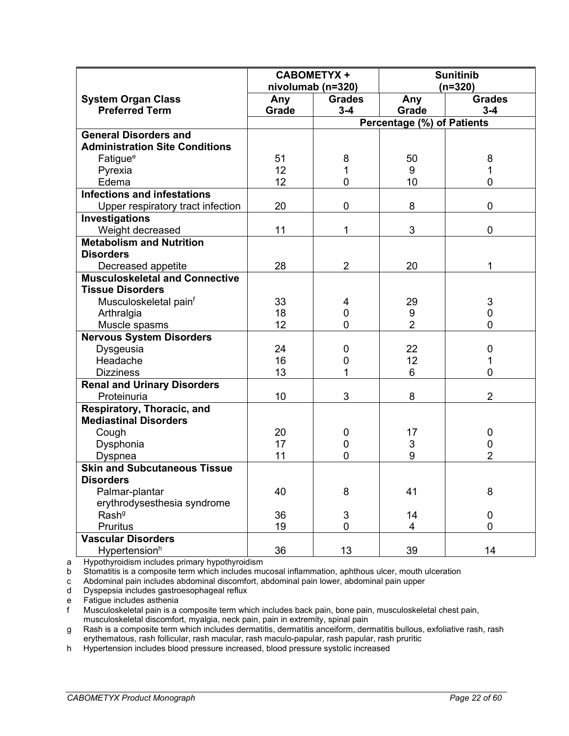| System Organ Class<br>Preferred Term | CABOMETYX + nivolumab (n=320) | | Sunitinib (n=320) | |
|---|---|---|---|---|
| | Any Grade | Grades 3-4 | Any Grade | Grades 3-4 |
| | | Percentage (%) of Patients | | |
| **General Disorders and Administration Site Conditions** | | | | |
| Fatigue[e] | 51 | 8 | 50 | 8 |
| Pyrexia | 12 | 1 | 9 | 1 |
| Edema | 12 | 0 | 10 | 0 |
| **Infections and infestations** | | | | |
| Upper respiratory tract infection | 20 | 0 | 8 | 0 |
| **Investigations** | | | | |
| Weight decreased | 11 | 1 | 3 | 0 |
| **Metabolism and Nutrition Disorders** | | | | |
| Decreased appetite | 28 | 2 | 20 | 1 |
| **Musculoskeletal and Connective Tissue Disorders** | | | | |
| Musculoskeletal pain[f] | 33 | 4 | 29 | 3 |
| Arthralgia | 18 | 0 | 9 | 0 |
| Muscle spasms | 12 | 0 | 2 | 0 |
| **Nervous System Disorders** | | | | |
| Dysgeusia | 24 | 0 | 22 | 0 |
| Headache | 16 | 0 | 12 | 1 |
| Dizziness | 13 | 1 | 6 | 0 |
| **Renal and Urinary Disorders** | | | | |
| Proteinuria | 10 | 3 | 8 | 2 |
| **Respiratory, Thoracic, and Mediastinal Disorders** | | | | |
| Cough | 20 | 0 | 17 | 0 |
| Dysphonia | 17 | 0 | 3 | 0 |
| Dyspnea | 11 | 0 | 9 | 2 |
| **Skin and Subcutaneous Tissue Disorders** | | | | |
| Palmar-plantar erythrodysesthesia syndrome | 40 | 8 | 41 | 8 |
| Rash[g] | 36 | 3 | 14 | 0 |
| Pruritus | 19 | 0 | 4 | 0 |
| **Vascular Disorders** | | | | |
| Hypertension[h] | 36 | 13 | 39 | 14 |

a Hypothyroidism includes primary hypothyroidism
b Stomatitis is a composite term which includes mucosal inflammation, aphthous ulcer, mouth ulceration
c Abdominal pain includes abdominal discomfort, abdominal pain lower, abdominal pain upper
d Dyspepsia includes gastroesophageal reflux
e Fatigue includes asthenia
f Musculoskeletal pain is a composite term which includes back pain, bone pain, musculoskeletal chest pain, musculoskeletal discomfort, myalgia, neck pain, pain in extremity, spinal pain
g Rash is a composite term which includes dermatitis, dermatitis anceiform, dermatitis bullous, exfoliative rash, rash erythematous, rash follicular, rash macular, rash maculo-papular, rash papular, rash pruritic
h Hypertension includes blood pressure increased, blood pressure systolic increased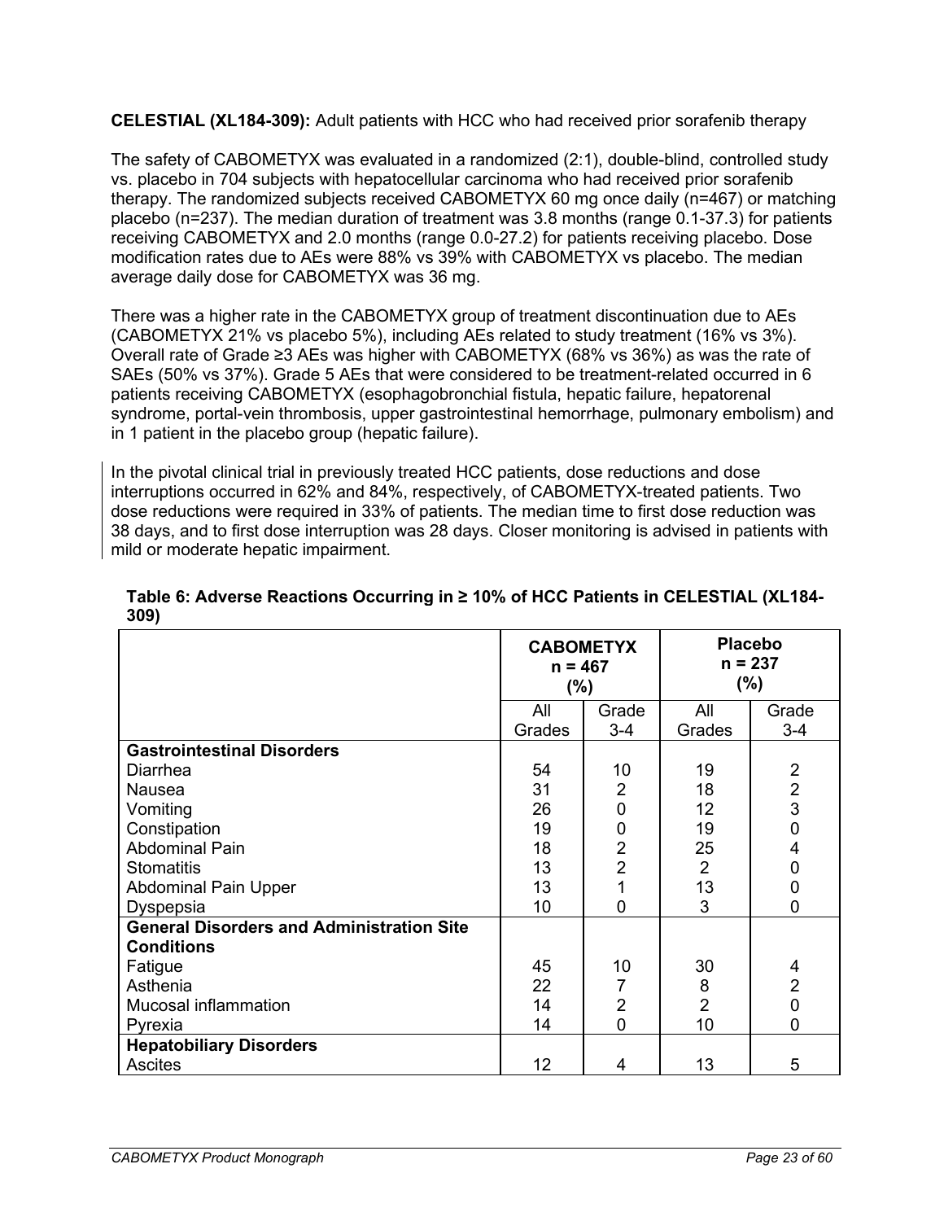**CELESTIAL (XL184-309):** Adult patients with HCC who had received prior sorafenib therapy

The safety of CABOMETYX was evaluated in a randomized (2:1), double-blind, controlled study vs. placebo in 704 subjects with hepatocellular carcinoma who had received prior sorafenib therapy. The randomized subjects received CABOMETYX 60 mg once daily (n=467) or matching placebo (n=237). The median duration of treatment was 3.8 months (range 0.1-37.3) for patients receiving CABOMETYX and 2.0 months (range 0.0-27.2) for patients receiving placebo. Dose modification rates due to AEs were 88% vs 39% with CABOMETYX vs placebo. The median average daily dose for CABOMETYX was 36 mg.

There was a higher rate in the CABOMETYX group of treatment discontinuation due to AEs (CABOMETYX 21% vs placebo 5%), including AEs related to study treatment (16% vs 3%). Overall rate of Grade ≥3 AEs was higher with CABOMETYX (68% vs 36%) as was the rate of SAEs (50% vs 37%). Grade 5 AEs that were considered to be treatment-related occurred in 6 patients receiving CABOMETYX (esophagobronchial fistula, hepatic failure, hepatorenal syndrome, portal-vein thrombosis, upper gastrointestinal hemorrhage, pulmonary embolism) and in 1 patient in the placebo group (hepatic failure).

In the pivotal clinical trial in previously treated HCC patients, dose reductions and dose interruptions occurred in 62% and 84%, respectively, of CABOMETYX-treated patients. Two dose reductions were required in 33% of patients. The median time to first dose reduction was 38 days, and to first dose interruption was 28 days. Closer monitoring is advised in patients with mild or moderate hepatic impairment.

**Table 6: Adverse Reactions Occurring in ≥ 10% of HCC Patients in CELESTIAL (XL184-309)**

| | CABOMETYX n = 467 (%) | | Placebo n = 237 (%) | |
|---|---|---|---|---|
| | All Grades | Grade 3-4 | All Grades | Grade 3-4 |
| **Gastrointestinal Disorders** | | | | |
| Diarrhea | 54 | 10 | 19 | 2 |
| Nausea | 31 | 2 | 18 | 2 |
| Vomiting | 26 | 0 | 12 | 3 |
| Constipation | 19 | 0 | 19 | 0 |
| Abdominal Pain | 18 | 2 | 25 | 4 |
| Stomatitis | 13 | 2 | 2 | 0 |
| Abdominal Pain Upper | 13 | 1 | 13 | 0 |
| Dyspepsia | 10 | 0 | 3 | 0 |
| **General Disorders and Administration Site Conditions** | | | | |
| Fatigue | 45 | 10 | 30 | 4 |
| Asthenia | 22 | 7 | 8 | 2 |
| Mucosal inflammation | 14 | 2 | 2 | 0 |
| Pyrexia | 14 | 0 | 10 | 0 |
| **Hepatobiliary Disorders** | | | | |
| Ascites | 12 | 4 | 13 | 5 |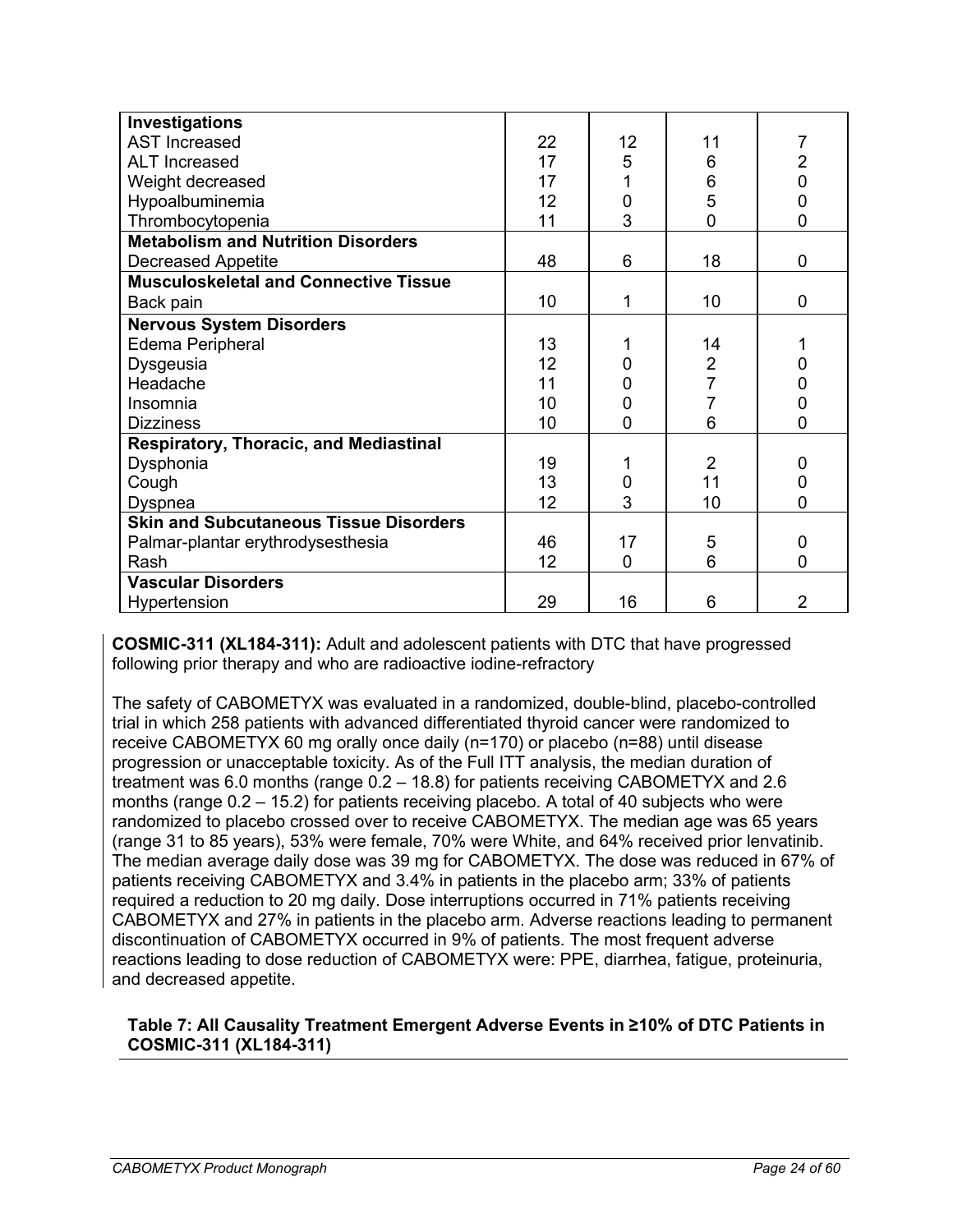| | | | | |
|---|---|---|---|---|
| **Investigations** | | | | |
| AST Increased | 22 | 12 | 11 | 7 |
| ALT Increased | 17 | 5 | 6 | 2 |
| Weight decreased | 17 | 1 | 6 | 0 |
| Hypoalbuminemia | 12 | 0 | 5 | 0 |
| Thrombocytopenia | 11 | 3 | 0 | 0 |
| **Metabolism and Nutrition Disorders** | | | | |
| Decreased Appetite | 48 | 6 | 18 | 0 |
| **Musculoskeletal and Connective Tissue** | | | | |
| Back pain | 10 | 1 | 10 | 0 |
| **Nervous System Disorders** | | | | |
| Edema Peripheral | 13 | 1 | 14 | 1 |
| Dysgeusia | 12 | 0 | 2 | 0 |
| Headache | 11 | 0 | 7 | 0 |
| Insomnia | 10 | 0 | 7 | 0 |
| Dizziness | 10 | 0 | 6 | 0 |
| **Respiratory, Thoracic, and Mediastinal** | | | | |
| Dysphonia | 19 | 1 | 2 | 0 |
| Cough | 13 | 0 | 11 | 0 |
| Dyspnea | 12 | 3 | 10 | 0 |
| **Skin and Subcutaneous Tissue Disorders** | | | | |
| Palmar-plantar erythrodysesthesia | 46 | 17 | 5 | 0 |
| Rash | 12 | 0 | 6 | 0 |
| **Vascular Disorders** | | | | |
| Hypertension | 29 | 16 | 6 | 2 |

**COSMIC-311 (XL184-311):** Adult and adolescent patients with DTC that have progressed following prior therapy and who are radioactive iodine-refractory

The safety of CABOMETYX was evaluated in a randomized, double-blind, placebo-controlled trial in which 258 patients with advanced differentiated thyroid cancer were randomized to receive CABOMETYX 60 mg orally once daily (n=170) or placebo (n=88) until disease progression or unacceptable toxicity. As of the Full ITT analysis, the median duration of treatment was 6.0 months (range 0.2 – 18.8) for patients receiving CABOMETYX and 2.6 months (range 0.2 – 15.2) for patients receiving placebo. A total of 40 subjects who were randomized to placebo crossed over to receive CABOMETYX. The median age was 65 years (range 31 to 85 years), 53% were female, 70% were White, and 64% received prior lenvatinib. The median average daily dose was 39 mg for CABOMETYX. The dose was reduced in 67% of patients receiving CABOMETYX and 3.4% in patients in the placebo arm; 33% of patients required a reduction to 20 mg daily. Dose interruptions occurred in 71% patients receiving CABOMETYX and 27% in patients in the placebo arm. Adverse reactions leading to permanent discontinuation of CABOMETYX occurred in 9% of patients. The most frequent adverse reactions leading to dose reduction of CABOMETYX were: PPE, diarrhea, fatigue, proteinuria, and decreased appetite.

**Table 7: All Causality Treatment Emergent Adverse Events in ≥10% of DTC Patients in COSMIC-311 (XL184-311)**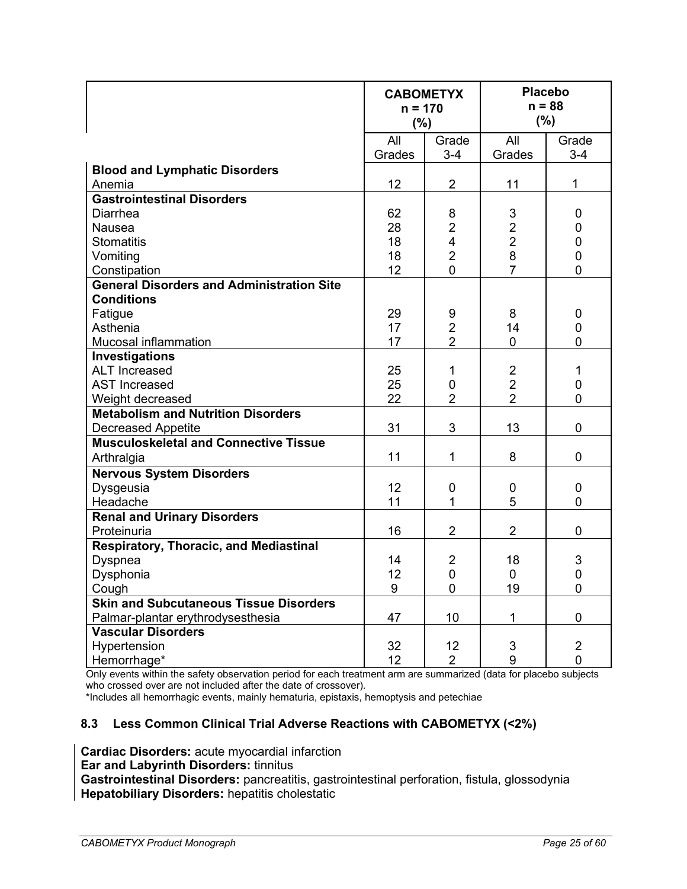| | CABOMETYX n = 170 (%) | | Placebo n = 88 (%) | |
|---|---|---|---|---|
| | All Grades | Grade 3-4 | All Grades | Grade 3-4 |
| **Blood and Lymphatic Disorders** | | | | |
| Anemia | 12 | 2 | 11 | 1 |
| **Gastrointestinal Disorders** | | | | |
| Diarrhea | 62 | 8 | 3 | 0 |
| Nausea | 28 | 2 | 2 | 0 |
| Stomatitis | 18 | 4 | 2 | 0 |
| Vomiting | 18 | 2 | 8 | 0 |
| Constipation | 12 | 0 | 7 | 0 |
| **General Disorders and Administration Site Conditions** | | | | |
| Fatigue | 29 | 9 | 8 | 0 |
| Asthenia | 17 | 2 | 14 | 0 |
| Mucosal inflammation | 17 | 2 | 0 | 0 |
| **Investigations** | | | | |
| ALT Increased | 25 | 1 | 2 | 1 |
| AST Increased | 25 | 0 | 2 | 0 |
| Weight decreased | 22 | 2 | 2 | 0 |
| **Metabolism and Nutrition Disorders** | | | | |
| Decreased Appetite | 31 | 3 | 13 | 0 |
| **Musculoskeletal and Connective Tissue** | | | | |
| Arthralgia | 11 | 1 | 8 | 0 |
| **Nervous System Disorders** | | | | |
| Dysgeusia | 12 | 0 | 0 | 0 |
| Headache | 11 | 1 | 5 | 0 |
| **Renal and Urinary Disorders** | | | | |
| Proteinuria | 16 | 2 | 2 | 0 |
| **Respiratory, Thoracic, and Mediastinal** | | | | |
| Dyspnea | 14 | 2 | 18 | 3 |
| Dysphonia | 12 | 0 | 0 | 0 |
| Cough | 9 | 0 | 19 | 0 |
| **Skin and Subcutaneous Tissue Disorders** | | | | |
| Palmar-plantar erythrodysesthesia | 47 | 10 | 1 | 0 |
| **Vascular Disorders** | | | | |
| Hypertension | 32 | 12 | 3 | 2 |
| Hemorrhage* | 12 | 2 | 9 | 0 |

Only events within the safety observation period for each treatment arm are summarized (data for placebo subjects who crossed over are not included after the date of crossover).

*Includes all hemorrhagic events, mainly hematuria, epistaxis, hemoptysis and petechiae

### 8.3 Less Common Clinical Trial Adverse Reactions with CABOMETYX (<2%)

**Cardiac Disorders:** acute myocardial infarction
**Ear and Labyrinth Disorders:** tinnitus
**Gastrointestinal Disorders:** pancreatitis, gastrointestinal perforation, fistula, glossodynia
**Hepatobiliary Disorders:** hepatitis cholestatic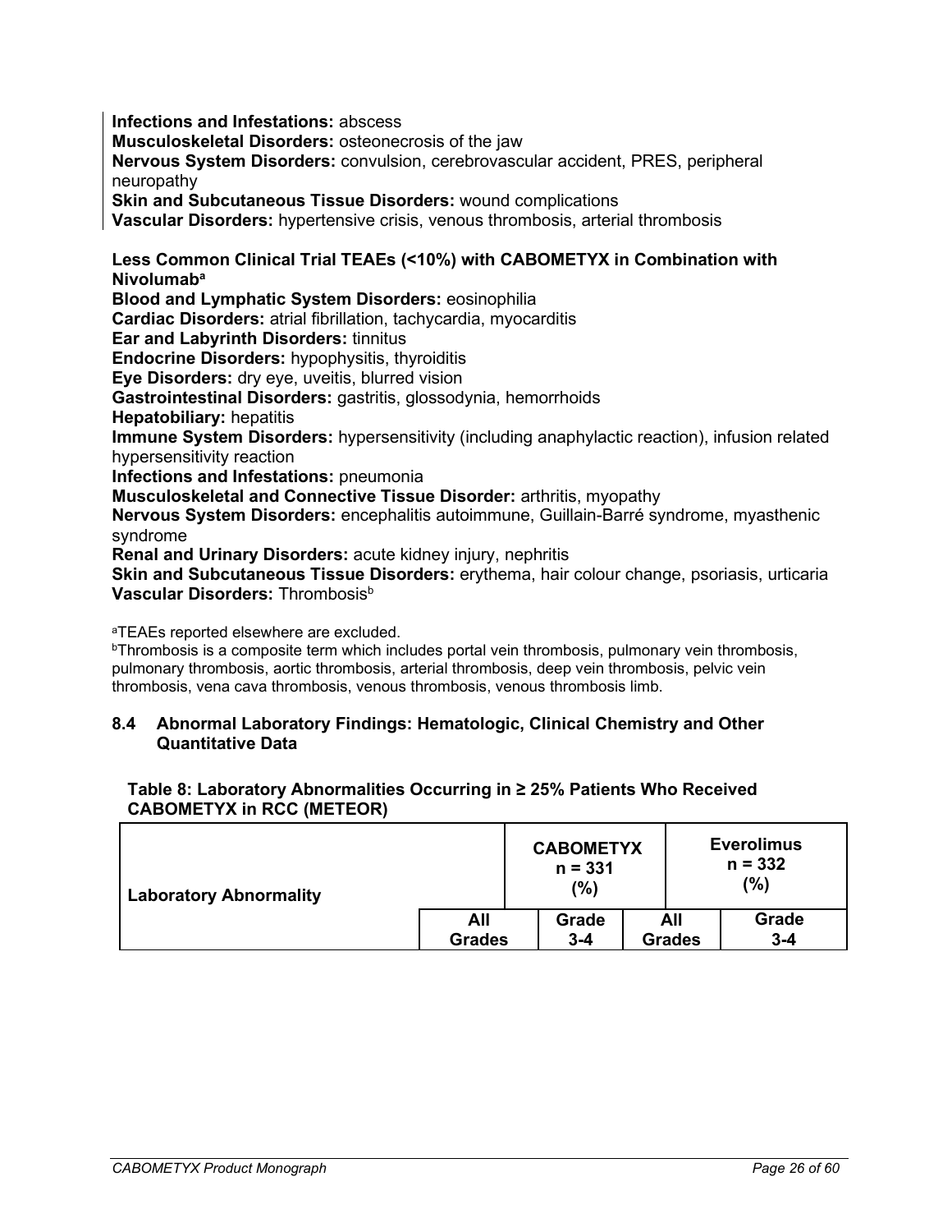**Infections and Infestations:** abscess
**Musculoskeletal Disorders:** osteonecrosis of the jaw
**Nervous System Disorders:** convulsion, cerebrovascular accident, PRES, peripheral neuropathy
**Skin and Subcutaneous Tissue Disorders:** wound complications
**Vascular Disorders:** hypertensive crisis, venous thrombosis, arterial thrombosis

**Less Common Clinical Trial TEAEs (<10%) with CABOMETYX in Combination with Nivolumab[a]**
**Blood and Lymphatic System Disorders:** eosinophilia
**Cardiac Disorders:** atrial fibrillation, tachycardia, myocarditis
**Ear and Labyrinth Disorders:** tinnitus
**Endocrine Disorders:** hypophysitis, thyroiditis
**Eye Disorders:** dry eye, uveitis, blurred vision
**Gastrointestinal Disorders:** gastritis, glossodynia, hemorrhoids
**Hepatobiliary:** hepatitis
**Immune System Disorders:** hypersensitivity (including anaphylactic reaction), infusion related hypersensitivity reaction
**Infections and Infestations:** pneumonia
**Musculoskeletal and Connective Tissue Disorder:** arthritis, myopathy
**Nervous System Disorders:** encephalitis autoimmune, Guillain-Barré syndrome, myasthenic syndrome
**Renal and Urinary Disorders:** acute kidney injury, nephritis
**Skin and Subcutaneous Tissue Disorders:** erythema, hair colour change, psoriasis, urticaria
**Vascular Disorders:** Thrombosis[b]

[a]TEAEs reported elsewhere are excluded.
[b]Thrombosis is a composite term which includes portal vein thrombosis, pulmonary vein thrombosis, pulmonary thrombosis, aortic thrombosis, arterial thrombosis, deep vein thrombosis, pelvic vein thrombosis, vena cava thrombosis, venous thrombosis, venous thrombosis limb.

### 8.4 Abnormal Laboratory Findings: Hematologic, Clinical Chemistry and Other Quantitative Data

**Table 8: Laboratory Abnormalities Occurring in ≥ 25% Patients Who Received CABOMETYX in RCC (METEOR)**

| Laboratory Abnormality | CABOMETYX n = 331 (%) | | Everolimus n = 332 (%) | |
|---|---|---|---|---|
| | All Grades | Grade 3-4 | All Grades | Grade 3-4 |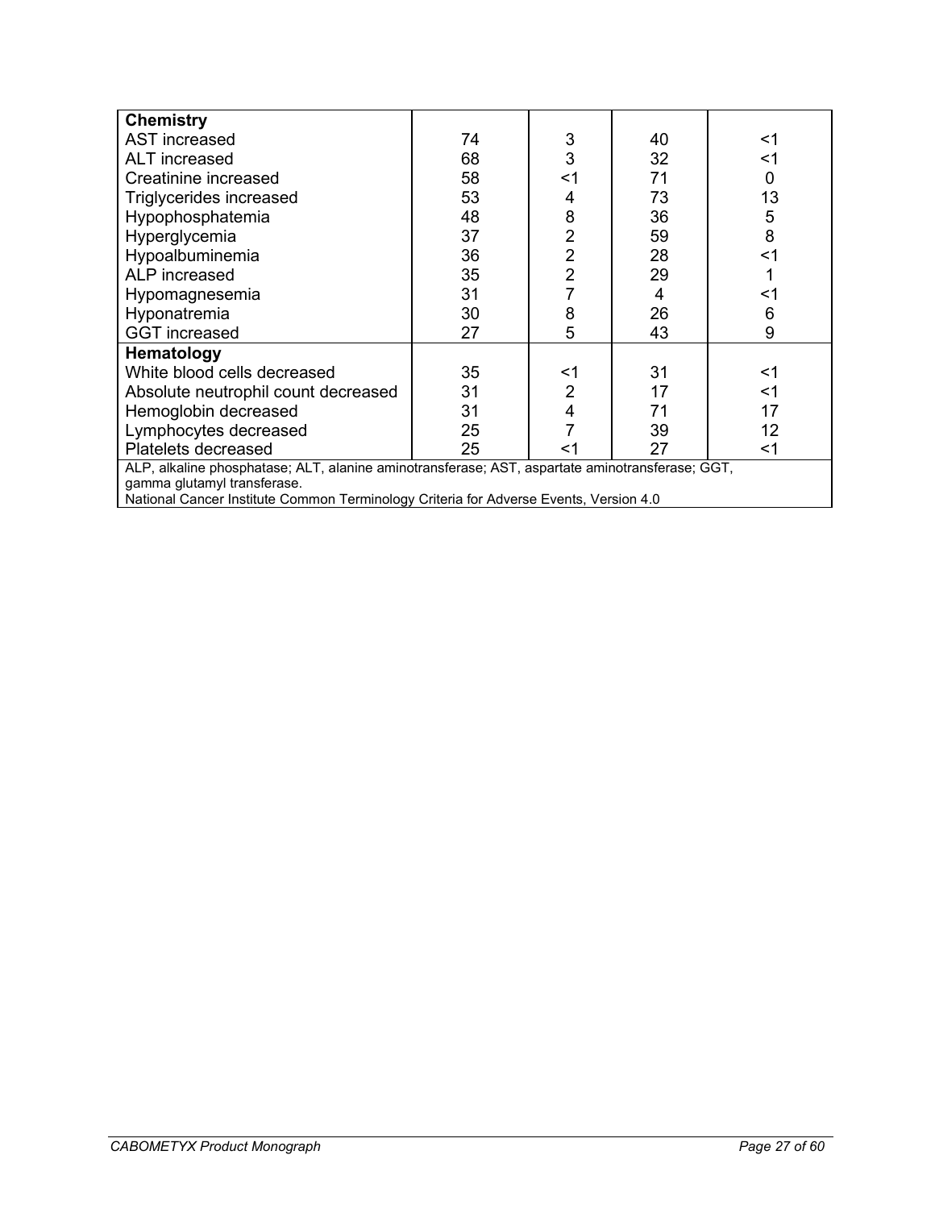| | | | | |
|---|---|---|---|---|
| **Chemistry** | | | | |
| AST increased | 74 | 3 | 40 | <1 |
| ALT increased | 68 | 3 | 32 | <1 |
| Creatinine increased | 58 | <1 | 71 | 0 |
| Triglycerides increased | 53 | 4 | 73 | 13 |
| Hypophosphatemia | 48 | 8 | 36 | 5 |
| Hyperglycemia | 37 | 2 | 59 | 8 |
| Hypoalbuminemia | 36 | 2 | 28 | <1 |
| ALP increased | 35 | 2 | 29 | 1 |
| Hypomagnesemia | 31 | 7 | 4 | <1 |
| Hyponatremia | 30 | 8 | 26 | 6 |
| GGT increased | 27 | 5 | 43 | 9 |
| **Hematology** | | | | |
| White blood cells decreased | 35 | <1 | 31 | <1 |
| Absolute neutrophil count decreased | 31 | 2 | 17 | <1 |
| Hemoglobin decreased | 31 | 4 | 71 | 17 |
| Lymphocytes decreased | 25 | 7 | 39 | 12 |
| Platelets decreased | 25 | <1 | 27 | <1 |

ALP, alkaline phosphatase; ALT, alanine aminotransferase; AST, aspartate aminotransferase; GGT, gamma glutamyl transferase.
National Cancer Institute Common Terminology Criteria for Adverse Events, Version 4.0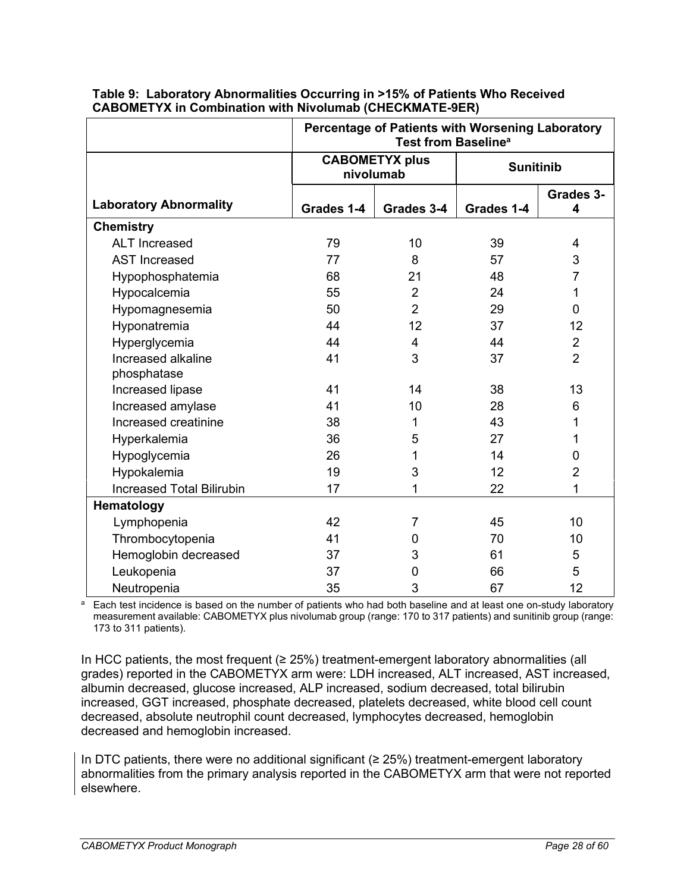**Table 9: Laboratory Abnormalities Occurring in >15% of Patients Who Received CABOMETYX in Combination with Nivolumab (CHECKMATE-9ER)**

| | Percentage of Patients with Worsening Laboratory Test from Baseline[a] | | | |
|---|---|---|---|---|
| | CABOMETYX plus nivolumab | | Sunitinib | |
| Laboratory Abnormality | Grades 1-4 | Grades 3-4 | Grades 1-4 | Grades 3-4 |
| **Chemistry** | | | | |
| ALT Increased | 79 | 10 | 39 | 4 |
| AST Increased | 77 | 8 | 57 | 3 |
| Hypophosphatemia | 68 | 21 | 48 | 7 |
| Hypocalcemia | 55 | 2 | 24 | 1 |
| Hypomagnesemia | 50 | 2 | 29 | 0 |
| Hyponatremia | 44 | 12 | 37 | 12 |
| Hyperglycemia | 44 | 4 | 44 | 2 |
| Increased alkaline phosphatase | 41 | 3 | 37 | 2 |
| Increased lipase | 41 | 14 | 38 | 13 |
| Increased amylase | 41 | 10 | 28 | 6 |
| Increased creatinine | 38 | 1 | 43 | 1 |
| Hyperkalemia | 36 | 5 | 27 | 1 |
| Hypoglycemia | 26 | 1 | 14 | 0 |
| Hypokalemia | 19 | 3 | 12 | 2 |
| Increased Total Bilirubin | 17 | 1 | 22 | 1 |
| **Hematology** | | | | |
| Lymphopenia | 42 | 7 | 45 | 10 |
| Thrombocytopenia | 41 | 0 | 70 | 10 |
| Hemoglobin decreased | 37 | 3 | 61 | 5 |
| Leukopenia | 37 | 0 | 66 | 5 |
| Neutropenia | 35 | 3 | 67 | 12 |

[a] Each test incidence is based on the number of patients who had both baseline and at least one on-study laboratory measurement available: CABOMETYX plus nivolumab group (range: 170 to 317 patients) and sunitinib group (range: 173 to 311 patients).

In HCC patients, the most frequent (≥ 25%) treatment-emergent laboratory abnormalities (all grades) reported in the CABOMETYX arm were: LDH increased, ALT increased, AST increased, albumin decreased, glucose increased, ALP increased, sodium decreased, total bilirubin increased, GGT increased, phosphate decreased, platelets decreased, white blood cell count decreased, absolute neutrophil count decreased, lymphocytes decreased, hemoglobin decreased and hemoglobin increased.

In DTC patients, there were no additional significant (≥ 25%) treatment-emergent laboratory abnormalities from the primary analysis reported in the CABOMETYX arm that were not reported elsewhere.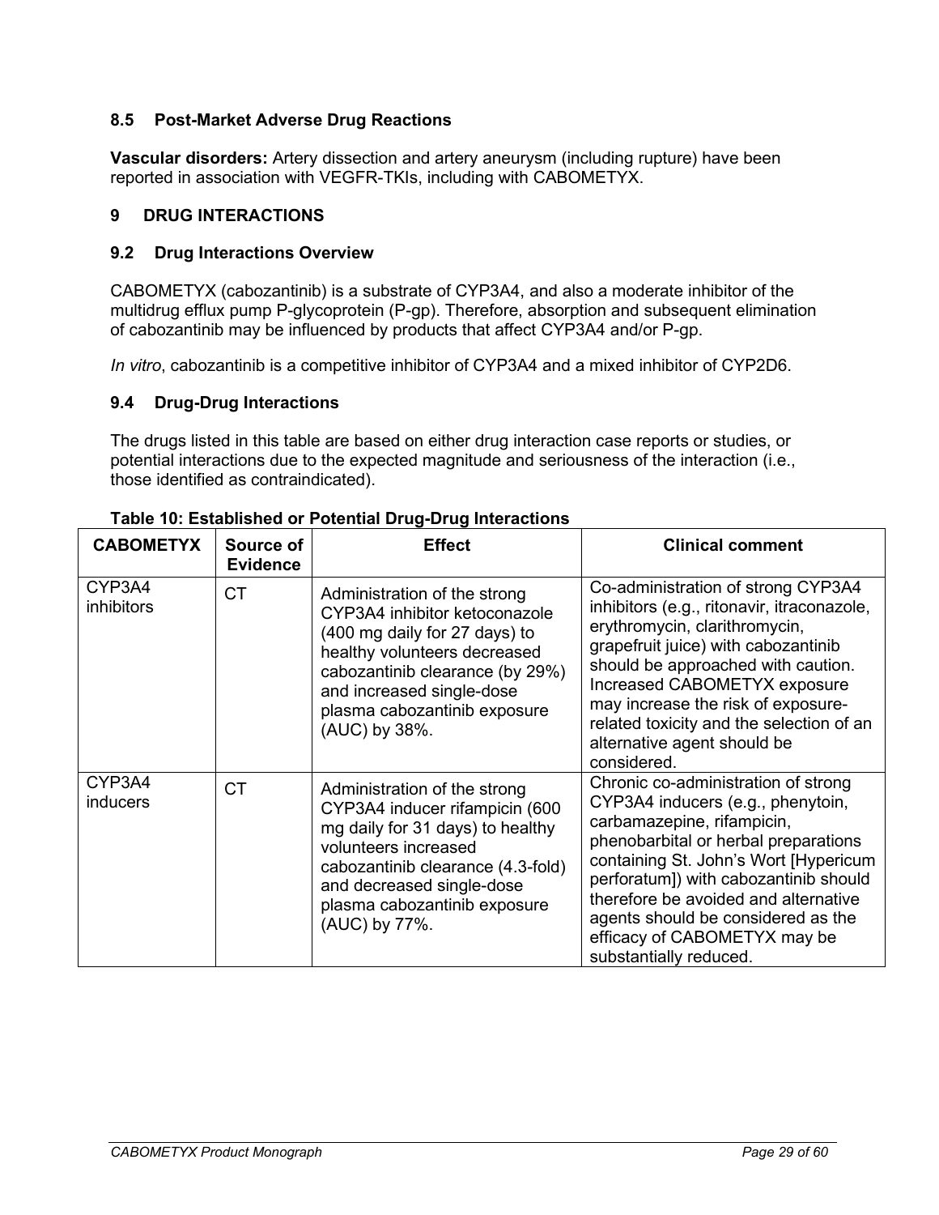### 8.5 Post-Market Adverse Drug Reactions

**Vascular disorders:** Artery dissection and artery aneurysm (including rupture) have been reported in association with VEGFR-TKIs, including with CABOMETYX.

## 9 DRUG INTERACTIONS

### 9.2 Drug Interactions Overview

CABOMETYX (cabozantinib) is a substrate of CYP3A4, and also a moderate inhibitor of the multidrug efflux pump P-glycoprotein (P-gp). Therefore, absorption and subsequent elimination of cabozantinib may be influenced by products that affect CYP3A4 and/or P-gp.

*In vitro*, cabozantinib is a competitive inhibitor of CYP3A4 and a mixed inhibitor of CYP2D6.

### 9.4 Drug-Drug Interactions

The drugs listed in this table are based on either drug interaction case reports or studies, or potential interactions due to the expected magnitude and seriousness of the interaction (i.e., those identified as contraindicated).

**Table 10: Established or Potential Drug-Drug Interactions**

| CABOMETYX | Source of Evidence | Effect | Clinical comment |
|---|---|---|---|
| CYP3A4 inhibitors | CT | Administration of the strong CYP3A4 inhibitor ketoconazole (400 mg daily for 27 days) to healthy volunteers decreased cabozantinib clearance (by 29%) and increased single-dose plasma cabozantinib exposure (AUC) by 38%. | Co-administration of strong CYP3A4 inhibitors (e.g., ritonavir, itraconazole, erythromycin, clarithromycin, grapefruit juice) with cabozantinib should be approached with caution. Increased CABOMETYX exposure may increase the risk of exposure-related toxicity and the selection of an alternative agent should be considered. |
| CYP3A4 inducers | CT | Administration of the strong CYP3A4 inducer rifampicin (600 mg daily for 31 days) to healthy volunteers increased cabozantinib clearance (4.3-fold) and decreased single-dose plasma cabozantinib exposure (AUC) by 77%. | Chronic co-administration of strong CYP3A4 inducers (e.g., phenytoin, carbamazepine, rifampicin, phenobarbital or herbal preparations containing St. John's Wort [Hypericum perforatum]) with cabozantinib should therefore be avoided and alternative agents should be considered as the efficacy of CABOMETYX may be substantially reduced. |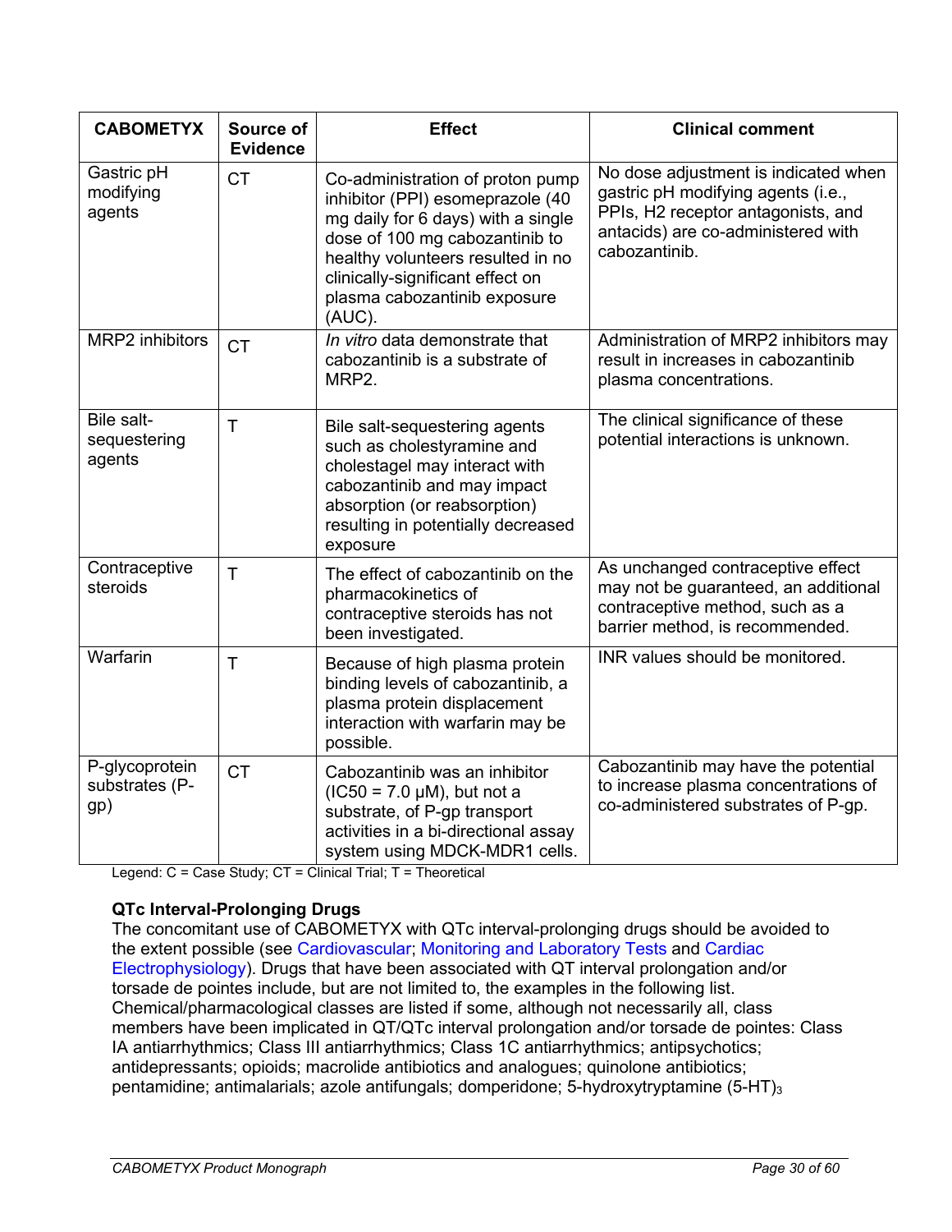| CABOMETYX | Source of Evidence | Effect | Clinical comment |
|---|---|---|---|
| Gastric pH modifying agents | CT | Co-administration of proton pump inhibitor (PPI) esomeprazole (40 mg daily for 6 days) with a single dose of 100 mg cabozantinib to healthy volunteers resulted in no clinically-significant effect on plasma cabozantinib exposure (AUC). | No dose adjustment is indicated when gastric pH modifying agents (i.e., PPIs, H2 receptor antagonists, and antacids) are co-administered with cabozantinib. |
| MRP2 inhibitors | CT | *In vitro* data demonstrate that cabozantinib is a substrate of MRP2. | Administration of MRP2 inhibitors may result in increases in cabozantinib plasma concentrations. |
| Bile salt-sequestering agents | T | Bile salt-sequestering agents such as cholestyramine and cholestagel may interact with cabozantinib and may impact absorption (or reabsorption) resulting in potentially decreased exposure | The clinical significance of these potential interactions is unknown. |
| Contraceptive steroids | T | The effect of cabozantinib on the pharmacokinetics of contraceptive steroids has not been investigated. | As unchanged contraceptive effect may not be guaranteed, an additional contraceptive method, such as a barrier method, is recommended. |
| Warfarin | T | Because of high plasma protein binding levels of cabozantinib, a plasma protein displacement interaction with warfarin may be possible. | INR values should be monitored. |
| P-glycoprotein substrates (P-gp) | CT | Cabozantinib was an inhibitor ($IC_{50}$ = 7.0 µM), but not a substrate, of P-gp transport activities in a bi-directional assay system using MDCK-MDR1 cells. | Cabozantinib may have the potential to increase plasma concentrations of co-administered substrates of P-gp. |

Legend: C = Case Study; CT = Clinical Trial; T = Theoretical

**QTc Interval-Prolonging Drugs**

The concomitant use of CABOMETYX with QTc interval-prolonging drugs should be avoided to the extent possible (see Cardiovascular; Monitoring and Laboratory Tests and Cardiac Electrophysiology). Drugs that have been associated with QT interval prolongation and/or torsade de pointes include, but are not limited to, the examples in the following list. Chemical/pharmacological classes are listed if some, although not necessarily all, class members have been implicated in QT/QTc interval prolongation and/or torsade de pointes: Class IA antiarrhythmics; Class III antiarrhythmics; Class 1C antiarrhythmics; antipsychotics; antidepressants; opioids; macrolide antibiotics and analogues; quinolone antibiotics; pentamidine; antimalarials; azole antifungals; domperidone; 5-hydroxytryptamine $(5\text{-HT})_3$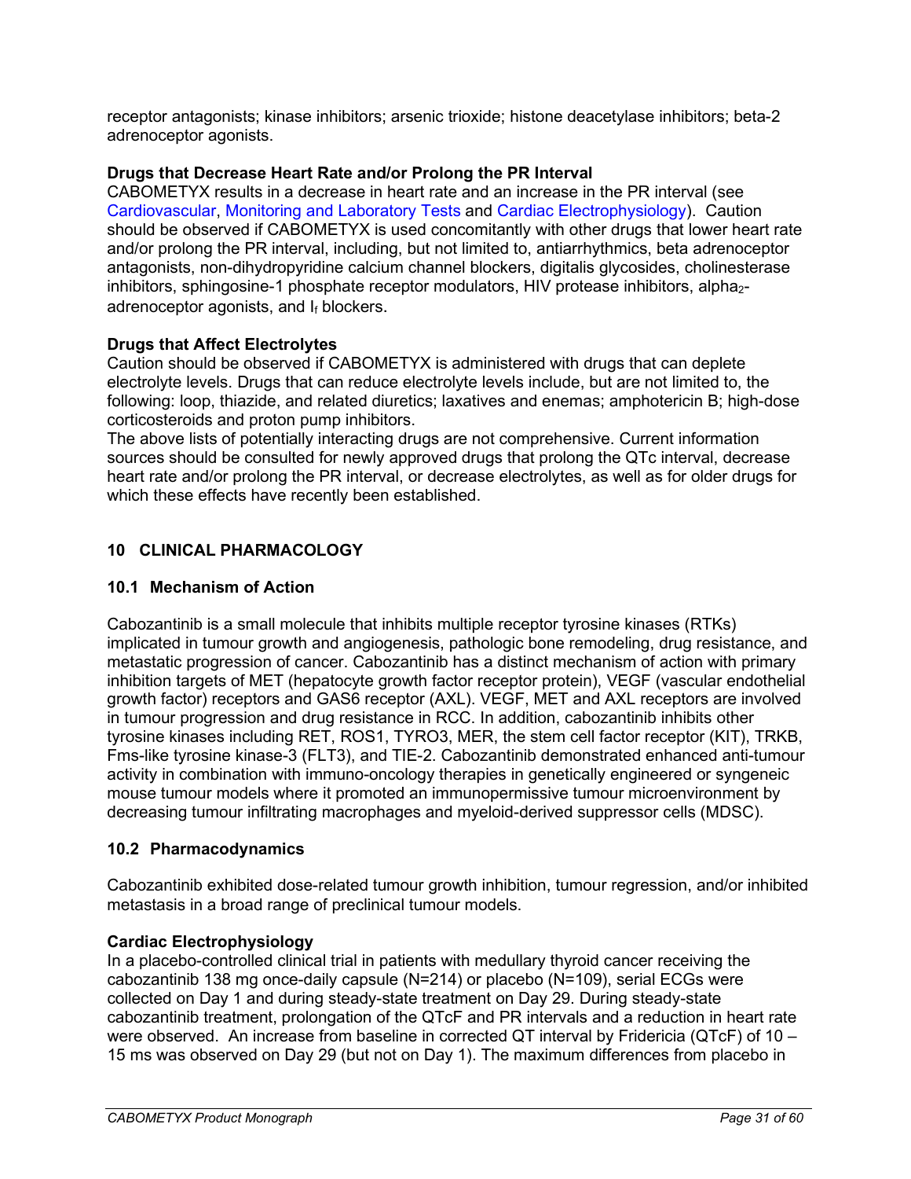receptor antagonists; kinase inhibitors; arsenic trioxide; histone deacetylase inhibitors; beta-2 adrenoceptor agonists.

**Drugs that Decrease Heart Rate and/or Prolong the PR Interval**

CABOMETYX results in a decrease in heart rate and an increase in the PR interval (see Cardiovascular, Monitoring and Laboratory Tests and Cardiac Electrophysiology). Caution should be observed if CABOMETYX is used concomitantly with other drugs that lower heart rate and/or prolong the PR interval, including, but not limited to, antiarrhythmics, beta adrenoceptor antagonists, non-dihydropyridine calcium channel blockers, digitalis glycosides, cholinesterase inhibitors, sphingosine-1 phosphate receptor modulators, HIV protease inhibitors, alpha$_2$-adrenoceptor agonists, and $I_f$ blockers.

**Drugs that Affect Electrolytes**

Caution should be observed if CABOMETYX is administered with drugs that can deplete electrolyte levels. Drugs that can reduce electrolyte levels include, but are not limited to, the following: loop, thiazide, and related diuretics; laxatives and enemas; amphotericin B; high-dose corticosteroids and proton pump inhibitors.

The above lists of potentially interacting drugs are not comprehensive. Current information sources should be consulted for newly approved drugs that prolong the QTc interval, decrease heart rate and/or prolong the PR interval, or decrease electrolytes, as well as for older drugs for which these effects have recently been established.

## 10 CLINICAL PHARMACOLOGY

### 10.1 Mechanism of Action

Cabozantinib is a small molecule that inhibits multiple receptor tyrosine kinases (RTKs) implicated in tumour growth and angiogenesis, pathologic bone remodeling, drug resistance, and metastatic progression of cancer. Cabozantinib has a distinct mechanism of action with primary inhibition targets of MET (hepatocyte growth factor receptor protein), VEGF (vascular endothelial growth factor) receptors and GAS6 receptor (AXL). VEGF, MET and AXL receptors are involved in tumour progression and drug resistance in RCC. In addition, cabozantinib inhibits other tyrosine kinases including RET, ROS1, TYRO3, MER, the stem cell factor receptor (KIT), TRKB, Fms-like tyrosine kinase-3 (FLT3), and TIE-2. Cabozantinib demonstrated enhanced anti-tumour activity in combination with immuno-oncology therapies in genetically engineered or syngeneic mouse tumour models where it promoted an immunopermissive tumour microenvironment by decreasing tumour infiltrating macrophages and myeloid-derived suppressor cells (MDSC).

### 10.2 Pharmacodynamics

Cabozantinib exhibited dose-related tumour growth inhibition, tumour regression, and/or inhibited metastasis in a broad range of preclinical tumour models.

**Cardiac Electrophysiology**

In a placebo-controlled clinical trial in patients with medullary thyroid cancer receiving the cabozantinib 138 mg once-daily capsule (N=214) or placebo (N=109), serial ECGs were collected on Day 1 and during steady-state treatment on Day 29. During steady-state cabozantinib treatment, prolongation of the QTcF and PR intervals and a reduction in heart rate were observed. An increase from baseline in corrected QT interval by Fridericia (QTcF) of 10 – 15 ms was observed on Day 29 (but not on Day 1). The maximum differences from placebo in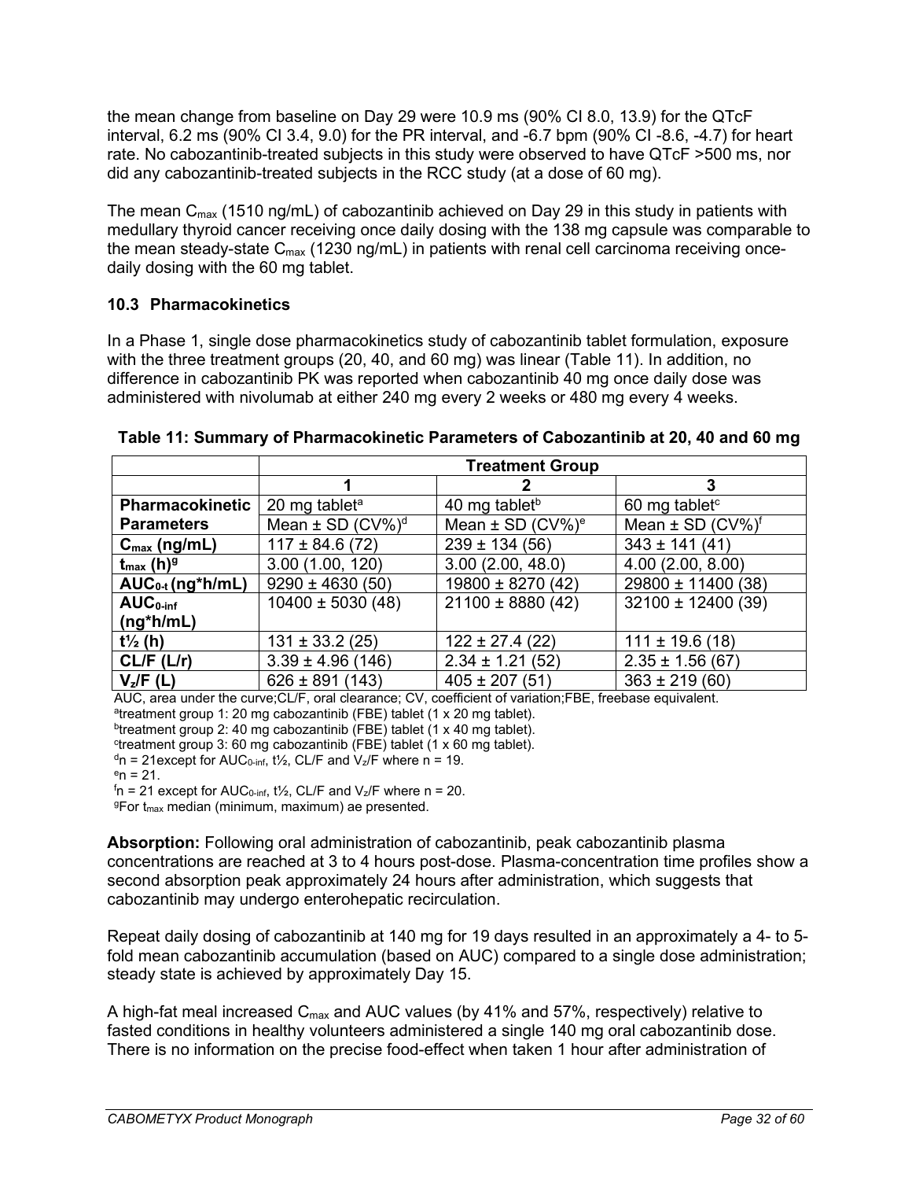the mean change from baseline on Day 29 were 10.9 ms (90% CI 8.0, 13.9) for the QTcF interval, 6.2 ms (90% CI 3.4, 9.0) for the PR interval, and -6.7 bpm (90% CI -8.6, -4.7) for heart rate. No cabozantinib-treated subjects in this study were observed to have QTcF >500 ms, nor did any cabozantinib-treated subjects in the RCC study (at a dose of 60 mg).

The mean $C_{max}$ (1510 ng/mL) of cabozantinib achieved on Day 29 in this study in patients with medullary thyroid cancer receiving once daily dosing with the 138 mg capsule was comparable to the mean steady-state $C_{max}$ (1230 ng/mL) in patients with renal cell carcinoma receiving once-daily dosing with the 60 mg tablet.

### 10.3 Pharmacokinetics

In a Phase 1, single dose pharmacokinetics study of cabozantinib tablet formulation, exposure with the three treatment groups (20, 40, and 60 mg) was linear (Table 11). In addition, no difference in cabozantinib PK was reported when cabozantinib 40 mg once daily dose was administered with nivolumab at either 240 mg every 2 weeks or 480 mg every 4 weeks.

**Table 11: Summary of Pharmacokinetic Parameters of Cabozantinib at 20, 40 and 60 mg**

| | Treatment Group | | |
|---|---|---|---|
| | 1 | 2 | 3 |
| **Pharmacokinetic Parameters** | 20 mg tablet[a] Mean ± SD (CV%)[d] | 40 mg tablet[b] Mean ± SD (CV%)[e] | 60 mg tablet[c] Mean ± SD (CV%)[f] |
| **$C_{max}$ (ng/mL)** | 117 ± 84.6 (72) | 239 ± 134 (56) | 343 ± 141 (41) |
| **$t_{max}$ (h)[g]** | 3.00 (1.00, 120) | 3.00 (2.00, 48.0) | 4.00 (2.00, 8.00) |
| **$AUC_{0-t}$ (ng*h/mL)** | 9290 ± 4630 (50) | 19800 ± 8270 (42) | 29800 ± 11400 (38) |
| **$AUC_{0-inf}$ (ng*h/mL)** | 10400 ± 5030 (48) | 21100 ± 8880 (42) | 32100 ± 12400 (39) |
| **t½ (h)** | 131 ± 33.2 (25) | 122 ± 27.4 (22) | 111 ± 19.6 (18) |
| **CL/F (L/r)** | 3.39 ± 4.96 (146) | 2.34 ± 1.21 (52) | 2.35 ± 1.56 (67) |
| **$V_z$/F (L)** | 626 ± 891 (143) | 405 ± 207 (51) | 363 ± 219 (60) |

AUC, area under the curve;CL/F, oral clearance; CV, coefficient of variation;FBE, freebase equivalent.
[a]treatment group 1: 20 mg cabozantinib (FBE) tablet (1 x 20 mg tablet).
[b]treatment group 2: 40 mg cabozantinib (FBE) tablet (1 x 40 mg tablet).
[c]treatment group 3: 60 mg cabozantinib (FBE) tablet (1 x 60 mg tablet).
[d]n = 21except for $AUC_{0-inf}$, t½, CL/F and $V_z$/F where n = 19.
[e]n = 21.
[f]n = 21 except for $AUC_{0-inf}$, t½, CL/F and $V_z$/F where n = 20.
[g]For $t_{max}$ median (minimum, maximum) ae presented.

**Absorption:** Following oral administration of cabozantinib, peak cabozantinib plasma concentrations are reached at 3 to 4 hours post-dose. Plasma-concentration time profiles show a second absorption peak approximately 24 hours after administration, which suggests that cabozantinib may undergo enterohepatic recirculation.

Repeat daily dosing of cabozantinib at 140 mg for 19 days resulted in an approximately a 4- to 5-fold mean cabozantinib accumulation (based on AUC) compared to a single dose administration; steady state is achieved by approximately Day 15.

A high-fat meal increased $C_{max}$ and AUC values (by 41% and 57%, respectively) relative to fasted conditions in healthy volunteers administered a single 140 mg oral cabozantinib dose. There is no information on the precise food-effect when taken 1 hour after administration of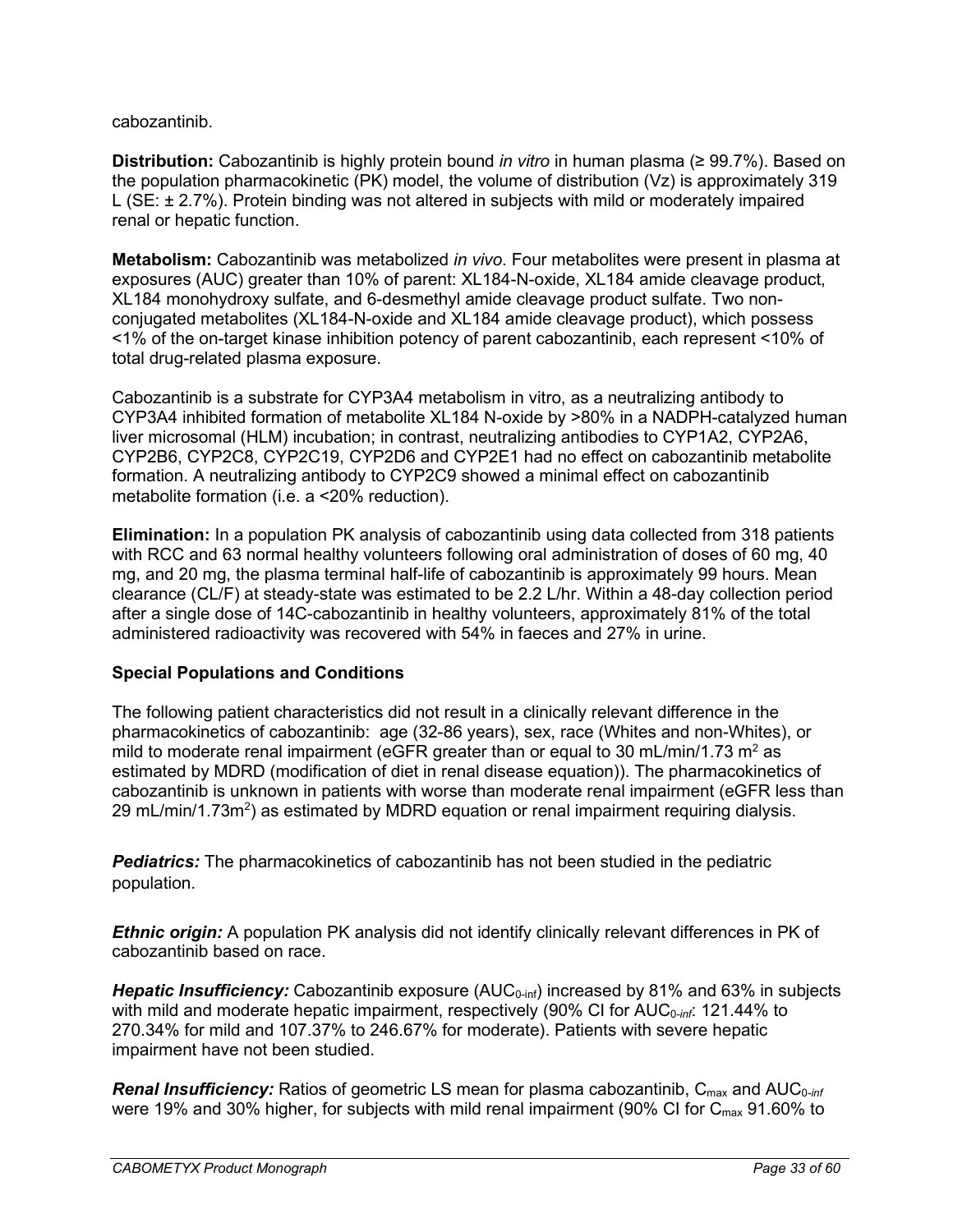cabozantinib.

**Distribution:** Cabozantinib is highly protein bound *in vitro* in human plasma (≥ 99.7%). Based on the population pharmacokinetic (PK) model, the volume of distribution (Vz) is approximately 319 L (SE: ± 2.7%). Protein binding was not altered in subjects with mild or moderately impaired renal or hepatic function.

**Metabolism:** Cabozantinib was metabolized *in vivo*. Four metabolites were present in plasma at exposures (AUC) greater than 10% of parent: XL184-N-oxide, XL184 amide cleavage product, XL184 monohydroxy sulfate, and 6-desmethyl amide cleavage product sulfate. Two non-conjugated metabolites (XL184-N-oxide and XL184 amide cleavage product), which possess <1% of the on-target kinase inhibition potency of parent cabozantinib, each represent <10% of total drug-related plasma exposure.

Cabozantinib is a substrate for CYP3A4 metabolism in vitro, as a neutralizing antibody to CYP3A4 inhibited formation of metabolite XL184 N-oxide by >80% in a NADPH-catalyzed human liver microsomal (HLM) incubation; in contrast, neutralizing antibodies to CYP1A2, CYP2A6, CYP2B6, CYP2C8, CYP2C19, CYP2D6 and CYP2E1 had no effect on cabozantinib metabolite formation. A neutralizing antibody to CYP2C9 showed a minimal effect on cabozantinib metabolite formation (i.e. a <20% reduction).

**Elimination:** In a population PK analysis of cabozantinib using data collected from 318 patients with RCC and 63 normal healthy volunteers following oral administration of doses of 60 mg, 40 mg, and 20 mg, the plasma terminal half-life of cabozantinib is approximately 99 hours. Mean clearance (CL/F) at steady-state was estimated to be 2.2 L/hr. Within a 48-day collection period after a single dose of 14C-cabozantinib in healthy volunteers, approximately 81% of the total administered radioactivity was recovered with 54% in faeces and 27% in urine.

### Special Populations and Conditions

The following patient characteristics did not result in a clinically relevant difference in the pharmacokinetics of cabozantinib: age (32-86 years), sex, race (Whites and non-Whites), or mild to moderate renal impairment (eGFR greater than or equal to 30 mL/min/1.73 $m^2$ as estimated by MDRD (modification of diet in renal disease equation)). The pharmacokinetics of cabozantinib is unknown in patients with worse than moderate renal impairment (eGFR less than 29 mL/min/1.73$m^2$) as estimated by MDRD equation or renal impairment requiring dialysis.

***Pediatrics:*** The pharmacokinetics of cabozantinib has not been studied in the pediatric population.

***Ethnic origin:*** A population PK analysis did not identify clinically relevant differences in PK of cabozantinib based on race.

***Hepatic Insufficiency:*** Cabozantinib exposure ($AUC_{0\text{-inf}}$) increased by 81% and 63% in subjects with mild and moderate hepatic impairment, respectively (90% CI for $AUC_{0\text{-}inf}$: 121.44% to 270.34% for mild and 107.37% to 246.67% for moderate). Patients with severe hepatic impairment have not been studied.

***Renal Insufficiency:*** Ratios of geometric LS mean for plasma cabozantinib, $C_{max}$ and $AUC_{0\text{-}inf}$ were 19% and 30% higher, for subjects with mild renal impairment (90% CI for $C_{max}$ 91.60% to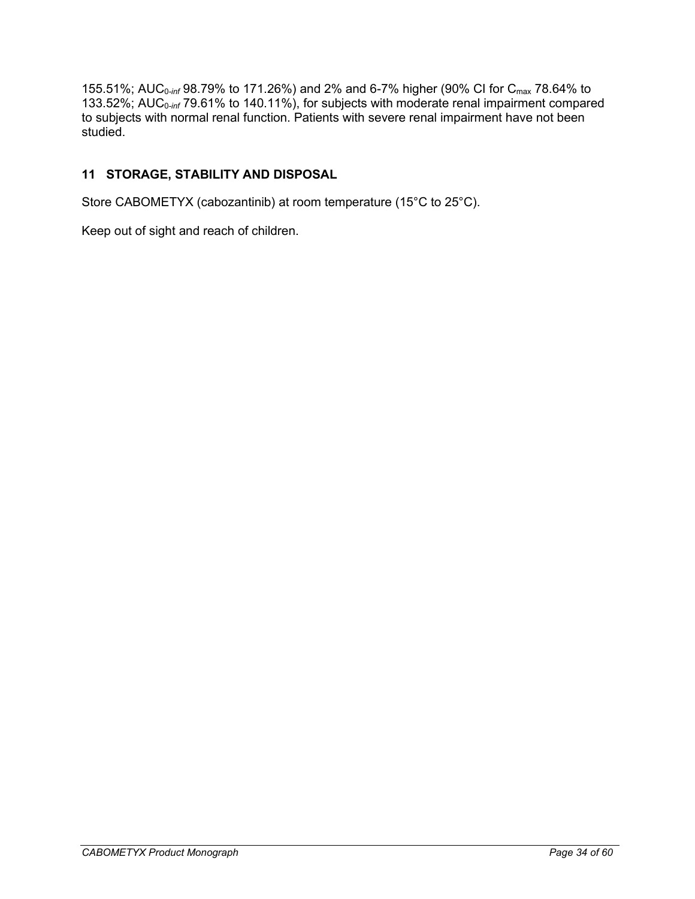155.51%; $AUC_{0\text{-}inf}$ 98.79% to 171.26%) and 2% and 6-7% higher (90% CI for $C_{max}$ 78.64% to 133.52%; $AUC_{0\text{-}inf}$ 79.61% to 140.11%), for subjects with moderate renal impairment compared to subjects with normal renal function. Patients with severe renal impairment have not been studied.

## 11 STORAGE, STABILITY AND DISPOSAL

Store CABOMETYX (cabozantinib) at room temperature (15°C to 25°C).

Keep out of sight and reach of children.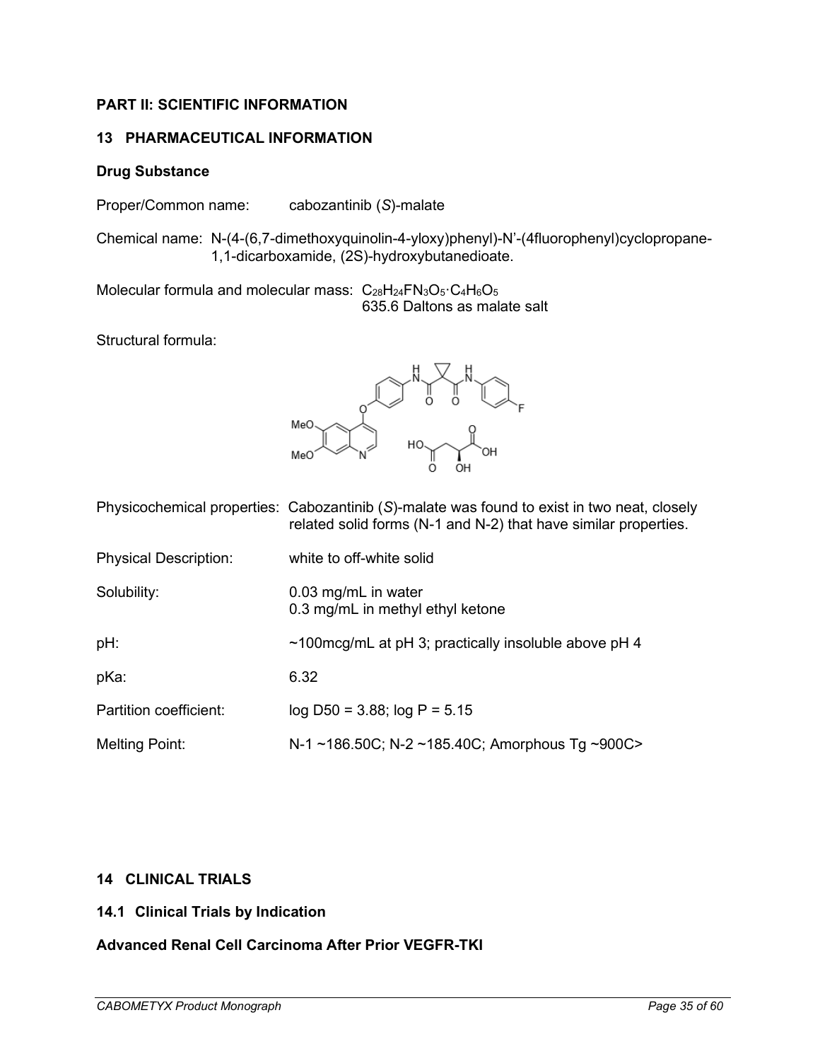**PART II: SCIENTIFIC INFORMATION**

## 13 PHARMACEUTICAL INFORMATION

**Drug Substance**

Proper/Common name: cabozantinib (*S*)-malate

Chemical name: N-(4-(6,7-dimethoxyquinolin-4-yloxy)phenyl)-N'-(4fluorophenyl)cyclopropane-1,1-dicarboxamide, (2S)-hydroxybutanedioate.

Molecular formula and molecular mass: $C_{28}H_{24}FN_3O_5{\cdot}C_4H_6O_5$
635.6 Daltons as malate salt

Structural formula:

Physicochemical properties: Cabozantinib (*S*)-malate was found to exist in two neat, closely related solid forms (N-1 and N-2) that have similar properties.

Physical Description: white to off-white solid

Solubility: 0.03 mg/mL in water
0.3 mg/mL in methyl ethyl ketone

pH: ~100mcg/mL at pH 3; practically insoluble above pH 4

pKa: 6.32

Partition coefficient: log D50 = 3.88; log P = 5.15

Melting Point: N-1 ~186.50C; N-2 ~185.40C; Amorphous Tg ~900C>

## 14 CLINICAL TRIALS

### 14.1 Clinical Trials by Indication

**Advanced Renal Cell Carcinoma After Prior VEGFR-TKI**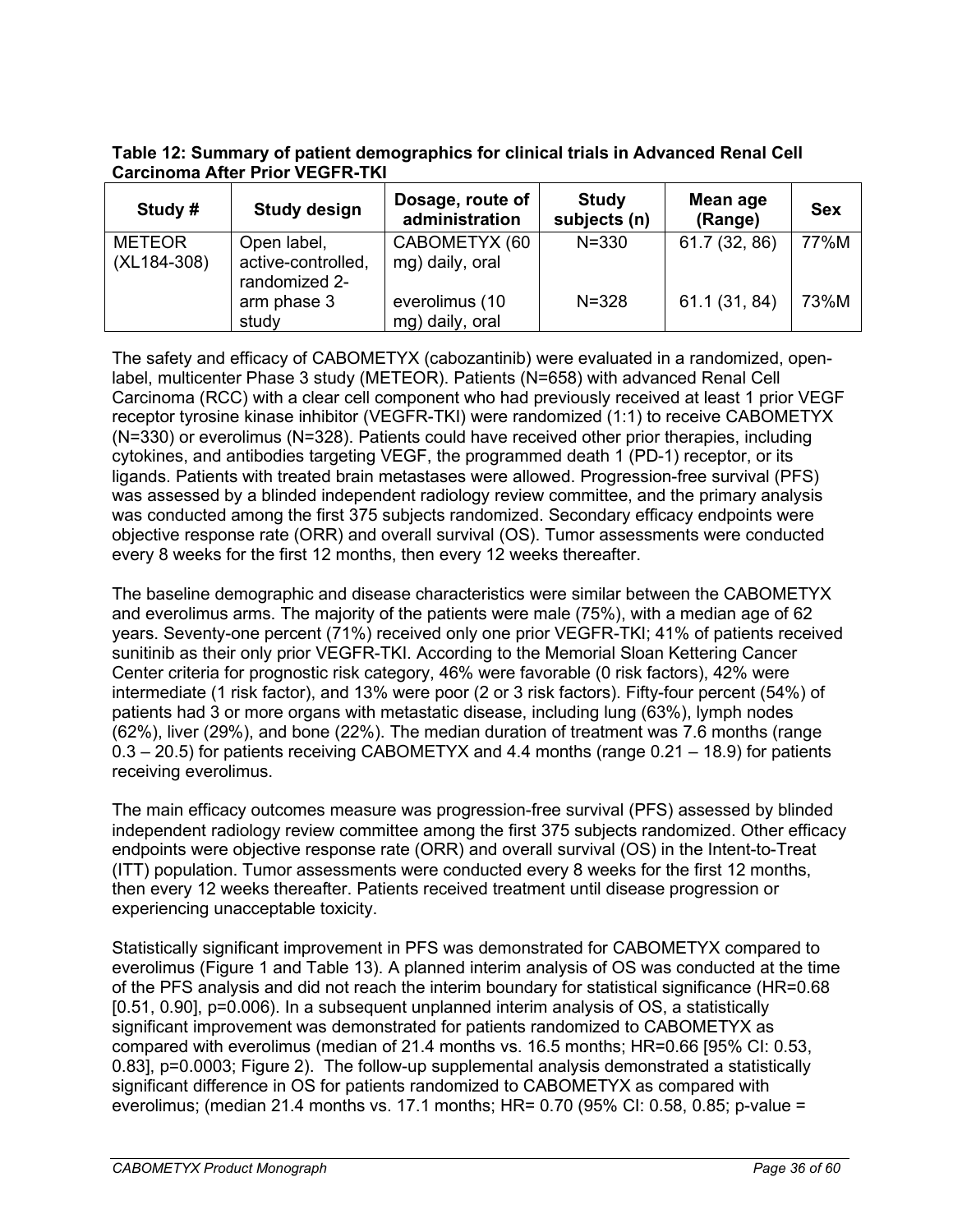**Table 12: Summary of patient demographics for clinical trials in Advanced Renal Cell Carcinoma After Prior VEGFR-TKI**

| Study # | Study design | Dosage, route of administration | Study subjects (n) | Mean age (Range) | Sex |
|---|---|---|---|---|---|
| METEOR (XL184-308) | Open label, active-controlled, randomized 2-arm phase 3 study | CABOMETYX (60 mg) daily, oral | N=330 | 61.7 (32, 86) | 77%M |
| | | everolimus (10 mg) daily, oral | N=328 | 61.1 (31, 84) | 73%M |

The safety and efficacy of CABOMETYX (cabozantinib) were evaluated in a randomized, open-label, multicenter Phase 3 study (METEOR). Patients (N=658) with advanced Renal Cell Carcinoma (RCC) with a clear cell component who had previously received at least 1 prior VEGF receptor tyrosine kinase inhibitor (VEGFR-TKI) were randomized (1:1) to receive CABOMETYX (N=330) or everolimus (N=328). Patients could have received other prior therapies, including cytokines, and antibodies targeting VEGF, the programmed death 1 (PD-1) receptor, or its ligands. Patients with treated brain metastases were allowed. Progression-free survival (PFS) was assessed by a blinded independent radiology review committee, and the primary analysis was conducted among the first 375 subjects randomized. Secondary efficacy endpoints were objective response rate (ORR) and overall survival (OS). Tumor assessments were conducted every 8 weeks for the first 12 months, then every 12 weeks thereafter.

The baseline demographic and disease characteristics were similar between the CABOMETYX and everolimus arms. The majority of the patients were male (75%), with a median age of 62 years. Seventy-one percent (71%) received only one prior VEGFR-TKI; 41% of patients received sunitinib as their only prior VEGFR-TKI. According to the Memorial Sloan Kettering Cancer Center criteria for prognostic risk category, 46% were favorable (0 risk factors), 42% were intermediate (1 risk factor), and 13% were poor (2 or 3 risk factors). Fifty-four percent (54%) of patients had 3 or more organs with metastatic disease, including lung (63%), lymph nodes (62%), liver (29%), and bone (22%). The median duration of treatment was 7.6 months (range 0.3 – 20.5) for patients receiving CABOMETYX and 4.4 months (range 0.21 – 18.9) for patients receiving everolimus.

The main efficacy outcomes measure was progression-free survival (PFS) assessed by blinded independent radiology review committee among the first 375 subjects randomized. Other efficacy endpoints were objective response rate (ORR) and overall survival (OS) in the Intent-to-Treat (ITT) population. Tumor assessments were conducted every 8 weeks for the first 12 months, then every 12 weeks thereafter. Patients received treatment until disease progression or experiencing unacceptable toxicity.

Statistically significant improvement in PFS was demonstrated for CABOMETYX compared to everolimus (Figure 1 and Table 13). A planned interim analysis of OS was conducted at the time of the PFS analysis and did not reach the interim boundary for statistical significance (HR=0.68 [0.51, 0.90], p=0.006). In a subsequent unplanned interim analysis of OS, a statistically significant improvement was demonstrated for patients randomized to CABOMETYX as compared with everolimus (median of 21.4 months vs. 16.5 months; HR=0.66 [95% CI: 0.53, 0.83], p=0.0003; Figure 2). The follow-up supplemental analysis demonstrated a statistically significant difference in OS for patients randomized to CABOMETYX as compared with everolimus; (median 21.4 months vs. 17.1 months; HR= 0.70 (95% CI: 0.58, 0.85; p-value =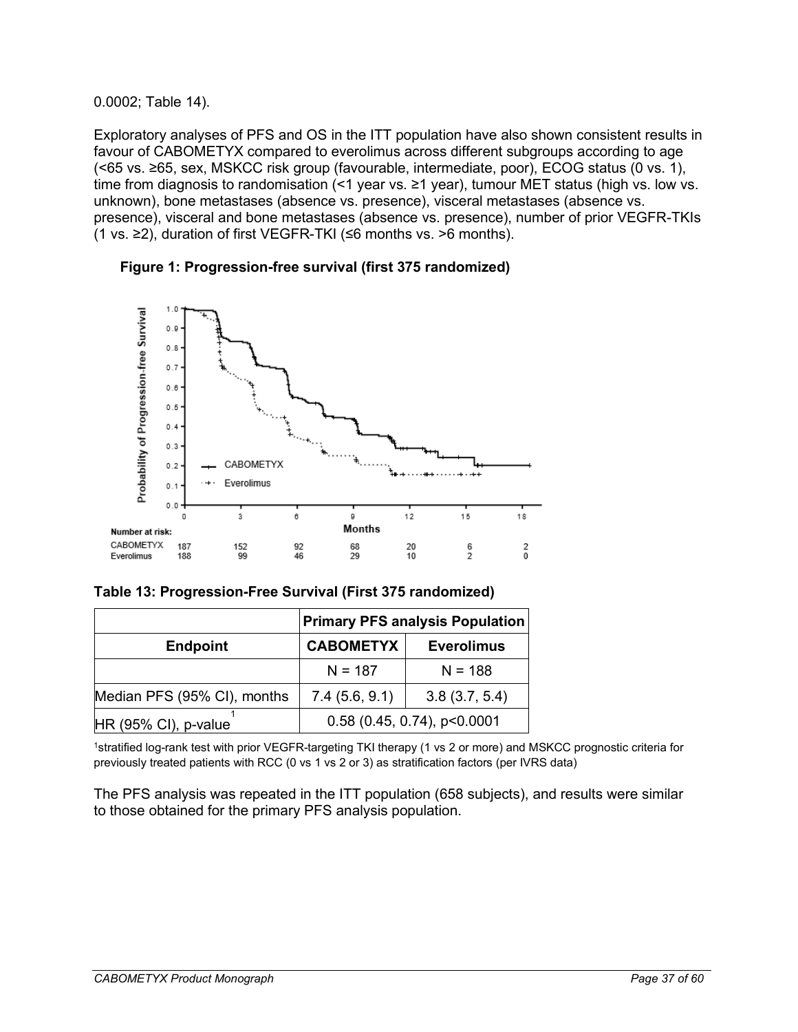0.0002; Table 14).

Exploratory analyses of PFS and OS in the ITT population have also shown consistent results in favour of CABOMETYX compared to everolimus across different subgroups according to age (<65 vs. ≥65, sex, MSKCC risk group (favourable, intermediate, poor), ECOG status (0 vs. 1), time from diagnosis to randomisation (<1 year vs. ≥1 year), tumour MET status (high vs. low vs. unknown), bone metastases (absence vs. presence), visceral metastases (absence vs. presence), visceral and bone metastases (absence vs. presence), number of prior VEGFR-TKIs (1 vs. ≥2), duration of first VEGFR-TKI (≤6 months vs. >6 months).

**Figure 1: Progression-free survival (first 375 randomized)**

| Number at risk: | 0 | 3 | 6 | 9 | 12 | 15 | 18 |
|---|---|---|---|---|---|---|---|
| CABOMETYX | 187 | 152 | 92 | 68 | 20 | 6 | 2 |
| Everolimus | 188 | 99 | 46 | 29 | 10 | 2 | 0 |

**Table 13: Progression-Free Survival (First 375 randomized)**

| | Primary PFS analysis Population | |
|---|---|---|
| **Endpoint** | **CABOMETYX** | **Everolimus** |
| | N = 187 | N = 188 |
| Median PFS (95% CI), months | 7.4 (5.6, 9.1) | 3.8 (3.7, 5.4) |
| HR (95% CI), p-value[1] | 0.58 (0.45, 0.74), p<0.0001 | |

[1]stratified log-rank test with prior VEGFR-targeting TKI therapy (1 vs 2 or more) and MSKCC prognostic criteria for previously treated patients with RCC (0 vs 1 vs 2 or 3) as stratification factors (per IVRS data)

The PFS analysis was repeated in the ITT population (658 subjects), and results were similar to those obtained for the primary PFS analysis population.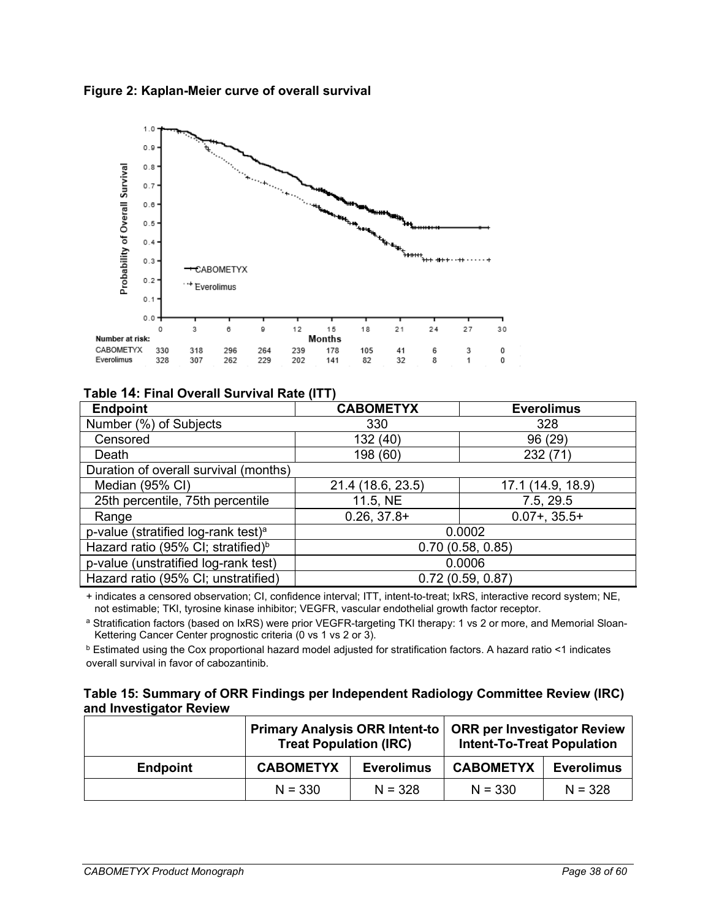**Figure 2: Kaplan-Meier curve of overall survival**

| Number at risk: | 0 | 3 | 6 | 9 | 12 | 15 | 18 | 21 | 24 | 27 | 30 |
|---|---|---|---|---|---|---|---|---|---|---|---|
| CABOMETYX | 330 | 318 | 296 | 264 | 239 | 178 | 105 | 41 | 6 | 3 | 0 |
| Everolimus | 328 | 307 | 262 | 229 | 202 | 141 | 82 | 32 | 8 | 1 | 0 |

**Table 14: Final Overall Survival Rate (ITT)**

| Endpoint | CABOMETYX | Everolimus |
|---|---|---|
| Number (%) of Subjects | 330 | 328 |
| Censored | 132 (40) | 96 (29) |
| Death | 198 (60) | 232 (71) |
| Duration of overall survival (months) | | |
| Median (95% CI) | 21.4 (18.6, 23.5) | 17.1 (14.9, 18.9) |
| 25th percentile, 75th percentile | 11.5, NE | 7.5, 29.5 |
| Range | 0.26, 37.8+ | 0.07+, 35.5+ |
| p-value (stratified log-rank test)[a] | 0.0002 | |
| Hazard ratio (95% CI; stratified)[b] | 0.70 (0.58, 0.85) | |
| p-value (unstratified log-rank test) | 0.0006 | |
| Hazard ratio (95% CI; unstratified) | 0.72 (0.59, 0.87) | |

+ indicates a censored observation; CI, confidence interval; ITT, intent-to-treat; IxRS, interactive record system; NE, not estimable; TKI, tyrosine kinase inhibitor; VEGFR, vascular endothelial growth factor receptor.

[a] Stratification factors (based on IxRS) were prior VEGFR-targeting TKI therapy: 1 vs 2 or more, and Memorial Sloan-Kettering Cancer Center prognostic criteria (0 vs 1 vs 2 or 3).

[b] Estimated using the Cox proportional hazard model adjusted for stratification factors. A hazard ratio <1 indicates overall survival in favor of cabozantinib.

**Table 15: Summary of ORR Findings per Independent Radiology Committee Review (IRC) and Investigator Review**

| | Primary Analysis ORR Intent-to Treat Population (IRC) | | ORR per Investigator Review Intent-To-Treat Population | |
|---|---|---|---|---|
| **Endpoint** | **CABOMETYX** | **Everolimus** | **CABOMETYX** | **Everolimus** |
| | N = 330 | N = 328 | N = 330 | N = 328 |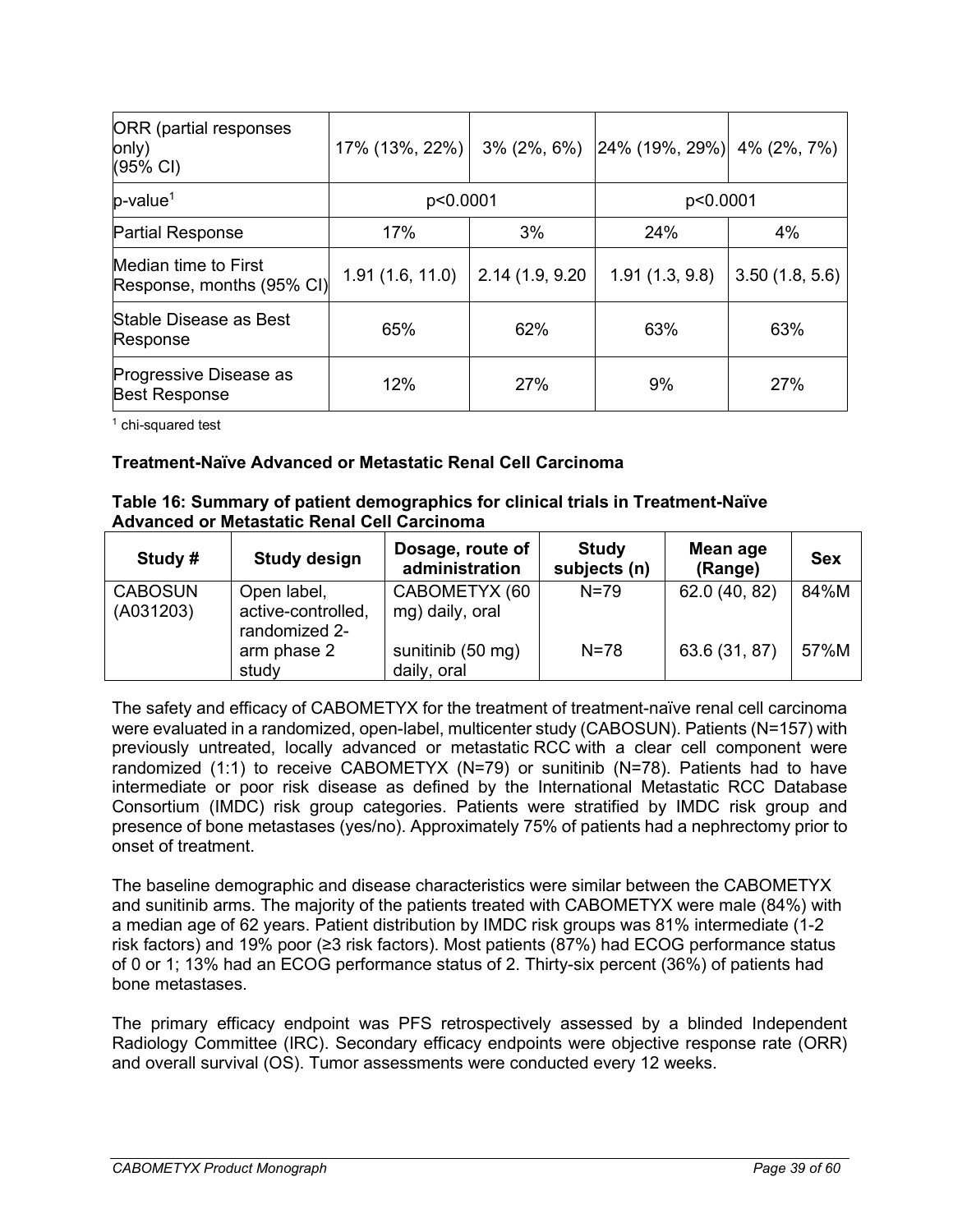| ORR (partial responses only) (95% CI) | 17% (13%, 22%) | 3% (2%, 6%) | 24% (19%, 29%) | 4% (2%, 7%) |
|---|---|---|---|---|
| p-value[1] | p<0.0001 | | p<0.0001 | |
| Partial Response | 17% | 3% | 24% | 4% |
| Median time to First Response, months (95% CI) | 1.91 (1.6, 11.0) | 2.14 (1.9, 9.20 | 1.91 (1.3, 9.8) | 3.50 (1.8, 5.6) |
| Stable Disease as Best Response | 65% | 62% | 63% | 63% |
| Progressive Disease as Best Response | 12% | 27% | 9% | 27% |

[1] chi-squared test

**Treatment-Naïve Advanced or Metastatic Renal Cell Carcinoma**

**Table 16: Summary of patient demographics for clinical trials in Treatment-Naïve Advanced or Metastatic Renal Cell Carcinoma**

| Study # | Study design | Dosage, route of administration | Study subjects (n) | Mean age (Range) | Sex |
|---|---|---|---|---|---|
| CABOSUN (A031203) | Open label, active-controlled, randomized 2-arm phase 2 study | CABOMETYX (60 mg) daily, oral | N=79 | 62.0 (40, 82) | 84%M |
| | | sunitinib (50 mg) daily, oral | N=78 | 63.6 (31, 87) | 57%M |

The safety and efficacy of CABOMETYX for the treatment of treatment-naïve renal cell carcinoma were evaluated in a randomized, open-label, multicenter study (CABOSUN). Patients (N=157) with previously untreated, locally advanced or metastatic RCC with a clear cell component were randomized (1:1) to receive CABOMETYX (N=79) or sunitinib (N=78). Patients had to have intermediate or poor risk disease as defined by the International Metastatic RCC Database Consortium (IMDC) risk group categories. Patients were stratified by IMDC risk group and presence of bone metastases (yes/no). Approximately 75% of patients had a nephrectomy prior to onset of treatment.

The baseline demographic and disease characteristics were similar between the CABOMETYX and sunitinib arms. The majority of the patients treated with CABOMETYX were male (84%) with a median age of 62 years. Patient distribution by IMDC risk groups was 81% intermediate (1-2 risk factors) and 19% poor (≥3 risk factors). Most patients (87%) had ECOG performance status of 0 or 1; 13% had an ECOG performance status of 2. Thirty-six percent (36%) of patients had bone metastases.

The primary efficacy endpoint was PFS retrospectively assessed by a blinded Independent Radiology Committee (IRC). Secondary efficacy endpoints were objective response rate (ORR) and overall survival (OS). Tumor assessments were conducted every 12 weeks.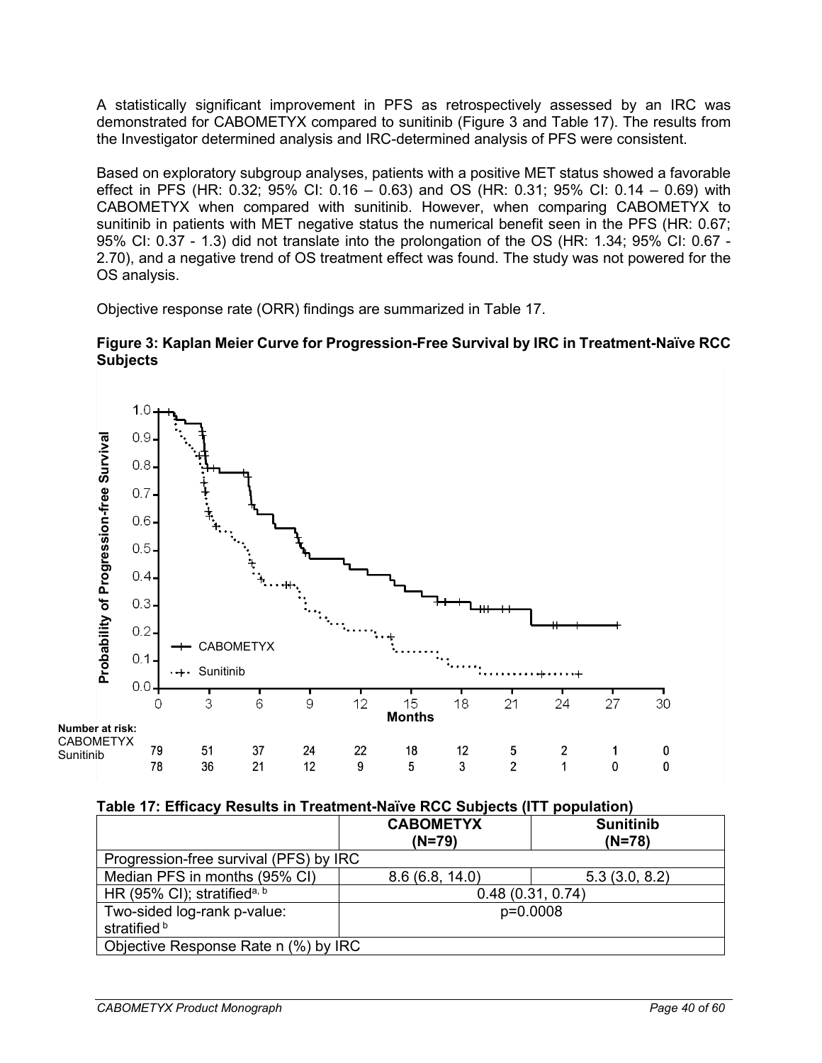A statistically significant improvement in PFS as retrospectively assessed by an IRC was demonstrated for CABOMETYX compared to sunitinib (Figure 3 and Table 17). The results from the Investigator determined analysis and IRC-determined analysis of PFS were consistent.

Based on exploratory subgroup analyses, patients with a positive MET status showed a favorable effect in PFS (HR: 0.32; 95% CI: 0.16 – 0.63) and OS (HR: 0.31; 95% CI: 0.14 – 0.69) with CABOMETYX when compared with sunitinib. However, when comparing CABOMETYX to sunitinib in patients with MET negative status the numerical benefit seen in the PFS (HR: 0.67; 95% CI: 0.37 - 1.3) did not translate into the prolongation of the OS (HR: 1.34; 95% CI: 0.67 - 2.70), and a negative trend of OS treatment effect was found. The study was not powered for the OS analysis.

Objective response rate (ORR) findings are summarized in Table 17.

**Figure 3: Kaplan Meier Curve for Progression-Free Survival by IRC in Treatment-Naïve RCC Subjects**

**Number at risk:**

| Months | 0 | 3 | 6 | 9 | 12 | 15 | 18 | 21 | 24 | 27 | 30 |
|---|---|---|---|---|---|---|---|---|---|---|---|
| CABOMETYX | 79 | 51 | 37 | 24 | 22 | 18 | 12 | 5 | 2 | 1 | 0 |
| Sunitinib | 78 | 36 | 21 | 12 | 9 | 5 | 3 | 2 | 1 | 0 | 0 |

**Table 17: Efficacy Results in Treatment-Naïve RCC Subjects (ITT population)**

| | **CABOMETYX (N=79)** | **Sunitinib (N=78)** |
|---|---|---|
| Progression-free survival (PFS) by IRC | | |
| Median PFS in months (95% CI) | 8.6 (6.8, 14.0) | 5.3 (3.0, 8.2) |
| HR (95% CI); stratified[a, b] | 0.48 (0.31, 0.74) | |
| Two-sided log-rank p-value: stratified[b] | p=0.0008 | |
| Objective Response Rate n (%) by IRC | | |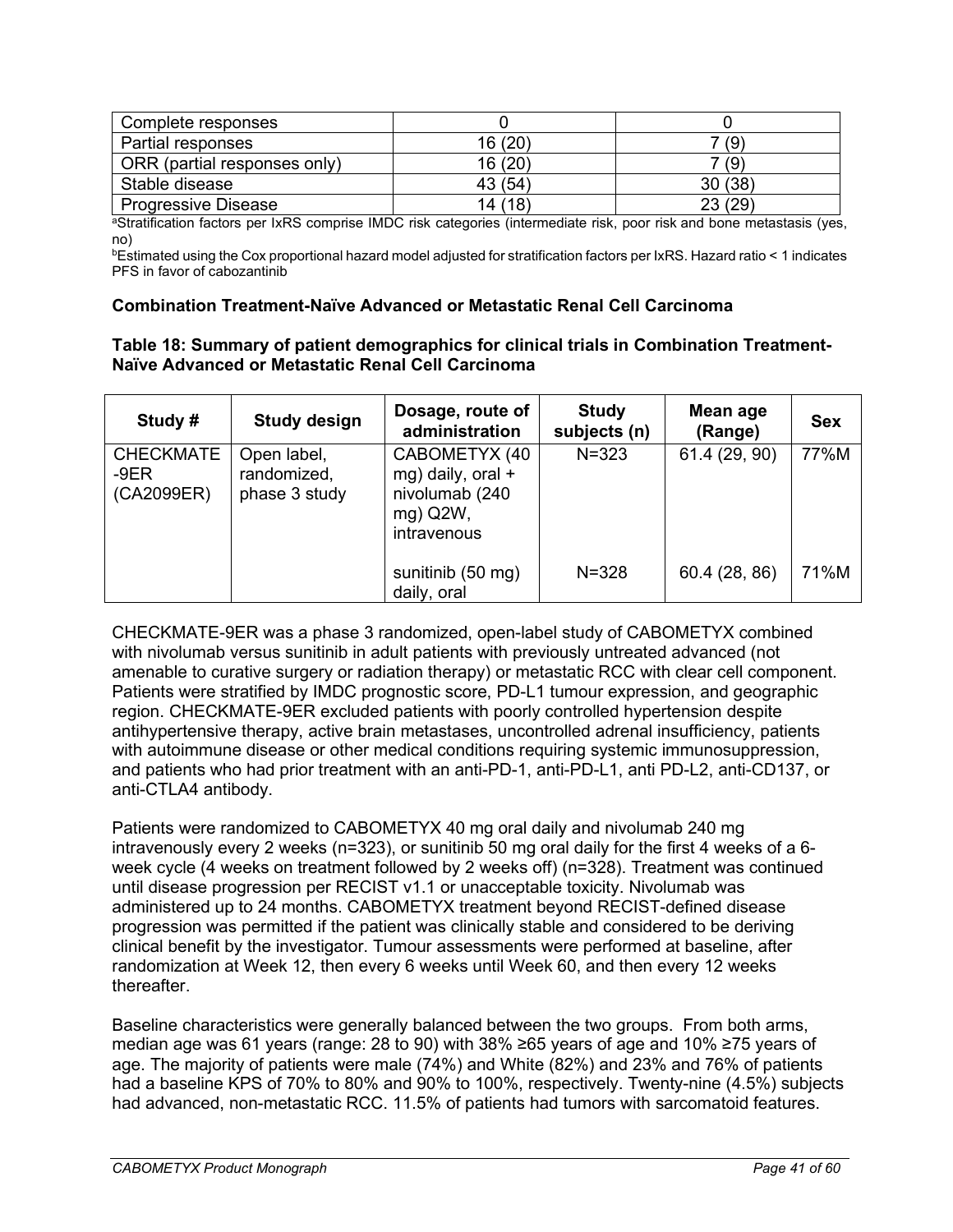| Complete responses | 0 | 0 |
|---|---|---|
| Partial responses | 16 (20) | 7 (9) |
| ORR (partial responses only) | 16 (20) | 7 (9) |
| Stable disease | 43 (54) | 30 (38) |
| Progressive Disease | 14 (18) | 23 (29) |

[a]Stratification factors per IxRS comprise IMDC risk categories (intermediate risk, poor risk and bone metastasis (yes, no)

[b]Estimated using the Cox proportional hazard model adjusted for stratification factors per IxRS. Hazard ratio < 1 indicates PFS in favor of cabozantinib

**Combination Treatment-Naïve Advanced or Metastatic Renal Cell Carcinoma**

**Table 18: Summary of patient demographics for clinical trials in Combination Treatment-Naïve Advanced or Metastatic Renal Cell Carcinoma**

| Study # | Study design | Dosage, route of administration | Study subjects (n) | Mean age (Range) | Sex |
|---|---|---|---|---|---|
| CHECKMATE-9ER (CA2099ER) | Open label, randomized, phase 3 study | CABOMETYX (40 mg) daily, oral + nivolumab (240 mg) Q2W, intravenous | N=323 | 61.4 (29, 90) | 77%M |
| | | sunitinib (50 mg) daily, oral | N=328 | 60.4 (28, 86) | 71%M |

CHECKMATE-9ER was a phase 3 randomized, open-label study of CABOMETYX combined with nivolumab versus sunitinib in adult patients with previously untreated advanced (not amenable to curative surgery or radiation therapy) or metastatic RCC with clear cell component. Patients were stratified by IMDC prognostic score, PD-L1 tumour expression, and geographic region. CHECKMATE-9ER excluded patients with poorly controlled hypertension despite antihypertensive therapy, active brain metastases, uncontrolled adrenal insufficiency, patients with autoimmune disease or other medical conditions requiring systemic immunosuppression, and patients who had prior treatment with an anti-PD-1, anti-PD-L1, anti PD-L2, anti-CD137, or anti-CTLA4 antibody.

Patients were randomized to CABOMETYX 40 mg oral daily and nivolumab 240 mg intravenously every 2 weeks (n=323), or sunitinib 50 mg oral daily for the first 4 weeks of a 6-week cycle (4 weeks on treatment followed by 2 weeks off) (n=328). Treatment was continued until disease progression per RECIST v1.1 or unacceptable toxicity. Nivolumab was administered up to 24 months. CABOMETYX treatment beyond RECIST-defined disease progression was permitted if the patient was clinically stable and considered to be deriving clinical benefit by the investigator. Tumour assessments were performed at baseline, after randomization at Week 12, then every 6 weeks until Week 60, and then every 12 weeks thereafter.

Baseline characteristics were generally balanced between the two groups. From both arms, median age was 61 years (range: 28 to 90) with 38% ≥65 years of age and 10% ≥75 years of age. The majority of patients were male (74%) and White (82%) and 23% and 76% of patients had a baseline KPS of 70% to 80% and 90% to 100%, respectively. Twenty-nine (4.5%) subjects had advanced, non-metastatic RCC. 11.5% of patients had tumors with sarcomatoid features.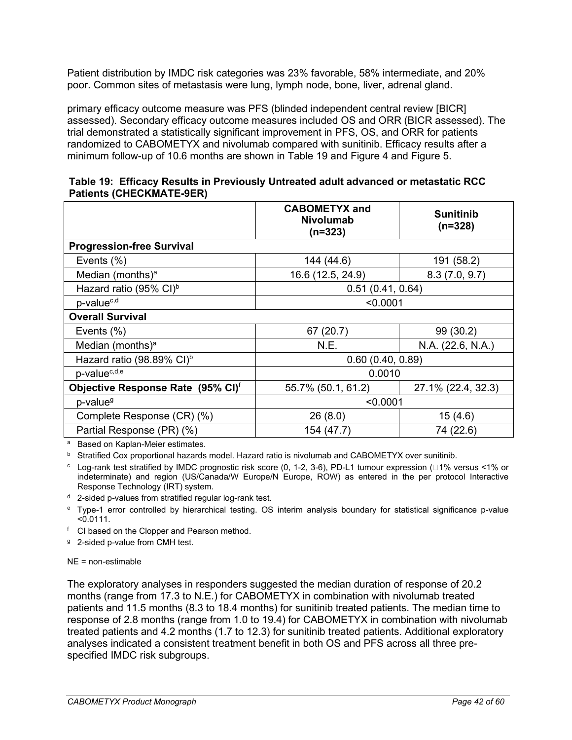Patient distribution by IMDC risk categories was 23% favorable, 58% intermediate, and 20% poor. Common sites of metastasis were lung, lymph node, bone, liver, adrenal gland.

primary efficacy outcome measure was PFS (blinded independent central review [BICR] assessed). Secondary efficacy outcome measures included OS and ORR (BICR assessed). The trial demonstrated a statistically significant improvement in PFS, OS, and ORR for patients randomized to CABOMETYX and nivolumab compared with sunitinib. Efficacy results after a minimum follow-up of 10.6 months are shown in Table 19 and Figure 4 and Figure 5.

**Table 19: Efficacy Results in Previously Untreated adult advanced or metastatic RCC Patients (CHECKMATE-9ER)**

| | **CABOMETYX and Nivolumab (n=323)** | **Sunitinib (n=328)** |
|---|---|---|
| **Progression-free Survival** | | |
| Events (%) | 144 (44.6) | 191 (58.2) |
| Median (months)[a] | 16.6 (12.5, 24.9) | 8.3 (7.0, 9.7) |
| Hazard ratio (95% CI)[b] | 0.51 (0.41, 0.64) | |
| p-value[c,d] | <0.0001 | |
| **Overall Survival** | | |
| Events (%) | 67 (20.7) | 99 (30.2) |
| Median (months)[a] | N.E. | N.A. (22.6, N.A.) |
| Hazard ratio (98.89% CI)[b] | 0.60 (0.40, 0.89) | |
| p-value[c,d,e] | 0.0010 | |
| **Objective Response Rate (95% CI)**[f] | 55.7% (50.1, 61.2) | 27.1% (22.4, 32.3) |
| p-value[g] | <0.0001 | |
| Complete Response (CR) (%) | 26 (8.0) | 15 (4.6) |
| Partial Response (PR) (%) | 154 (47.7) | 74 (22.6) |

[a] Based on Kaplan-Meier estimates.

[b] Stratified Cox proportional hazards model. Hazard ratio is nivolumab and CABOMETYX over sunitinib.

[c] Log-rank test stratified by IMDC prognostic risk score (0, 1-2, 3-6), PD-L1 tumour expression (≥1% versus <1% or indeterminate) and region (US/Canada/W Europe/N Europe, ROW) as entered in the per protocol Interactive Response Technology (IRT) system.

[d] 2-sided p-values from stratified regular log-rank test.

[e] Type-1 error controlled by hierarchical testing. OS interim analysis boundary for statistical significance p-value <0.0111.

[f] CI based on the Clopper and Pearson method.

[g] 2-sided p-value from CMH test.

NE = non-estimable

The exploratory analyses in responders suggested the median duration of response of 20.2 months (range from 17.3 to N.E.) for CABOMETYX in combination with nivolumab treated patients and 11.5 months (8.3 to 18.4 months) for sunitinib treated patients. The median time to response of 2.8 months (range from 1.0 to 19.4) for CABOMETYX in combination with nivolumab treated patients and 4.2 months (1.7 to 12.3) for sunitinib treated patients. Additional exploratory analyses indicated a consistent treatment benefit in both OS and PFS across all three pre-specified IMDC risk subgroups.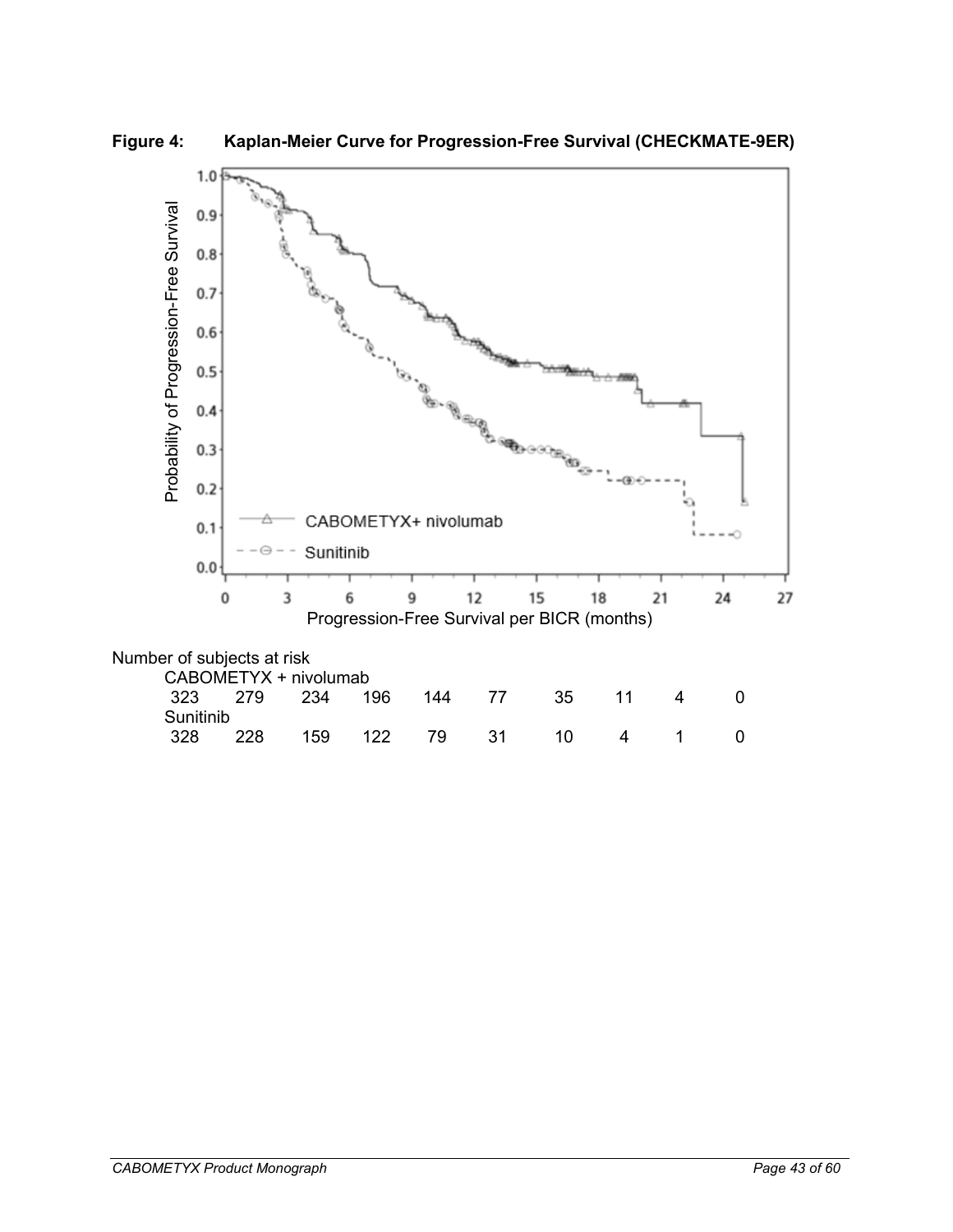**Figure 4: Kaplan-Meier Curve for Progression-Free Survival (CHECKMATE-9ER)**

Number of subjects at risk

| | | | | | | | | | |
|---|---|---|---|---|---|---|---|---|---|
| CABOMETYX + nivolumab | | | | | | | | | |
| 323 | 279 | 234 | 196 | 144 | 77 | 35 | 11 | 4 | 0 |
| Sunitinib | | | | | | | | | |
| 328 | 228 | 159 | 122 | 79 | 31 | 10 | 4 | 1 | 0 |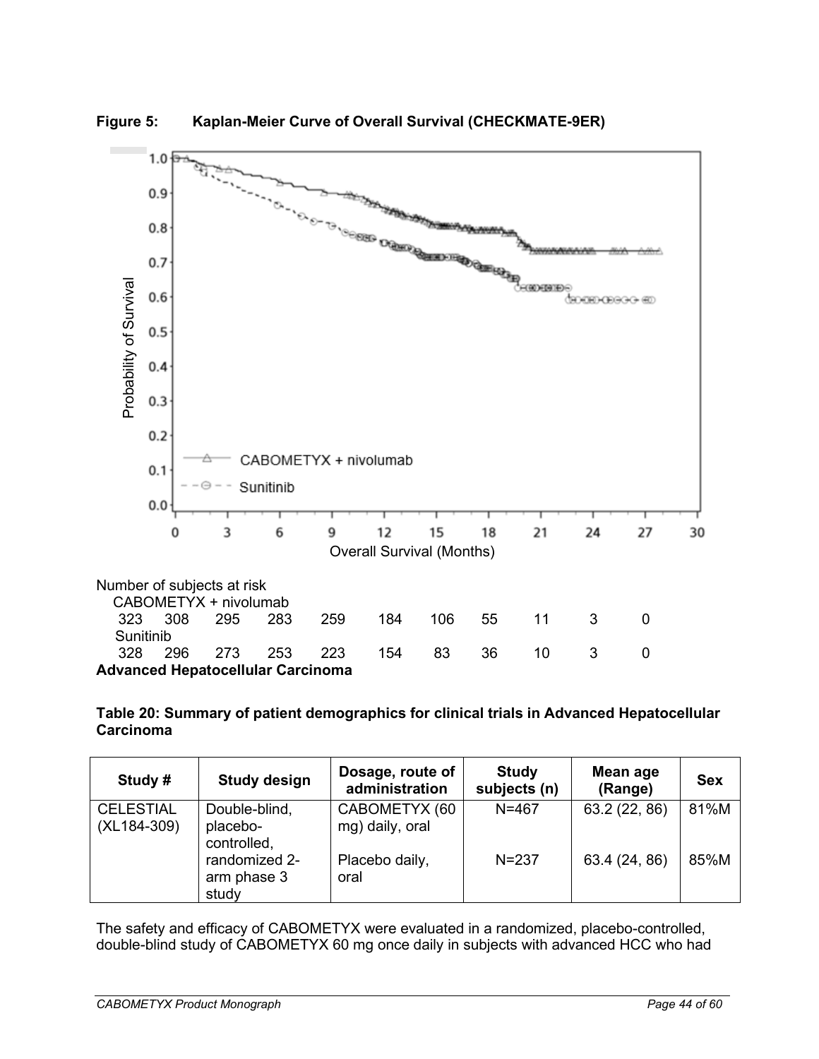**Figure 5: Kaplan-Meier Curve of Overall Survival (CHECKMATE-9ER)**

Number of subjects at risk

| | 0 | 3 | 6 | 9 | 12 | 15 | 18 | 21 | 24 | 27 | 30 |
|---|---|---|---|---|---|---|---|---|---|---|---|
| CABOMETYX + nivolumab | 323 | 308 | 295 | 283 | 259 | 184 | 106 | 55 | 11 | 3 | 0 |
| Sunitinib | 328 | 296 | 273 | 253 | 223 | 154 | 83 | 36 | 10 | 3 | 0 |

**Advanced Hepatocellular Carcinoma**

**Table 20: Summary of patient demographics for clinical trials in Advanced Hepatocellular Carcinoma**

| Study # | Study design | Dosage, route of administration | Study subjects (n) | Mean age (Range) | Sex |
|---|---|---|---|---|---|
| CELESTIAL (XL184-309) | Double-blind, placebo-controlled, randomized 2-arm phase 3 study | CABOMETYX (60 mg) daily, oral | N=467 | 63.2 (22, 86) | 81%M |
| | | Placebo daily, oral | N=237 | 63.4 (24, 86) | 85%M |

The safety and efficacy of CABOMETYX were evaluated in a randomized, placebo-controlled, double-blind study of CABOMETYX 60 mg once daily in subjects with advanced HCC who had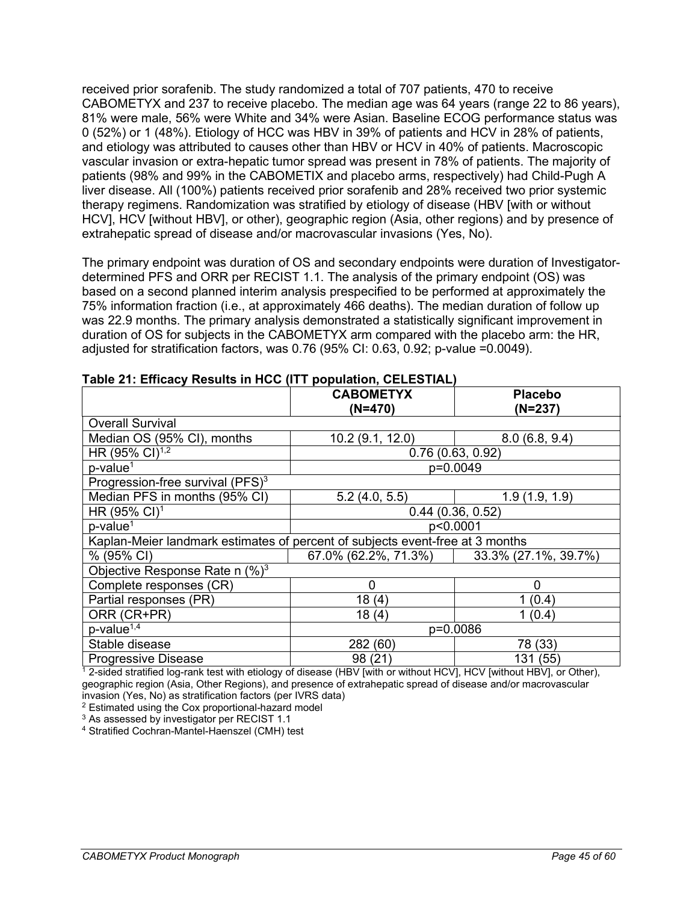received prior sorafenib. The study randomized a total of 707 patients, 470 to receive CABOMETYX and 237 to receive placebo. The median age was 64 years (range 22 to 86 years), 81% were male, 56% were White and 34% were Asian. Baseline ECOG performance status was 0 (52%) or 1 (48%). Etiology of HCC was HBV in 39% of patients and HCV in 28% of patients, and etiology was attributed to causes other than HBV or HCV in 40% of patients. Macroscopic vascular invasion or extra-hepatic tumor spread was present in 78% of patients. The majority of patients (98% and 99% in the CABOMETIX and placebo arms, respectively) had Child-Pugh A liver disease. All (100%) patients received prior sorafenib and 28% received two prior systemic therapy regimens. Randomization was stratified by etiology of disease (HBV [with or without HCV], HCV [without HBV], or other), geographic region (Asia, other regions) and by presence of extrahepatic spread of disease and/or macrovascular invasions (Yes, No).

The primary endpoint was duration of OS and secondary endpoints were duration of Investigator-determined PFS and ORR per RECIST 1.1. The analysis of the primary endpoint (OS) was based on a second planned interim analysis prespecified to be performed at approximately the 75% information fraction (i.e., at approximately 466 deaths). The median duration of follow up was 22.9 months. The primary analysis demonstrated a statistically significant improvement in duration of OS for subjects in the CABOMETYX arm compared with the placebo arm: the HR, adjusted for stratification factors, was 0.76 (95% CI: 0.63, 0.92; p-value =0.0049).

**Table 21: Efficacy Results in HCC (ITT population, CELESTIAL)**

| | **CABOMETYX (N=470)** | **Placebo (N=237)** |
|---|---|---|
| Overall Survival | | |
| Median OS (95% CI), months | 10.2 (9.1, 12.0) | 8.0 (6.8, 9.4) |
| HR (95% CI)[1,2] | 0.76 (0.63, 0.92) | |
| p-value[1] | p=0.0049 | |
| Progression-free survival (PFS)[3] | | |
| Median PFS in months (95% CI) | 5.2 (4.0, 5.5) | 1.9 (1.9, 1.9) |
| HR (95% CI)[1] | 0.44 (0.36, 0.52) | |
| p-value[1] | p<0.0001 | |
| Kaplan-Meier landmark estimates of percent of subjects event-free at 3 months | | |
| % (95% CI) | 67.0% (62.2%, 71.3%) | 33.3% (27.1%, 39.7%) |
| Objective Response Rate n (%)[3] | | |
| Complete responses (CR) | 0 | 0 |
| Partial responses (PR) | 18 (4) | 1 (0.4) |
| ORR (CR+PR) | 18 (4) | 1 (0.4) |
| p-value[1,4] | p=0.0086 | |
| Stable disease | 282 (60) | 78 (33) |
| Progressive Disease | 98 (21) | 131 (55) |

[1] 2-sided stratified log-rank test with etiology of disease (HBV [with or without HCV], HCV [without HBV], or Other), geographic region (Asia, Other Regions), and presence of extrahepatic spread of disease and/or macrovascular invasion (Yes, No) as stratification factors (per IVRS data)
[2] Estimated using the Cox proportional-hazard model
[3] As assessed by investigator per RECIST 1.1
[4] Stratified Cochran-Mantel-Haenszel (CMH) test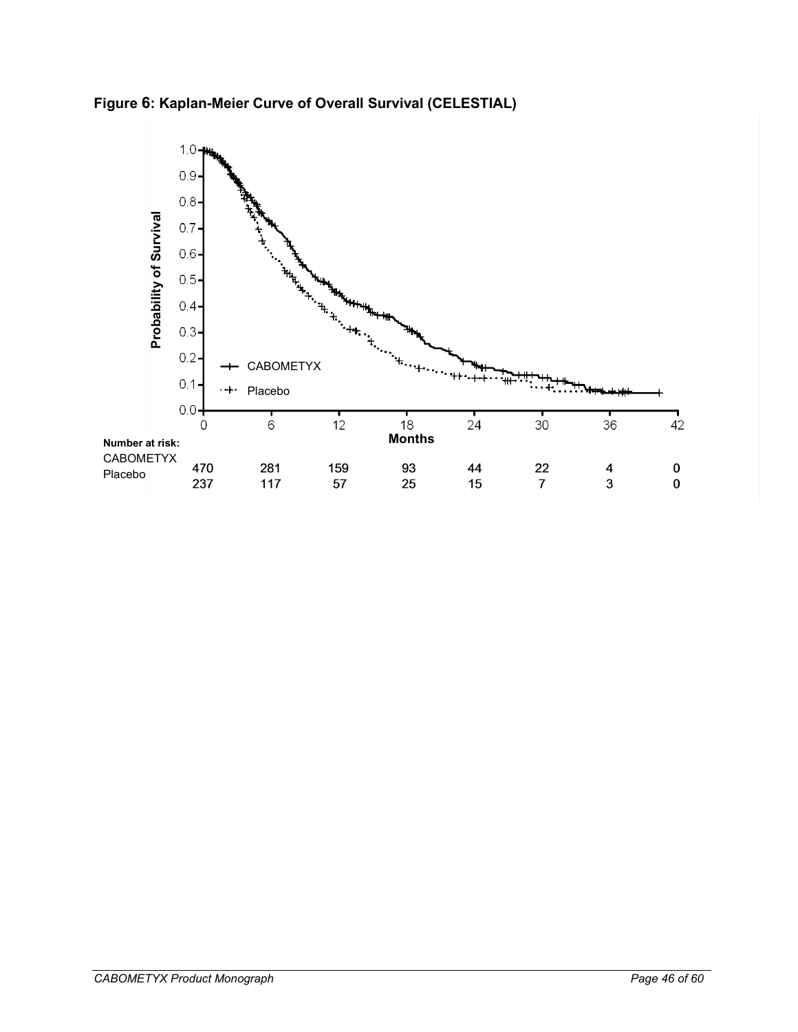**Figure 6: Kaplan-Meier Curve of Overall Survival (CELESTIAL)**

| Number at risk: | 0 | 6 | 12 | 18 | 24 | 30 | 36 | 42 |
|---|---|---|---|---|---|---|---|---|
| CABOMETYX | 470 | 281 | 159 | 93 | 44 | 22 | 4 | 0 |
| Placebo | 237 | 117 | 57 | 25 | 15 | 7 | 3 | 0 |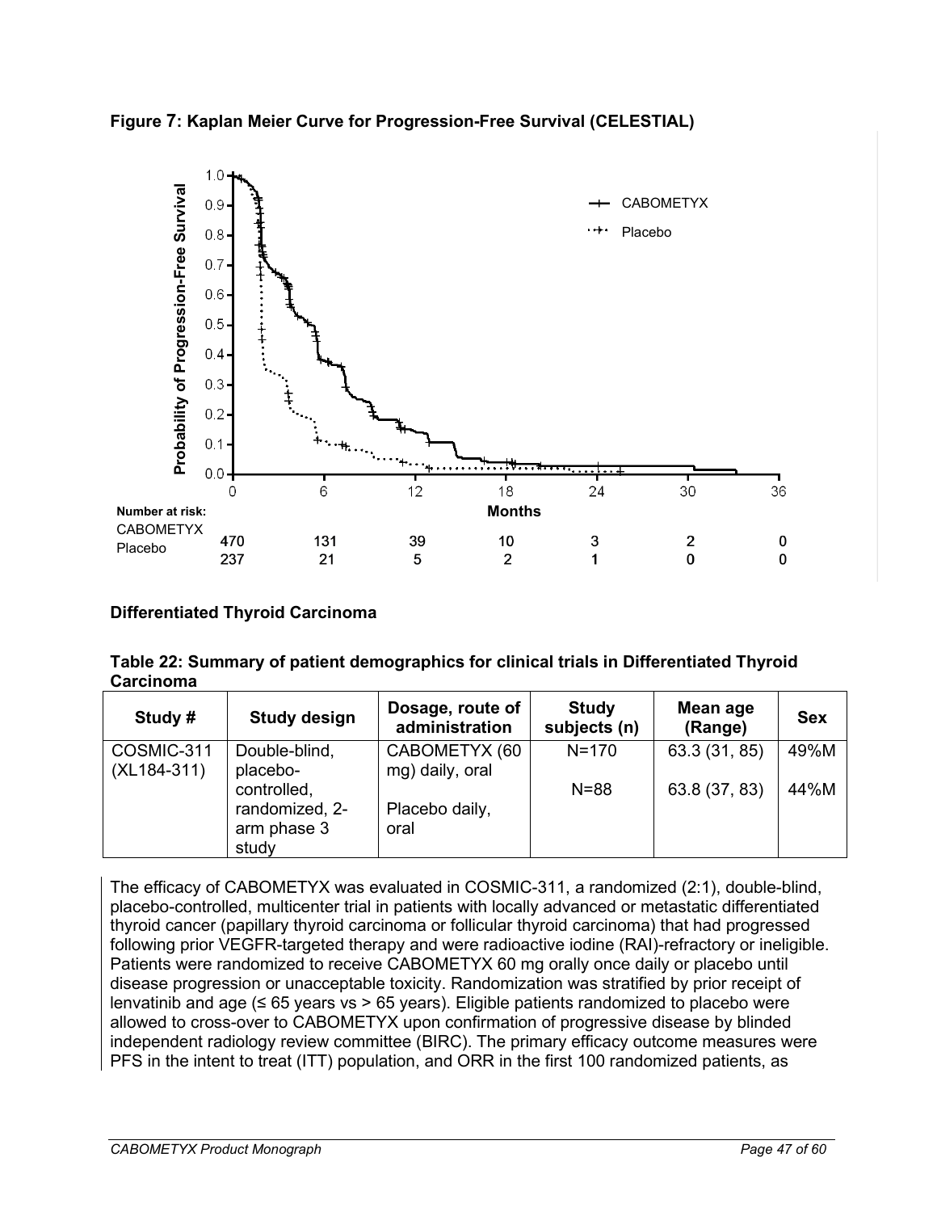**Figure 7: Kaplan Meier Curve for Progression-Free Survival (CELESTIAL)**

Number at risk:

| | 0 | 6 | 12 | 18 | 24 | 30 | 36 |
|---|---|---|---|---|---|---|---|
| CABOMETYX | 470 | 131 | 39 | 10 | 3 | 2 | 0 |
| Placebo | 237 | 21 | 5 | 2 | 1 | 0 | 0 |

## Differentiated Thyroid Carcinoma

**Table 22: Summary of patient demographics for clinical trials in Differentiated Thyroid Carcinoma**

| Study # | Study design | Dosage, route of administration | Study subjects (n) | Mean age (Range) | Sex |
|---|---|---|---|---|---|
| COSMIC-311 (XL184-311) | Double-blind, placebo-controlled, randomized, 2-arm phase 3 study | CABOMETYX (60 mg) daily, oral | N=170 | 63.3 (31, 85) | 49%M |
| | | Placebo daily, oral | N=88 | 63.8 (37, 83) | 44%M |

The efficacy of CABOMETYX was evaluated in COSMIC-311, a randomized (2:1), double-blind, placebo-controlled, multicenter trial in patients with locally advanced or metastatic differentiated thyroid cancer (papillary thyroid carcinoma or follicular thyroid carcinoma) that had progressed following prior VEGFR-targeted therapy and were radioactive iodine (RAI)-refractory or ineligible. Patients were randomized to receive CABOMETYX 60 mg orally once daily or placebo until disease progression or unacceptable toxicity. Randomization was stratified by prior receipt of lenvatinib and age (≤ 65 years vs > 65 years). Eligible patients randomized to placebo were allowed to cross-over to CABOMETYX upon confirmation of progressive disease by blinded independent radiology review committee (BIRC). The primary efficacy outcome measures were PFS in the intent to treat (ITT) population, and ORR in the first 100 randomized patients, as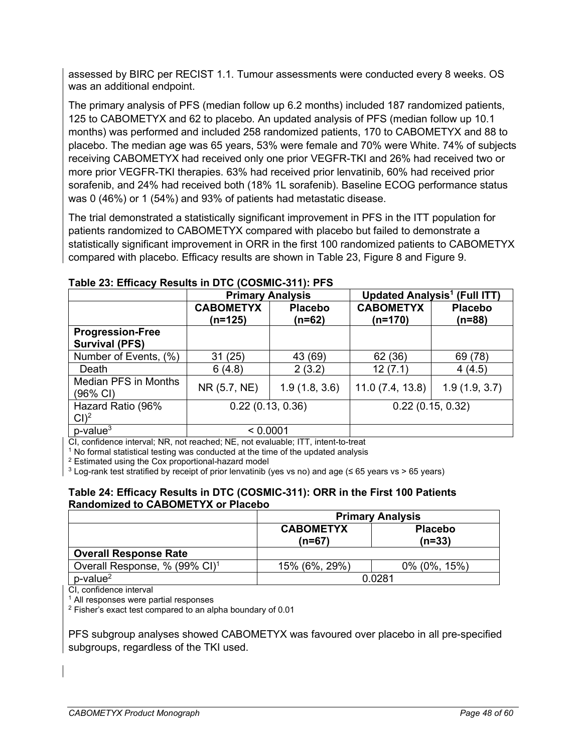assessed by BIRC per RECIST 1.1. Tumour assessments were conducted every 8 weeks. OS was an additional endpoint.

The primary analysis of PFS (median follow up 6.2 months) included 187 randomized patients, 125 to CABOMETYX and 62 to placebo. An updated analysis of PFS (median follow up 10.1 months) was performed and included 258 randomized patients, 170 to CABOMETYX and 88 to placebo. The median age was 65 years, 53% were female and 70% were White. 74% of subjects receiving CABOMETYX had received only one prior VEGFR-TKI and 26% had received two or more prior VEGFR-TKI therapies. 63% had received prior lenvatinib, 60% had received prior sorafenib, and 24% had received both (18% 1L sorafenib). Baseline ECOG performance status was 0 (46%) or 1 (54%) and 93% of patients had metastatic disease.

The trial demonstrated a statistically significant improvement in PFS in the ITT population for patients randomized to CABOMETYX compared with placebo but failed to demonstrate a statistically significant improvement in ORR in the first 100 randomized patients to CABOMETYX compared with placebo. Efficacy results are shown in Table 23, Figure 8 and Figure 9.

**Table 23: Efficacy Results in DTC (COSMIC-311): PFS**

| | **Primary Analysis** | | **Updated Analysis[1] (Full ITT)** | |
|---|---|---|---|---|
| | **CABOMETYX (n=125)** | **Placebo (n=62)** | **CABOMETYX (n=170)** | **Placebo (n=88)** |
| **Progression-Free Survival (PFS)** | | | | |
| Number of Events, (%) | 31 (25) | 43 (69) | 62 (36) | 69 (78) |
| Death | 6 (4.8) | 2 (3.2) | 12 (7.1) | 4 (4.5) |
| Median PFS in Months (96% CI) | NR (5.7, NE) | 1.9 (1.8, 3.6) | 11.0 (7.4, 13.8) | 1.9 (1.9, 3.7) |
| Hazard Ratio (96% CI)[2] | 0.22 (0.13, 0.36) | | 0.22 (0.15, 0.32) | |
| p-value[3] | < 0.0001 | | | |

CI, confidence interval; NR, not reached; NE, not evaluable; ITT, intent-to-treat
[1] No formal statistical testing was conducted at the time of the updated analysis
[2] Estimated using the Cox proportional-hazard model
[3] Log-rank test stratified by receipt of prior lenvatinib (yes vs no) and age (≤ 65 years vs > 65 years)

**Table 24: Efficacy Results in DTC (COSMIC-311): ORR in the First 100 Patients Randomized to CABOMETYX or Placebo**

| | **Primary Analysis** | |
|---|---|---|
| | **CABOMETYX (n=67)** | **Placebo (n=33)** |
| **Overall Response Rate** | | |
| Overall Response, % (99% CI)[1] | 15% (6%, 29%) | 0% (0%, 15%) |
| p-value[2] | 0.0281 | |

CI, confidence interval
[1] All responses were partial responses
[2] Fisher's exact test compared to an alpha boundary of 0.01

PFS subgroup analyses showed CABOMETYX was favoured over placebo in all pre-specified subgroups, regardless of the TKI used.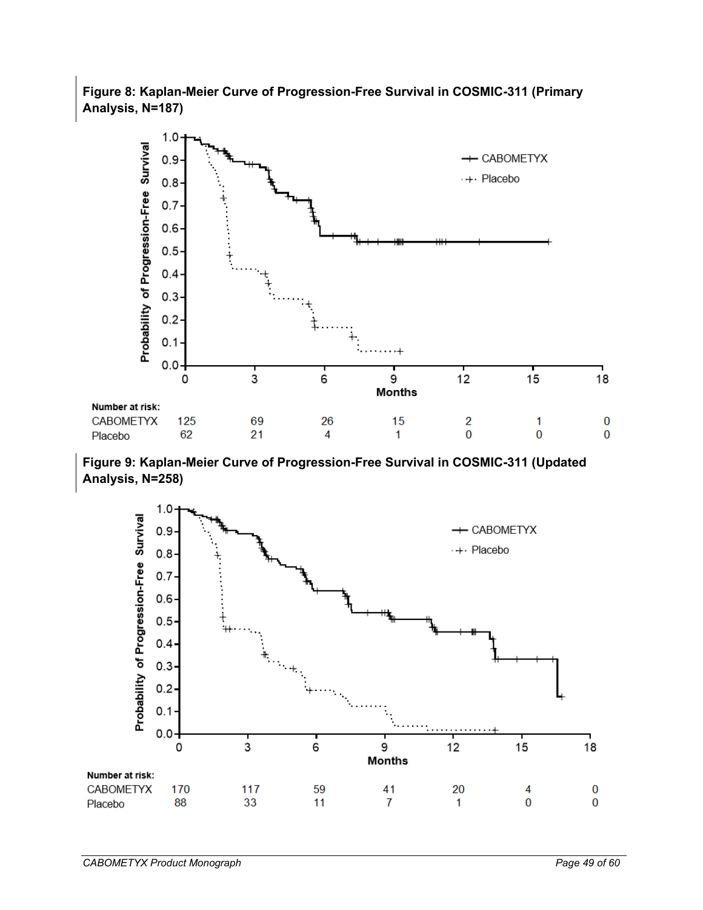**Figure 8: Kaplan-Meier Curve of Progression-Free Survival in COSMIC-311 (Primary Analysis, N=187)**

| Number at risk: | 0 | 3 | 6 | 9 | 12 | 15 | 18 |
|---|---|---|---|---|---|---|---|
| CABOMETYX | 125 | 69 | 26 | 15 | 2 | 1 | 0 |
| Placebo | 62 | 21 | 4 | 1 | 0 | 0 | 0 |

**Figure 9: Kaplan-Meier Curve of Progression-Free Survival in COSMIC-311 (Updated Analysis, N=258)**

| Number at risk: | 0 | 3 | 6 | 9 | 12 | 15 | 18 |
|---|---|---|---|---|---|---|---|
| CABOMETYX | 170 | 117 | 59 | 41 | 20 | 4 | 0 |
| Placebo | 88 | 33 | 11 | 7 | 1 | 0 | 0 |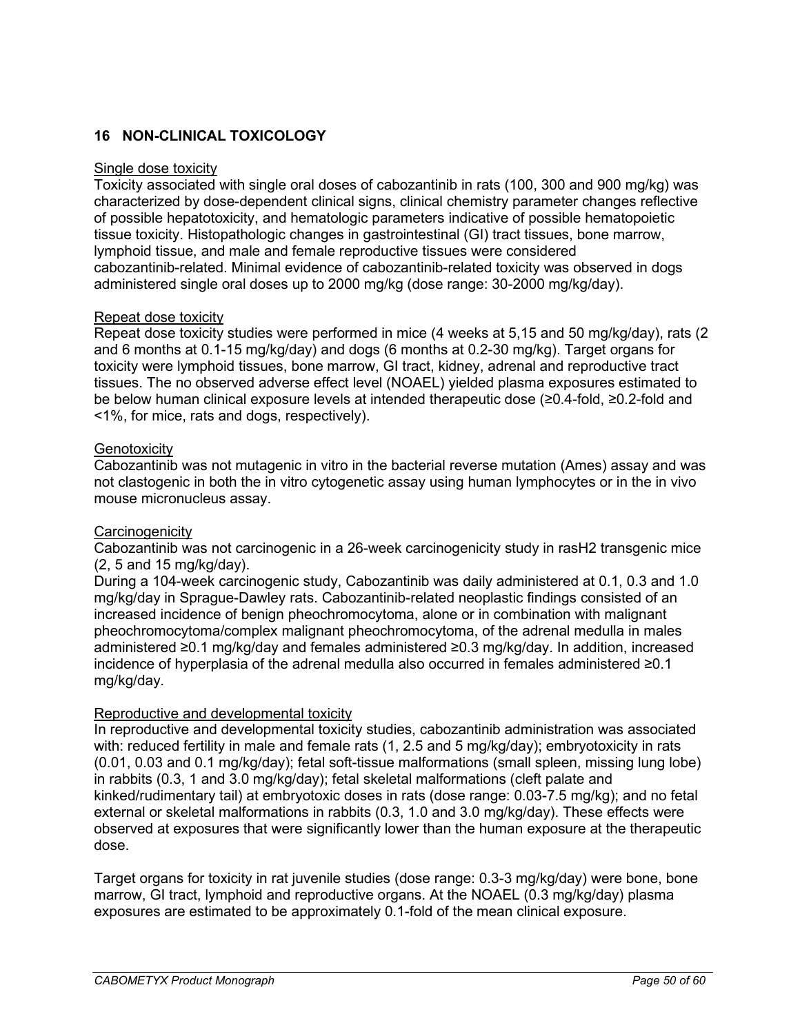## 16 NON-CLINICAL TOXICOLOGY

Single dose toxicity

Toxicity associated with single oral doses of cabozantinib in rats (100, 300 and 900 mg/kg) was characterized by dose-dependent clinical signs, clinical chemistry parameter changes reflective of possible hepatotoxicity, and hematologic parameters indicative of possible hematopoietic tissue toxicity. Histopathologic changes in gastrointestinal (GI) tract tissues, bone marrow, lymphoid tissue, and male and female reproductive tissues were considered cabozantinib-related. Minimal evidence of cabozantinib-related toxicity was observed in dogs administered single oral doses up to 2000 mg/kg (dose range: 30-2000 mg/kg/day).

Repeat dose toxicity

Repeat dose toxicity studies were performed in mice (4 weeks at 5,15 and 50 mg/kg/day), rats (2 and 6 months at 0.1-15 mg/kg/day) and dogs (6 months at 0.2-30 mg/kg). Target organs for toxicity were lymphoid tissues, bone marrow, GI tract, kidney, adrenal and reproductive tract tissues. The no observed adverse effect level (NOAEL) yielded plasma exposures estimated to be below human clinical exposure levels at intended therapeutic dose (≥0.4-fold, ≥0.2-fold and <1%, for mice, rats and dogs, respectively).

Genotoxicity

Cabozantinib was not mutagenic in vitro in the bacterial reverse mutation (Ames) assay and was not clastogenic in both the in vitro cytogenetic assay using human lymphocytes or in the in vivo mouse micronucleus assay.

Carcinogenicity

Cabozantinib was not carcinogenic in a 26-week carcinogenicity study in rasH2 transgenic mice (2, 5 and 15 mg/kg/day).

During a 104-week carcinogenic study, Cabozantinib was daily administered at 0.1, 0.3 and 1.0 mg/kg/day in Sprague-Dawley rats. Cabozantinib-related neoplastic findings consisted of an increased incidence of benign pheochromocytoma, alone or in combination with malignant pheochromocytoma/complex malignant pheochromocytoma, of the adrenal medulla in males administered ≥0.1 mg/kg/day and females administered ≥0.3 mg/kg/day. In addition, increased incidence of hyperplasia of the adrenal medulla also occurred in females administered ≥0.1 mg/kg/day.

Reproductive and developmental toxicity

In reproductive and developmental toxicity studies, cabozantinib administration was associated with: reduced fertility in male and female rats (1, 2.5 and 5 mg/kg/day); embryotoxicity in rats (0.01, 0.03 and 0.1 mg/kg/day); fetal soft-tissue malformations (small spleen, missing lung lobe) in rabbits (0.3, 1 and 3.0 mg/kg/day); fetal skeletal malformations (cleft palate and kinked/rudimentary tail) at embryotoxic doses in rats (dose range: 0.03-7.5 mg/kg); and no fetal external or skeletal malformations in rabbits (0.3, 1.0 and 3.0 mg/kg/day). These effects were observed at exposures that were significantly lower than the human exposure at the therapeutic dose.

Target organs for toxicity in rat juvenile studies (dose range: 0.3-3 mg/kg/day) were bone, bone marrow, GI tract, lymphoid and reproductive organs. At the NOAEL (0.3 mg/kg/day) plasma exposures are estimated to be approximately 0.1-fold of the mean clinical exposure.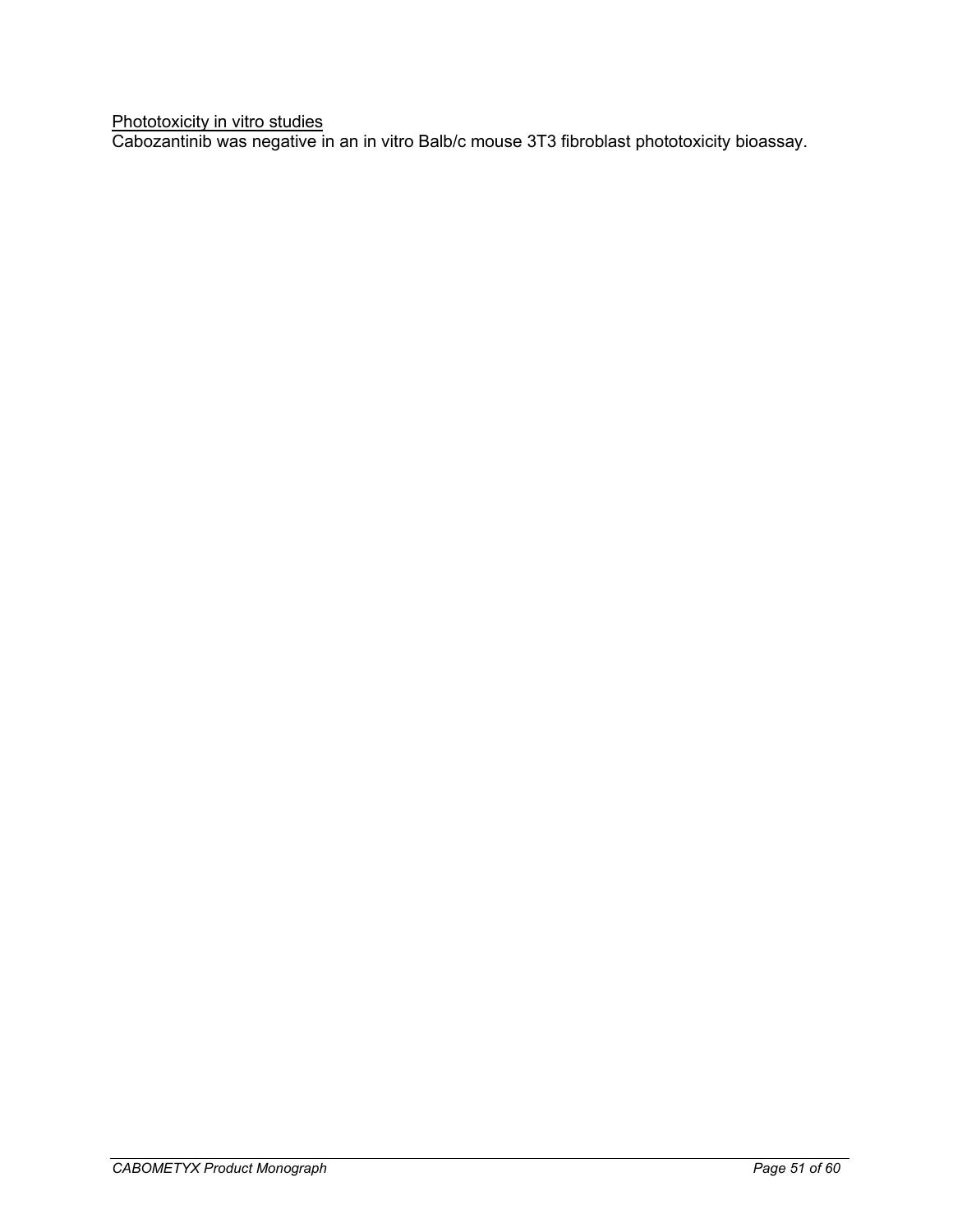Phototoxicity in vitro studies

Cabozantinib was negative in an in vitro Balb/c mouse 3T3 fibroblast phototoxicity bioassay.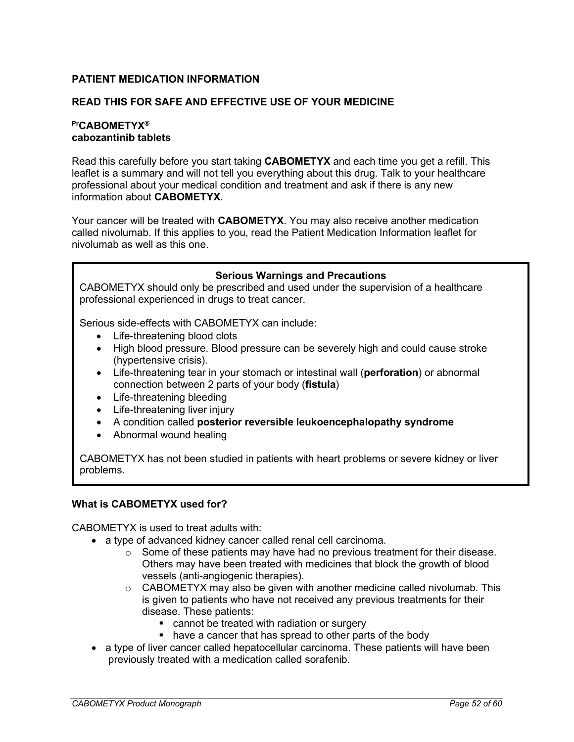**PATIENT MEDICATION INFORMATION**

**READ THIS FOR SAFE AND EFFECTIVE USE OF YOUR MEDICINE**

**PrCABOMETYX®**
**cabozantinib tablets**

Read this carefully before you start taking **CABOMETYX** and each time you get a refill. This leaflet is a summary and will not tell you everything about this drug. Talk to your healthcare professional about your medical condition and treatment and ask if there is any new information about **CABOMETYX.**

Your cancer will be treated with **CABOMETYX**. You may also receive another medication called nivolumab. If this applies to you, read the Patient Medication Information leaflet for nivolumab as well as this one.

**Serious Warnings and Precautions**

CABOMETYX should only be prescribed and used under the supervision of a healthcare professional experienced in drugs to treat cancer.

Serious side-effects with CABOMETYX can include:

- Life-threatening blood clots
- High blood pressure. Blood pressure can be severely high and could cause stroke (hypertensive crisis).
- Life-threatening tear in your stomach or intestinal wall (**perforation**) or abnormal connection between 2 parts of your body (**fistula**)
- Life-threatening bleeding
- Life-threatening liver injury
- A condition called **posterior reversible leukoencephalopathy syndrome**
- Abnormal wound healing

CABOMETYX has not been studied in patients with heart problems or severe kidney or liver problems.

**What is CABOMETYX used for?**

CABOMETYX is used to treat adults with:

- a type of advanced kidney cancer called renal cell carcinoma.
  - Some of these patients may have had no previous treatment for their disease. Others may have been treated with medicines that block the growth of blood vessels (anti-angiogenic therapies).
  - CABOMETYX may also be given with another medicine called nivolumab. This is given to patients who have not received any previous treatments for their disease. These patients:
    - cannot be treated with radiation or surgery
    - have a cancer that has spread to other parts of the body
- a type of liver cancer called hepatocellular carcinoma. These patients will have been previously treated with a medication called sorafenib.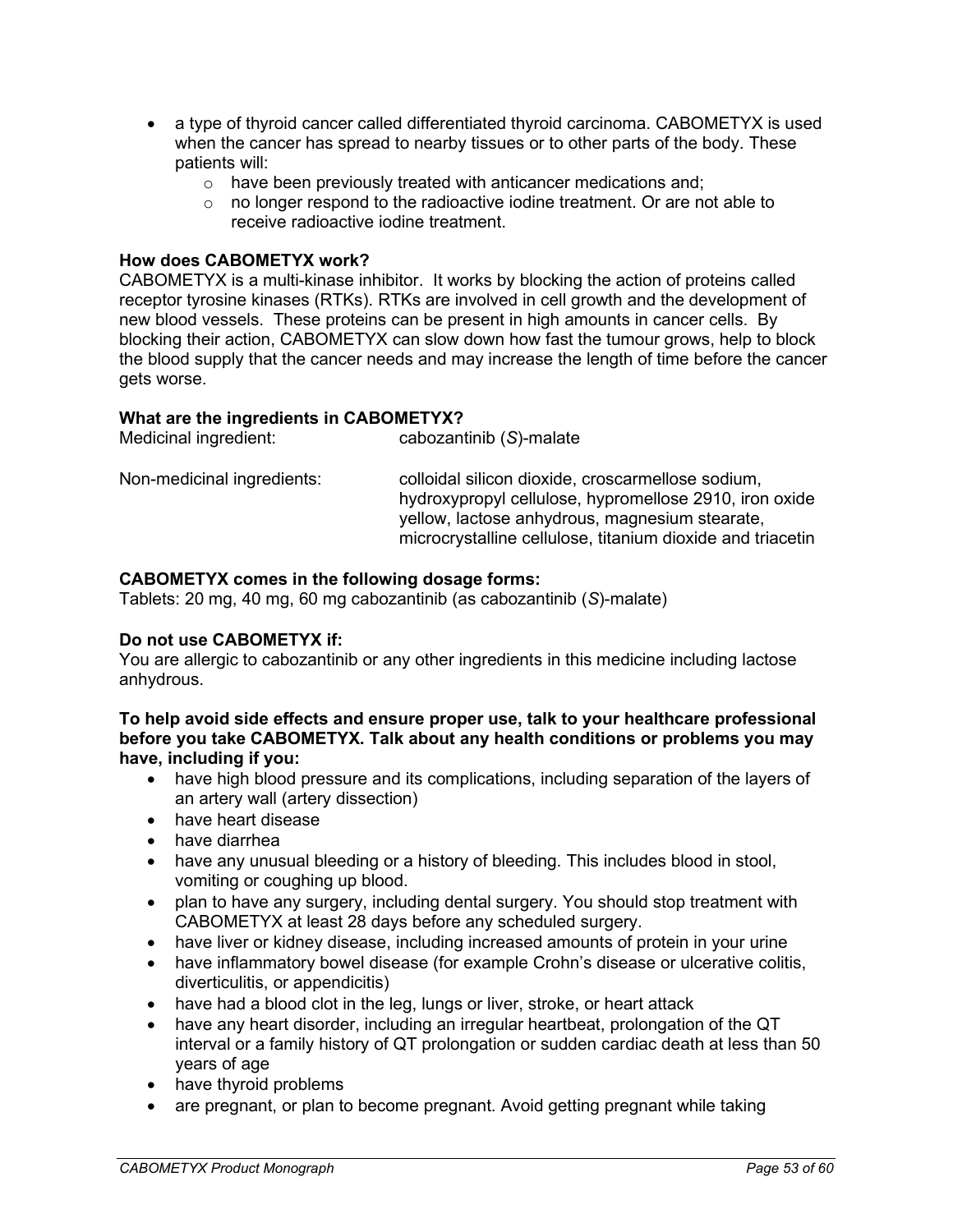- a type of thyroid cancer called differentiated thyroid carcinoma. CABOMETYX is used when the cancer has spread to nearby tissues or to other parts of the body. These patients will:
  - have been previously treated with anticancer medications and;
  - no longer respond to the radioactive iodine treatment. Or are not able to receive radioactive iodine treatment.

**How does CABOMETYX work?**
CABOMETYX is a multi-kinase inhibitor. It works by blocking the action of proteins called receptor tyrosine kinases (RTKs). RTKs are involved in cell growth and the development of new blood vessels. These proteins can be present in high amounts in cancer cells. By blocking their action, CABOMETYX can slow down how fast the tumour grows, help to block the blood supply that the cancer needs and may increase the length of time before the cancer gets worse.

**What are the ingredients in CABOMETYX?**

| | |
|---|---|
| Medicinal ingredient: | cabozantinib (*S*)-malate |
| Non-medicinal ingredients: | colloidal silicon dioxide, croscarmellose sodium, hydroxypropyl cellulose, hypromellose 2910, iron oxide yellow, lactose anhydrous, magnesium stearate, microcrystalline cellulose, titanium dioxide and triacetin |

**CABOMETYX comes in the following dosage forms:**
Tablets: 20 mg, 40 mg, 60 mg cabozantinib (as cabozantinib (*S*)-malate)

**Do not use CABOMETYX if:**
You are allergic to cabozantinib or any other ingredients in this medicine including lactose anhydrous.

**To help avoid side effects and ensure proper use, talk to your healthcare professional before you take CABOMETYX. Talk about any health conditions or problems you may have, including if you:**

- have high blood pressure and its complications, including separation of the layers of an artery wall (artery dissection)
- have heart disease
- have diarrhea
- have any unusual bleeding or a history of bleeding. This includes blood in stool, vomiting or coughing up blood.
- plan to have any surgery, including dental surgery. You should stop treatment with CABOMETYX at least 28 days before any scheduled surgery.
- have liver or kidney disease, including increased amounts of protein in your urine
- have inflammatory bowel disease (for example Crohn's disease or ulcerative colitis, diverticulitis, or appendicitis)
- have had a blood clot in the leg, lungs or liver, stroke, or heart attack
- have any heart disorder, including an irregular heartbeat, prolongation of the QT interval or a family history of QT prolongation or sudden cardiac death at less than 50 years of age
- have thyroid problems
- are pregnant, or plan to become pregnant. Avoid getting pregnant while taking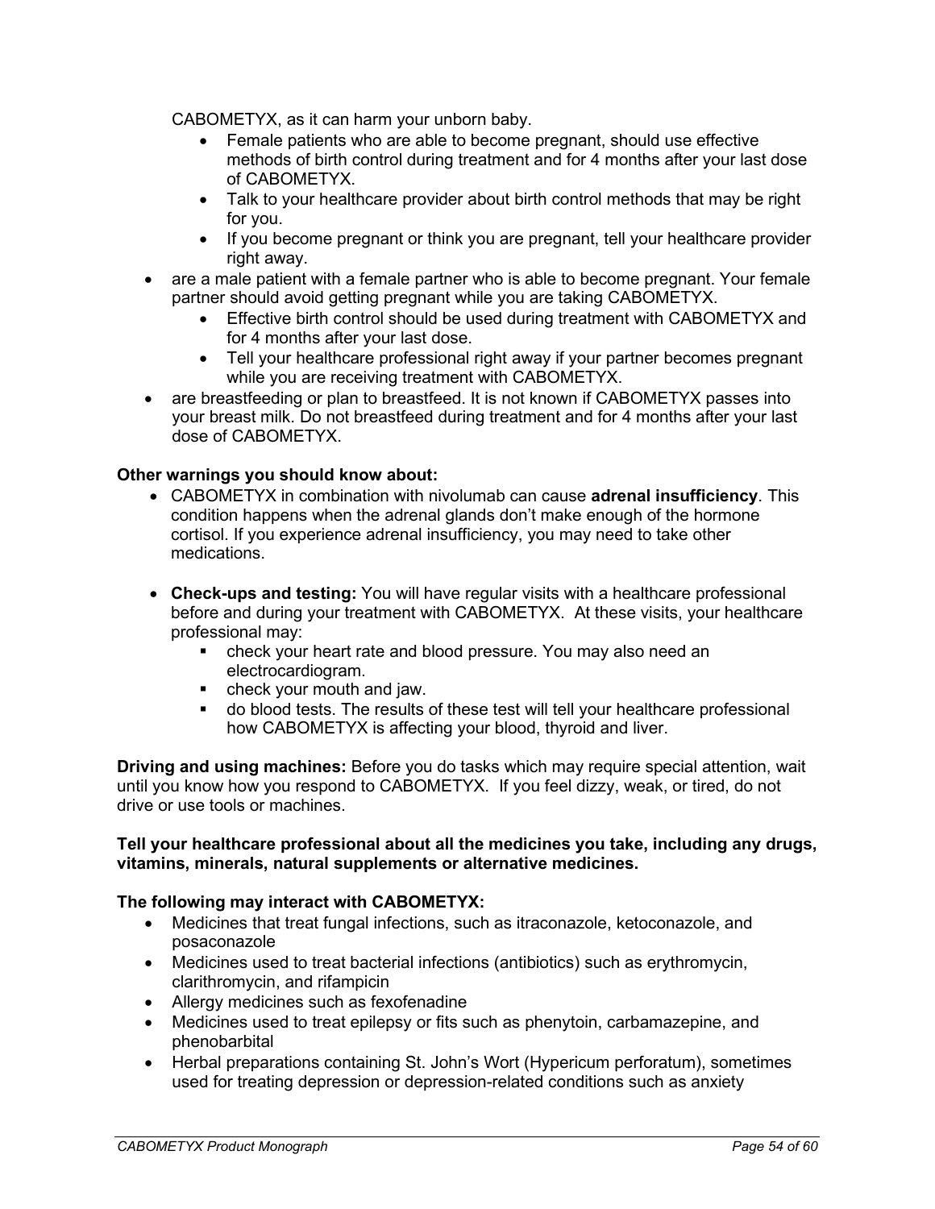CABOMETYX, as it can harm your unborn baby.

- Female patients who are able to become pregnant, should use effective methods of birth control during treatment and for 4 months after your last dose of CABOMETYX.
- Talk to your healthcare provider about birth control methods that may be right for you.
- If you become pregnant or think you are pregnant, tell your healthcare provider right away.

- are a male patient with a female partner who is able to become pregnant. Your female partner should avoid getting pregnant while you are taking CABOMETYX.
  - Effective birth control should be used during treatment with CABOMETYX and for 4 months after your last dose.
  - Tell your healthcare professional right away if your partner becomes pregnant while you are receiving treatment with CABOMETYX.
- are breastfeeding or plan to breastfeed. It is not known if CABOMETYX passes into your breast milk. Do not breastfeed during treatment and for 4 months after your last dose of CABOMETYX.

**Other warnings you should know about:**

- CABOMETYX in combination with nivolumab can cause **adrenal insufficiency**. This condition happens when the adrenal glands don't make enough of the hormone cortisol. If you experience adrenal insufficiency, you may need to take other medications.

- **Check-ups and testing:** You will have regular visits with a healthcare professional before and during your treatment with CABOMETYX. At these visits, your healthcare professional may:
  - check your heart rate and blood pressure. You may also need an electrocardiogram.
  - check your mouth and jaw.
  - do blood tests. The results of these test will tell your healthcare professional how CABOMETYX is affecting your blood, thyroid and liver.

**Driving and using machines:** Before you do tasks which may require special attention, wait until you know how you respond to CABOMETYX. If you feel dizzy, weak, or tired, do not drive or use tools or machines.

**Tell your healthcare professional about all the medicines you take, including any drugs, vitamins, minerals, natural supplements or alternative medicines.**

**The following may interact with CABOMETYX:**

- Medicines that treat fungal infections, such as itraconazole, ketoconazole, and posaconazole
- Medicines used to treat bacterial infections (antibiotics) such as erythromycin, clarithromycin, and rifampicin
- Allergy medicines such as fexofenadine
- Medicines used to treat epilepsy or fits such as phenytoin, carbamazepine, and phenobarbital
- Herbal preparations containing St. John's Wort (Hypericum perforatum), sometimes used for treating depression or depression-related conditions such as anxiety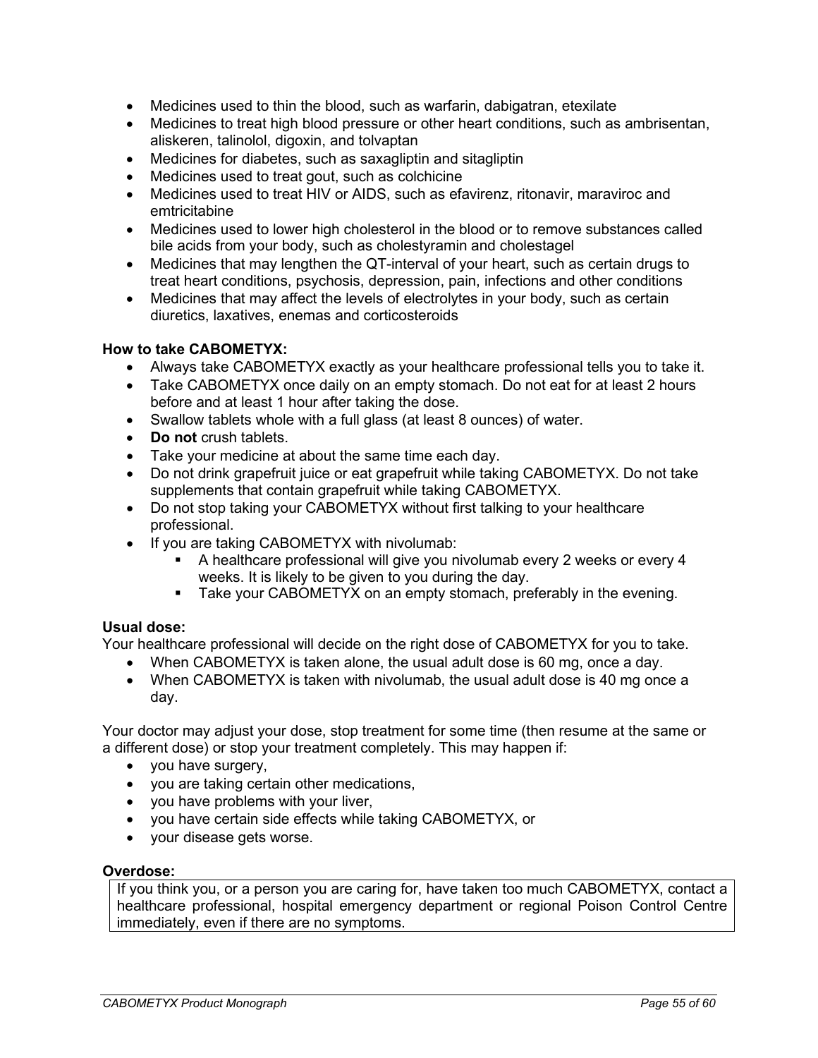- Medicines used to thin the blood, such as warfarin, dabigatran, etexilate
- Medicines to treat high blood pressure or other heart conditions, such as ambrisentan, aliskeren, talinolol, digoxin, and tolvaptan
- Medicines for diabetes, such as saxagliptin and sitagliptin
- Medicines used to treat gout, such as colchicine
- Medicines used to treat HIV or AIDS, such as efavirenz, ritonavir, maraviroc and emtricitabine
- Medicines used to lower high cholesterol in the blood or to remove substances called bile acids from your body, such as cholestyramin and cholestagel
- Medicines that may lengthen the QT-interval of your heart, such as certain drugs to treat heart conditions, psychosis, depression, pain, infections and other conditions
- Medicines that may affect the levels of electrolytes in your body, such as certain diuretics, laxatives, enemas and corticosteroids

**How to take CABOMETYX:**

- Always take CABOMETYX exactly as your healthcare professional tells you to take it.
- Take CABOMETYX once daily on an empty stomach. Do not eat for at least 2 hours before and at least 1 hour after taking the dose.
- Swallow tablets whole with a full glass (at least 8 ounces) of water.
- **Do not** crush tablets.
- Take your medicine at about the same time each day.
- Do not drink grapefruit juice or eat grapefruit while taking CABOMETYX. Do not take supplements that contain grapefruit while taking CABOMETYX.
- Do not stop taking your CABOMETYX without first talking to your healthcare professional.
- If you are taking CABOMETYX with nivolumab:
  - A healthcare professional will give you nivolumab every 2 weeks or every 4 weeks. It is likely to be given to you during the day.
  - Take your CABOMETYX on an empty stomach, preferably in the evening.

**Usual dose:**

Your healthcare professional will decide on the right dose of CABOMETYX for you to take.

- When CABOMETYX is taken alone, the usual adult dose is 60 mg, once a day.
- When CABOMETYX is taken with nivolumab, the usual adult dose is 40 mg once a day.

Your doctor may adjust your dose, stop treatment for some time (then resume at the same or a different dose) or stop your treatment completely. This may happen if:

- you have surgery,
- you are taking certain other medications,
- you have problems with your liver,
- you have certain side effects while taking CABOMETYX, or
- your disease gets worse.

**Overdose:**

| If you think you, or a person you are caring for, have taken too much CABOMETYX, contact a healthcare professional, hospital emergency department or regional Poison Control Centre immediately, even if there are no symptoms. |
| --- |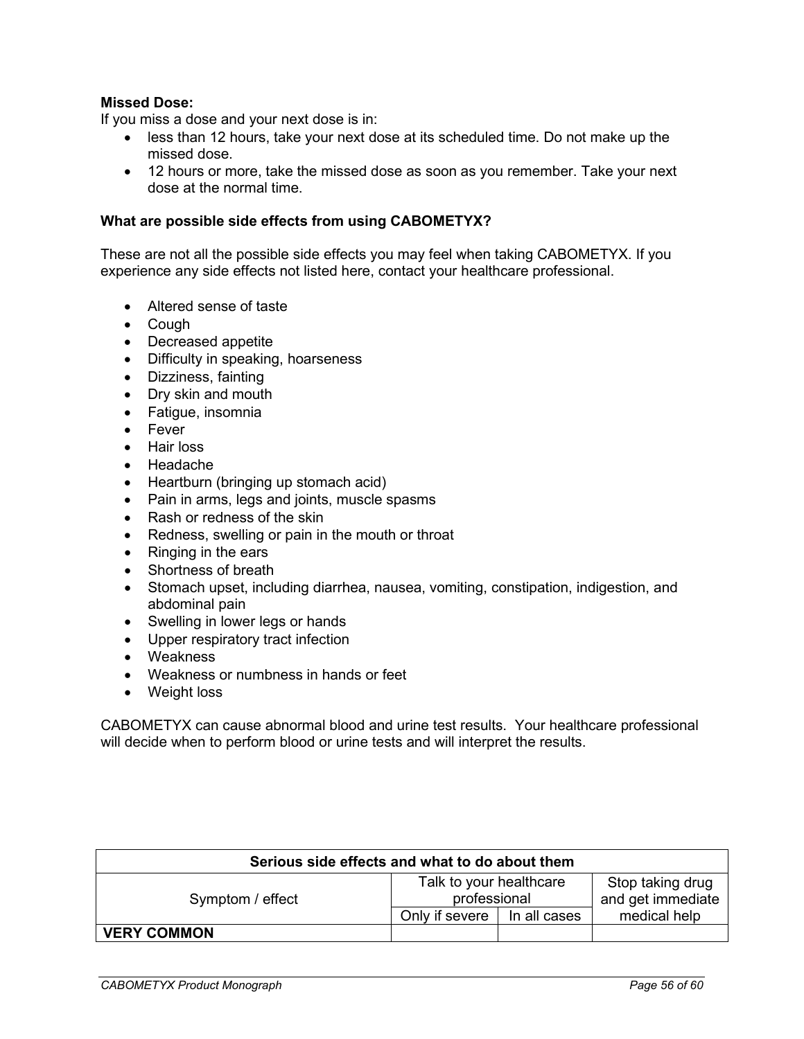**Missed Dose:**
If you miss a dose and your next dose is in:

- less than 12 hours, take your next dose at its scheduled time. Do not make up the missed dose.
- 12 hours or more, take the missed dose as soon as you remember. Take your next dose at the normal time.

**What are possible side effects from using CABOMETYX?**

These are not all the possible side effects you may feel when taking CABOMETYX. If you experience any side effects not listed here, contact your healthcare professional.

- Altered sense of taste
- Cough
- Decreased appetite
- Difficulty in speaking, hoarseness
- Dizziness, fainting
- Dry skin and mouth
- Fatigue, insomnia
- Fever
- Hair loss
- Headache
- Heartburn (bringing up stomach acid)
- Pain in arms, legs and joints, muscle spasms
- Rash or redness of the skin
- Redness, swelling or pain in the mouth or throat
- Ringing in the ears
- Shortness of breath
- Stomach upset, including diarrhea, nausea, vomiting, constipation, indigestion, and abdominal pain
- Swelling in lower legs or hands
- Upper respiratory tract infection
- Weakness
- Weakness or numbness in hands or feet
- Weight loss

CABOMETYX can cause abnormal blood and urine test results. Your healthcare professional will decide when to perform blood or urine tests and will interpret the results.

| Serious side effects and what to do about them | | | |
|---|---|---|---|
| Symptom / effect | Talk to your healthcare professional | | Stop taking drug and get immediate medical help |
| | Only if severe | In all cases | |
| **VERY COMMON** | | | |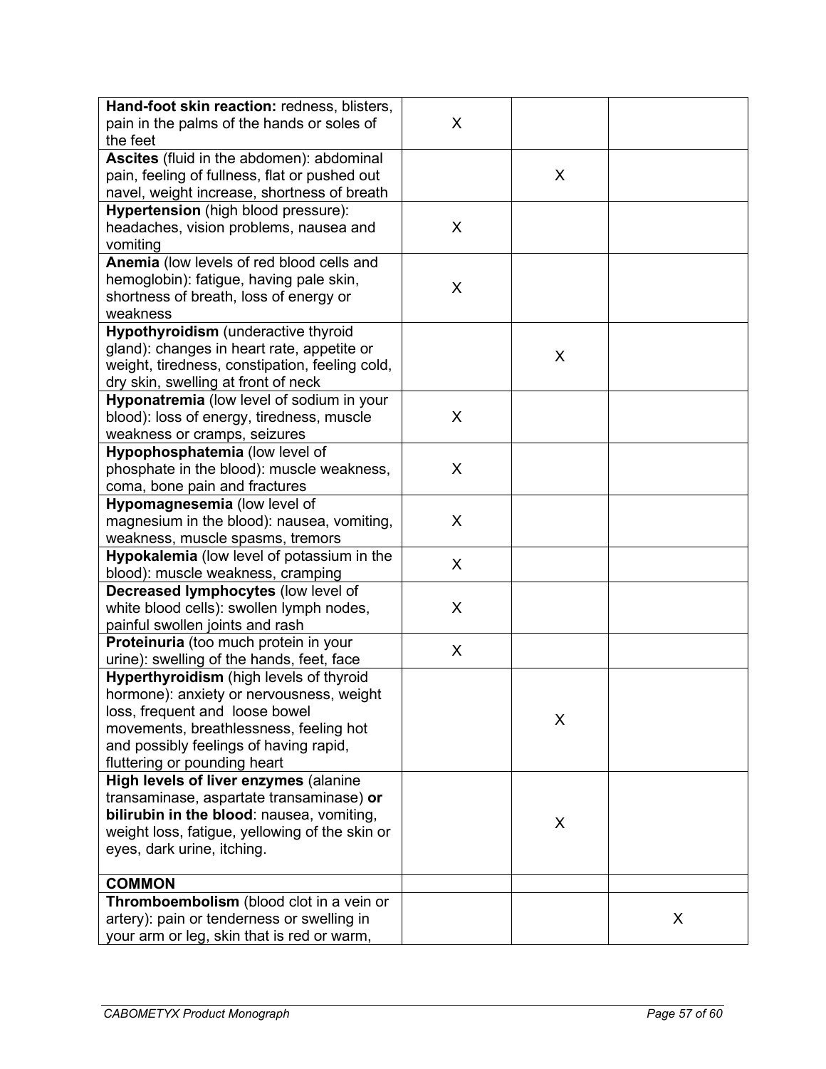| | | | |
|---|---|---|---|
| **Hand-foot skin reaction:** redness, blisters, pain in the palms of the hands or soles of the feet | X | | |
| **Ascites** (fluid in the abdomen): abdominal pain, feeling of fullness, flat or pushed out navel, weight increase, shortness of breath | | X | |
| **Hypertension** (high blood pressure): headaches, vision problems, nausea and vomiting | X | | |
| **Anemia** (low levels of red blood cells and hemoglobin): fatigue, having pale skin, shortness of breath, loss of energy or weakness | X | | |
| **Hypothyroidism** (underactive thyroid gland): changes in heart rate, appetite or weight, tiredness, constipation, feeling cold, dry skin, swelling at front of neck | | X | |
| **Hyponatremia** (low level of sodium in your blood): loss of energy, tiredness, muscle weakness or cramps, seizures | X | | |
| **Hypophosphatemia** (low level of phosphate in the blood): muscle weakness, coma, bone pain and fractures | X | | |
| **Hypomagnesemia** (low level of magnesium in the blood): nausea, vomiting, weakness, muscle spasms, tremors | X | | |
| **Hypokalemia** (low level of potassium in the blood): muscle weakness, cramping | X | | |
| **Decreased lymphocytes** (low level of white blood cells): swollen lymph nodes, painful swollen joints and rash | X | | |
| **Proteinuria** (too much protein in your urine): swelling of the hands, feet, face | X | | |
| **Hyperthyroidism** (high levels of thyroid hormone): anxiety or nervousness, weight loss, frequent and loose bowel movements, breathlessness, feeling hot and possibly feelings of having rapid, fluttering or pounding heart | | X | |
| **High levels of liver enzymes** (alanine transaminase, aspartate transaminase) **or bilirubin in the blood**: nausea, vomiting, weight loss, fatigue, yellowing of the skin or eyes, dark urine, itching. | | X | |
| **COMMON** | | | |
| **Thromboembolism** (blood clot in a vein or artery): pain or tenderness or swelling in your arm or leg, skin that is red or warm, | | | X |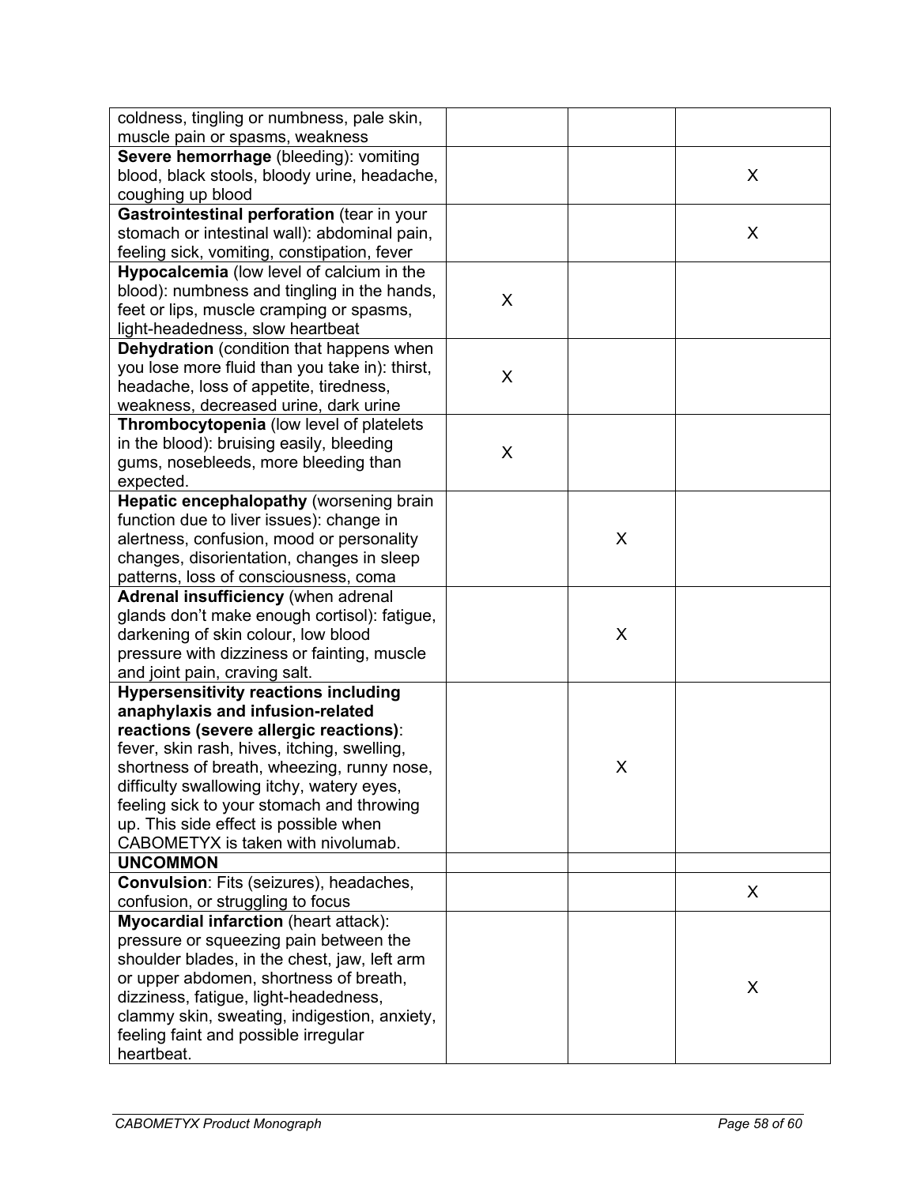| | | | |
|---|---|---|---|
| coldness, tingling or numbness, pale skin, muscle pain or spasms, weakness | | | |
| **Severe hemorrhage** (bleeding): vomiting blood, black stools, bloody urine, headache, coughing up blood | | | X |
| **Gastrointestinal perforation** (tear in your stomach or intestinal wall): abdominal pain, feeling sick, vomiting, constipation, fever | | | X |
| **Hypocalcemia** (low level of calcium in the blood): numbness and tingling in the hands, feet or lips, muscle cramping or spasms, light-headedness, slow heartbeat | X | | |
| **Dehydration** (condition that happens when you lose more fluid than you take in): thirst, headache, loss of appetite, tiredness, weakness, decreased urine, dark urine | X | | |
| **Thrombocytopenia** (low level of platelets in the blood): bruising easily, bleeding gums, nosebleeds, more bleeding than expected. | X | | |
| **Hepatic encephalopathy** (worsening brain function due to liver issues): change in alertness, confusion, mood or personality changes, disorientation, changes in sleep patterns, loss of consciousness, coma | | X | |
| **Adrenal insufficiency** (when adrenal glands don't make enough cortisol): fatigue, darkening of skin colour, low blood pressure with dizziness or fainting, muscle and joint pain, craving salt. | | X | |
| **Hypersensitivity reactions including anaphylaxis and infusion-related reactions (severe allergic reactions)**: fever, skin rash, hives, itching, swelling, shortness of breath, wheezing, runny nose, difficulty swallowing itchy, watery eyes, feeling sick to your stomach and throwing up. This side effect is possible when CABOMETYX is taken with nivolumab. | | X | |
| **UNCOMMON** | | | |
| **Convulsion**: Fits (seizures), headaches, confusion, or struggling to focus | | | X |
| **Myocardial infarction** (heart attack): pressure or squeezing pain between the shoulder blades, in the chest, jaw, left arm or upper abdomen, shortness of breath, dizziness, fatigue, light-headedness, clammy skin, sweating, indigestion, anxiety, feeling faint and possible irregular heartbeat. | | | X |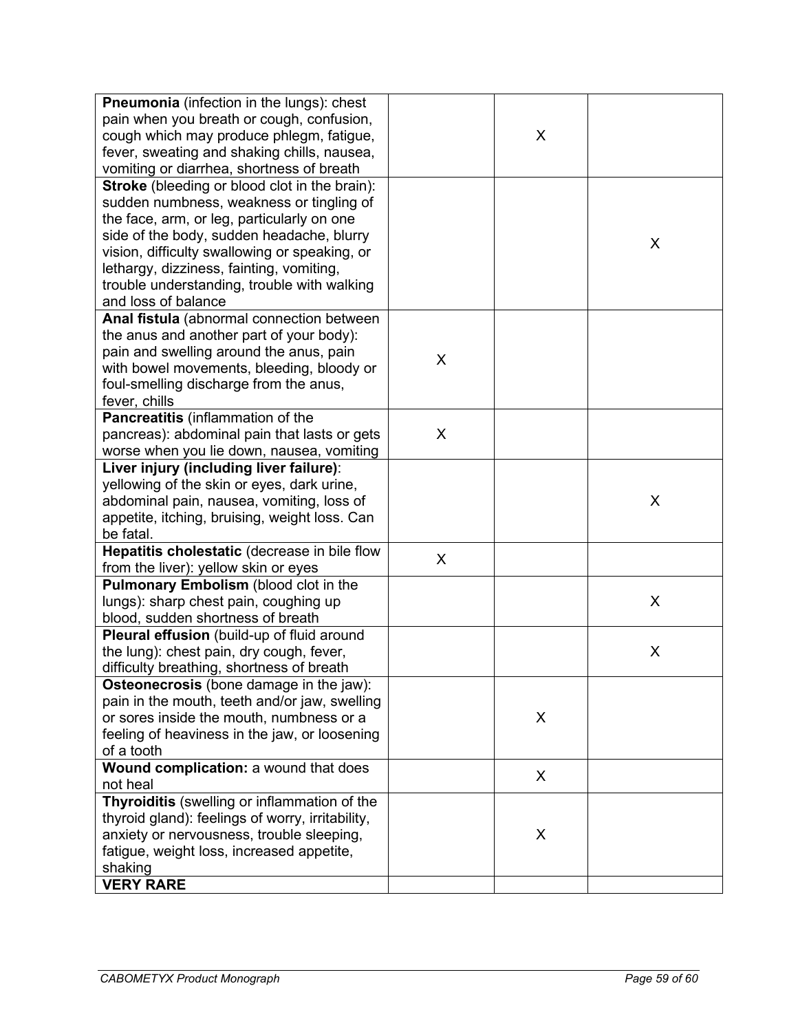| | | | |
|---|---|---|---|
| **Pneumonia** (infection in the lungs): chest pain when you breath or cough, confusion, cough which may produce phlegm, fatigue, fever, sweating and shaking chills, nausea, vomiting or diarrhea, shortness of breath | | X | |
| **Stroke** (bleeding or blood clot in the brain): sudden numbness, weakness or tingling of the face, arm, or leg, particularly on one side of the body, sudden headache, blurry vision, difficulty swallowing or speaking, or lethargy, dizziness, fainting, vomiting, trouble understanding, trouble with walking and loss of balance | | | X |
| **Anal fistula** (abnormal connection between the anus and another part of your body): pain and swelling around the anus, pain with bowel movements, bleeding, bloody or foul-smelling discharge from the anus, fever, chills | X | | |
| **Pancreatitis** (inflammation of the pancreas): abdominal pain that lasts or gets worse when you lie down, nausea, vomiting | X | | |
| **Liver injury (including liver failure)**: yellowing of the skin or eyes, dark urine, abdominal pain, nausea, vomiting, loss of appetite, itching, bruising, weight loss. Can be fatal. | | | X |
| **Hepatitis cholestatic** (decrease in bile flow from the liver): yellow skin or eyes | X | | |
| **Pulmonary Embolism** (blood clot in the lungs): sharp chest pain, coughing up blood, sudden shortness of breath | | | X |
| **Pleural effusion** (build-up of fluid around the lung): chest pain, dry cough, fever, difficulty breathing, shortness of breath | | | X |
| **Osteonecrosis** (bone damage in the jaw): pain in the mouth, teeth and/or jaw, swelling or sores inside the mouth, numbness or a feeling of heaviness in the jaw, or loosening of a tooth | | X | |
| **Wound complication:** a wound that does not heal | | X | |
| **Thyroiditis** (swelling or inflammation of the thyroid gland): feelings of worry, irritability, anxiety or nervousness, trouble sleeping, fatigue, weight loss, increased appetite, shaking | | X | |
| **VERY RARE** | | | |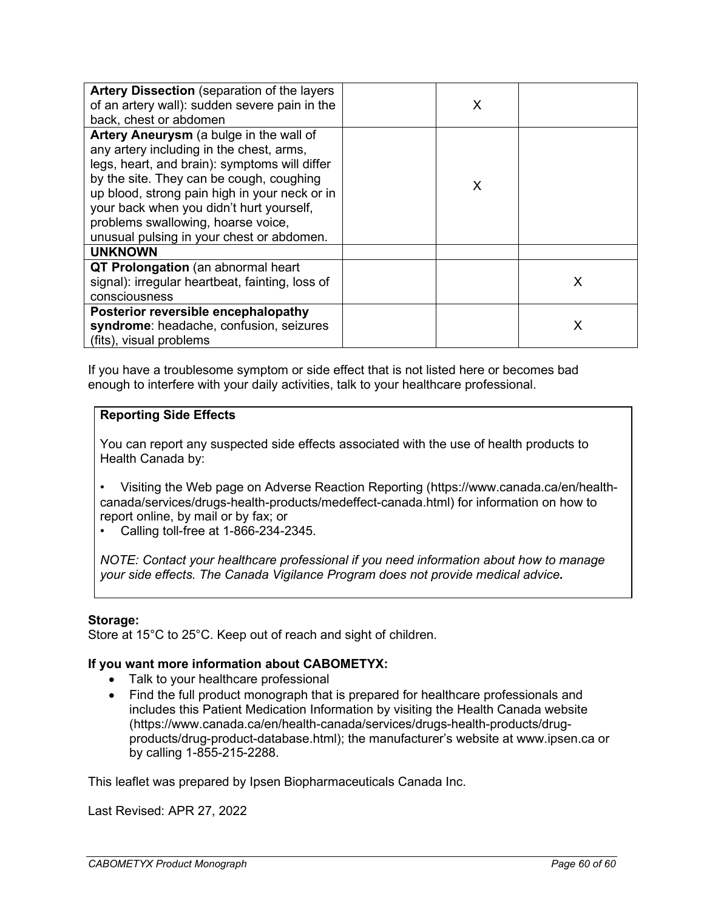| | | | |
|---|---|---|---|
| **Artery Dissection** (separation of the layers of an artery wall): sudden severe pain in the back, chest or abdomen | | X | |
| **Artery Aneurysm** (a bulge in the wall of any artery including in the chest, arms, legs, heart, and brain): symptoms will differ by the site. They can be cough, coughing up blood, strong pain high in your neck or in your back when you didn't hurt yourself, problems swallowing, hoarse voice, unusual pulsing in your chest or abdomen. | | X | |
| **UNKNOWN** | | | |
| **QT Prolongation** (an abnormal heart signal): irregular heartbeat, fainting, loss of consciousness | | | X |
| **Posterior reversible encephalopathy syndrome**: headache, confusion, seizures (fits), visual problems | | | X |

If you have a troublesome symptom or side effect that is not listed here or becomes bad enough to interfere with your daily activities, talk to your healthcare professional.

**Reporting Side Effects**

You can report any suspected side effects associated with the use of health products to Health Canada by:

- Visiting the Web page on Adverse Reaction Reporting (https://www.canada.ca/en/health-canada/services/drugs-health-products/medeffect-canada.html) for information on how to report online, by mail or by fax; or
- Calling toll-free at 1-866-234-2345.

*NOTE: Contact your healthcare professional if you need information about how to manage your side effects. The Canada Vigilance Program does not provide medical advice.*

**Storage:**
Store at 15°C to 25°C. Keep out of reach and sight of children.

**If you want more information about CABOMETYX:**

- Talk to your healthcare professional
- Find the full product monograph that is prepared for healthcare professionals and includes this Patient Medication Information by visiting the Health Canada website (https://www.canada.ca/en/health-canada/services/drugs-health-products/drug-products/drug-product-database.html); the manufacturer's website at www.ipsen.ca or by calling 1-855-215-2288.

This leaflet was prepared by Ipsen Biopharmaceuticals Canada Inc.

Last Revised: APR 27, 2022